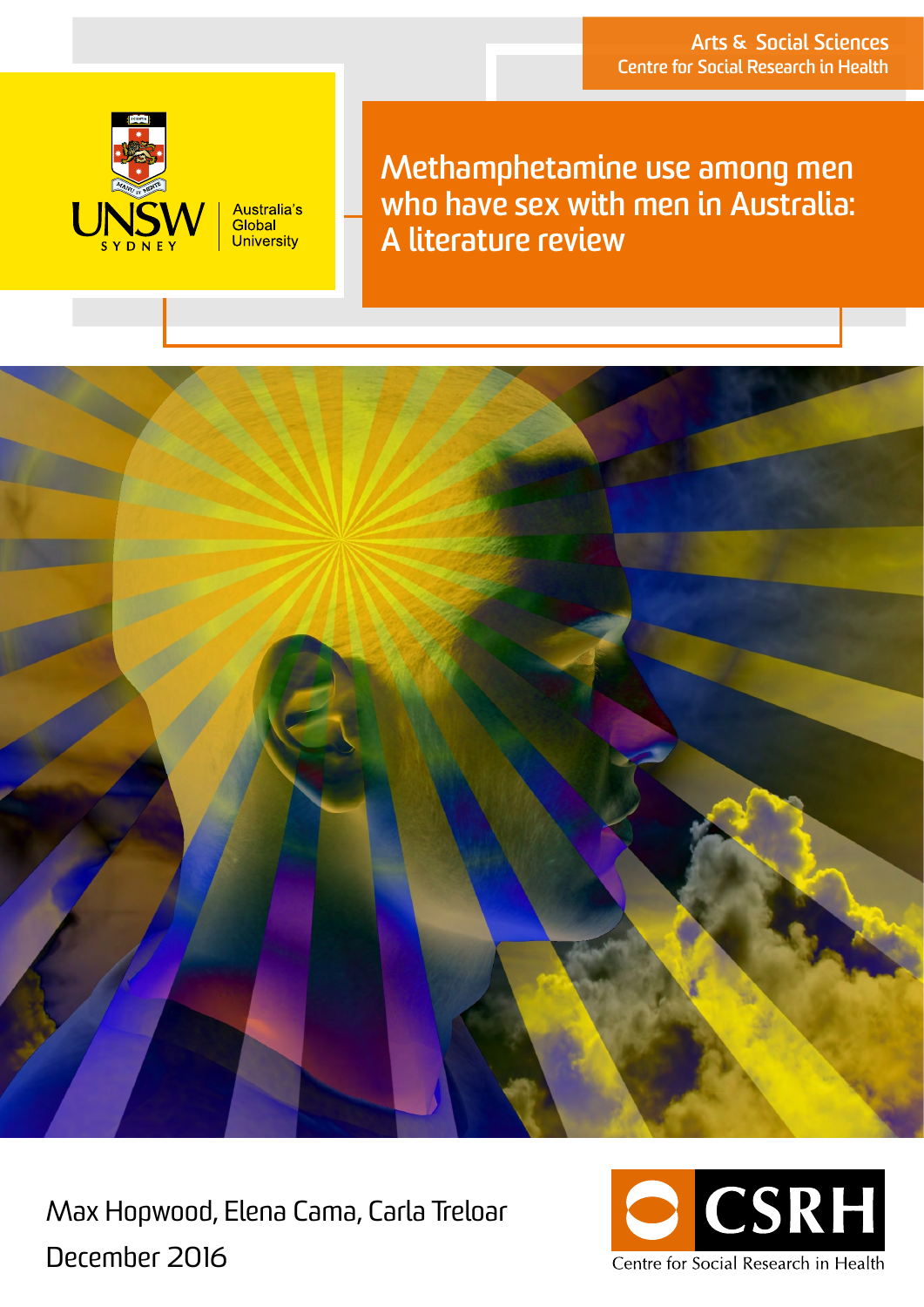Arts & Social Sciences
Centre for Social Research in Health

UNSW SYDNEY
Australia's Global University

# Methamphetamine use among men who have sex with men in Australia: A literature review

Max Hopwood, Elena Cama, Carla Treloar

December 2016

CSRH
Centre for Social Research in Health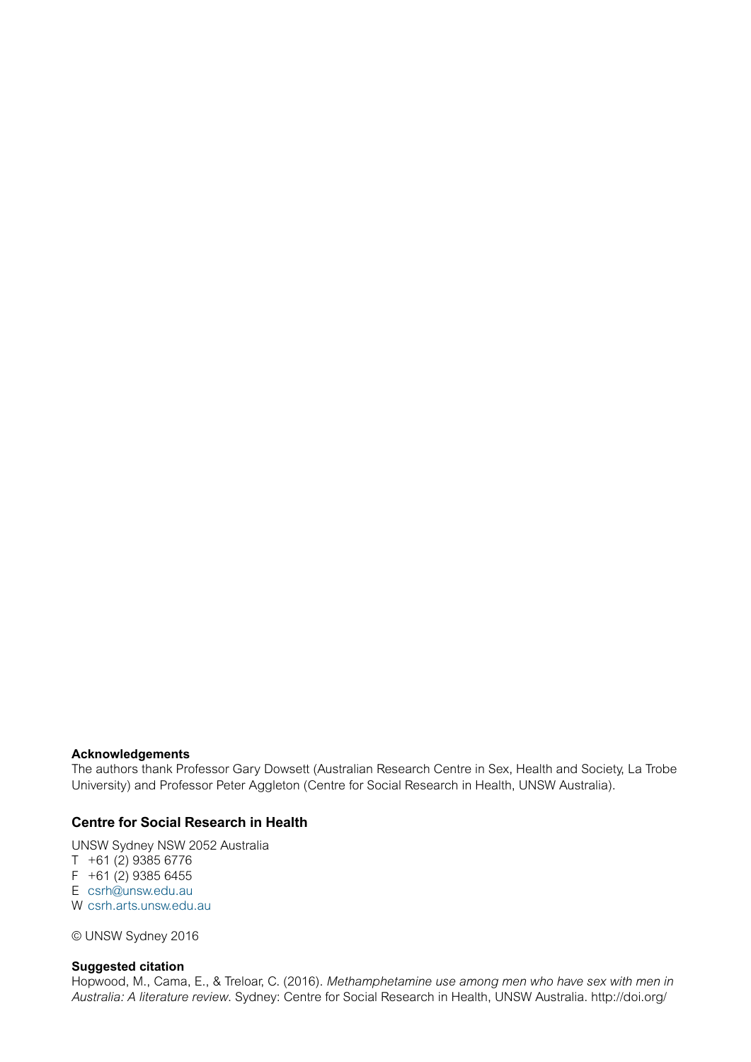**Acknowledgements**

The authors thank Professor Gary Dowsett (Australian Research Centre in Sex, Health and Society, La Trobe University) and Professor Peter Aggleton (Centre for Social Research in Health, UNSW Australia).

### Centre for Social Research in Health

UNSW Sydney NSW 2052 Australia
T +61 (2) 9385 6776
F +61 (2) 9385 6455
E csrh@unsw.edu.au
W csrh.arts.unsw.edu.au

© UNSW Sydney 2016

**Suggested citation**

Hopwood, M., Cama, E., & Treloar, C. (2016). *Methamphetamine use among men who have sex with men in Australia: A literature review*. Sydney: Centre for Social Research in Health, UNSW Australia. http://doi.org/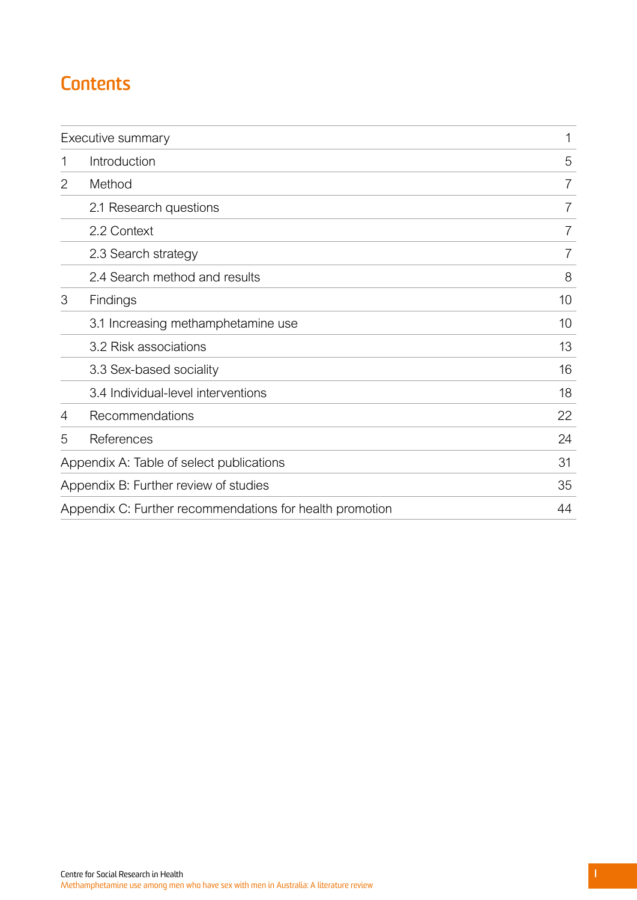# Contents

| | | |
|---|---|---|
| Executive summary | | 1 |
| 1 | Introduction | 5 |
| 2 | Method | 7 |
| | 2.1 Research questions | 7 |
| | 2.2 Context | 7 |
| | 2.3 Search strategy | 7 |
| | 2.4 Search method and results | 8 |
| 3 | Findings | 10 |
| | 3.1 Increasing methamphetamine use | 10 |
| | 3.2 Risk associations | 13 |
| | 3.3 Sex-based sociality | 16 |
| | 3.4 Individual-level interventions | 18 |
| 4 | Recommendations | 22 |
| 5 | References | 24 |
| Appendix A: Table of select publications | | 31 |
| Appendix B: Further review of studies | | 35 |
| Appendix C: Further recommendations for health promotion | | 44 |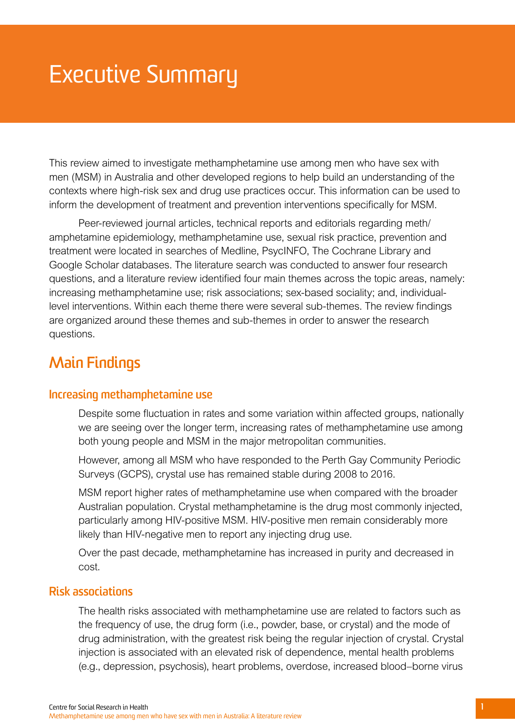# Executive Summary

This review aimed to investigate methamphetamine use among men who have sex with men (MSM) in Australia and other developed regions to help build an understanding of the contexts where high-risk sex and drug use practices occur. This information can be used to inform the development of treatment and prevention interventions specifically for MSM.

Peer-reviewed journal articles, technical reports and editorials regarding meth/amphetamine epidemiology, methamphetamine use, sexual risk practice, prevention and treatment were located in searches of Medline, PsycINFO, The Cochrane Library and Google Scholar databases. The literature search was conducted to answer four research questions, and a literature review identified four main themes across the topic areas, namely: increasing methamphetamine use; risk associations; sex-based sociality; and, individual-level interventions. Within each theme there were several sub-themes. The review findings are organized around these themes and sub-themes in order to answer the research questions.

## Main Findings

### Increasing methamphetamine use

Despite some fluctuation in rates and some variation within affected groups, nationally we are seeing over the longer term, increasing rates of methamphetamine use among both young people and MSM in the major metropolitan communities.

However, among all MSM who have responded to the Perth Gay Community Periodic Surveys (GCPS), crystal use has remained stable during 2008 to 2016.

MSM report higher rates of methamphetamine use when compared with the broader Australian population. Crystal methamphetamine is the drug most commonly injected, particularly among HIV-positive MSM. HIV-positive men remain considerably more likely than HIV-negative men to report any injecting drug use.

Over the past decade, methamphetamine has increased in purity and decreased in cost.

### Risk associations

The health risks associated with methamphetamine use are related to factors such as the frequency of use, the drug form (i.e., powder, base, or crystal) and the mode of drug administration, with the greatest risk being the regular injection of crystal. Crystal injection is associated with an elevated risk of dependence, mental health problems (e.g., depression, psychosis), heart problems, overdose, increased blood–borne virus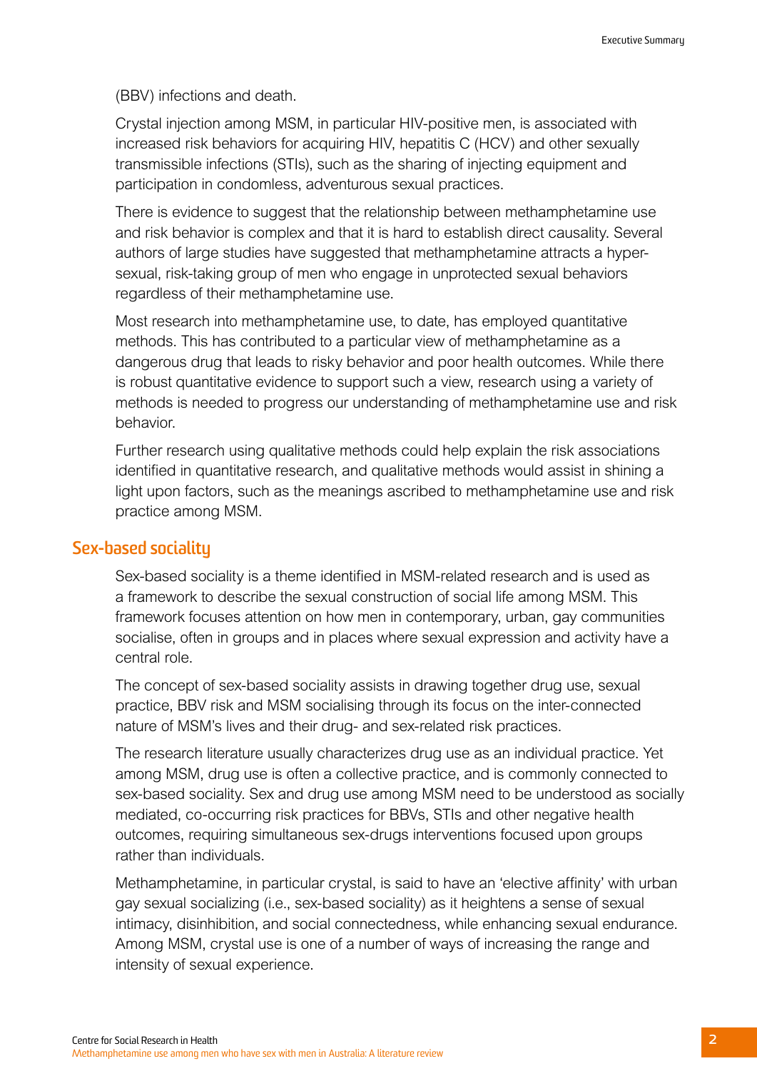(BBV) infections and death.

Crystal injection among MSM, in particular HIV-positive men, is associated with increased risk behaviors for acquiring HIV, hepatitis C (HCV) and other sexually transmissible infections (STIs), such as the sharing of injecting equipment and participation in condomless, adventurous sexual practices.

There is evidence to suggest that the relationship between methamphetamine use and risk behavior is complex and that it is hard to establish direct causality. Several authors of large studies have suggested that methamphetamine attracts a hyper-sexual, risk-taking group of men who engage in unprotected sexual behaviors regardless of their methamphetamine use.

Most research into methamphetamine use, to date, has employed quantitative methods. This has contributed to a particular view of methamphetamine as a dangerous drug that leads to risky behavior and poor health outcomes. While there is robust quantitative evidence to support such a view, research using a variety of methods is needed to progress our understanding of methamphetamine use and risk behavior.

Further research using qualitative methods could help explain the risk associations identified in quantitative research, and qualitative methods would assist in shining a light upon factors, such as the meanings ascribed to methamphetamine use and risk practice among MSM.

## Sex-based sociality

Sex-based sociality is a theme identified in MSM-related research and is used as a framework to describe the sexual construction of social life among MSM. This framework focuses attention on how men in contemporary, urban, gay communities socialise, often in groups and in places where sexual expression and activity have a central role.

The concept of sex-based sociality assists in drawing together drug use, sexual practice, BBV risk and MSM socialising through its focus on the inter-connected nature of MSM's lives and their drug- and sex-related risk practices.

The research literature usually characterizes drug use as an individual practice. Yet among MSM, drug use is often a collective practice, and is commonly connected to sex-based sociality. Sex and drug use among MSM need to be understood as socially mediated, co-occurring risk practices for BBVs, STIs and other negative health outcomes, requiring simultaneous sex-drugs interventions focused upon groups rather than individuals.

Methamphetamine, in particular crystal, is said to have an 'elective affinity' with urban gay sexual socializing (i.e., sex-based sociality) as it heightens a sense of sexual intimacy, disinhibition, and social connectedness, while enhancing sexual endurance. Among MSM, crystal use is one of a number of ways of increasing the range and intensity of sexual experience.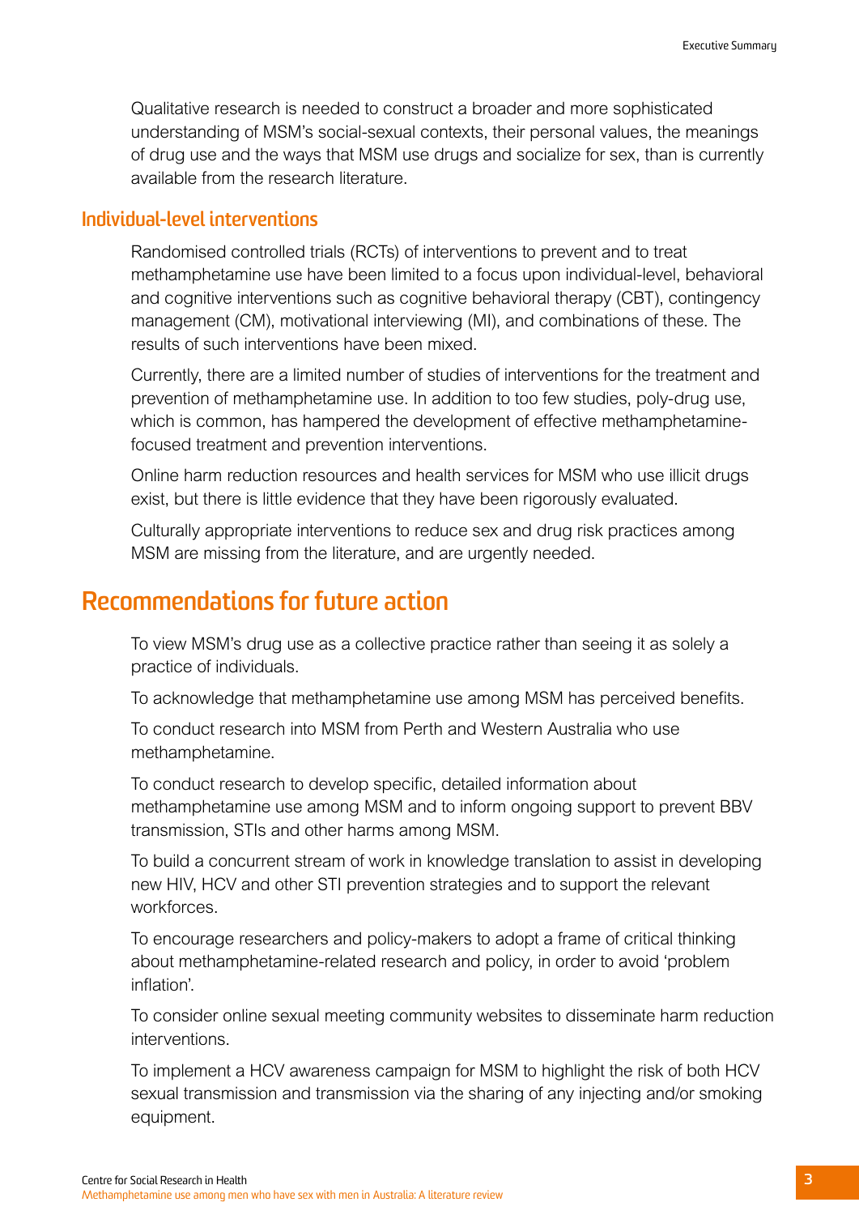Qualitative research is needed to construct a broader and more sophisticated understanding of MSM's social-sexual contexts, their personal values, the meanings of drug use and the ways that MSM use drugs and socialize for sex, than is currently available from the research literature.

### Individual-level interventions

Randomised controlled trials (RCTs) of interventions to prevent and to treat methamphetamine use have been limited to a focus upon individual-level, behavioral and cognitive interventions such as cognitive behavioral therapy (CBT), contingency management (CM), motivational interviewing (MI), and combinations of these. The results of such interventions have been mixed.

Currently, there are a limited number of studies of interventions for the treatment and prevention of methamphetamine use. In addition to too few studies, poly-drug use, which is common, has hampered the development of effective methamphetamine-focused treatment and prevention interventions.

Online harm reduction resources and health services for MSM who use illicit drugs exist, but there is little evidence that they have been rigorously evaluated.

Culturally appropriate interventions to reduce sex and drug risk practices among MSM are missing from the literature, and are urgently needed.

## Recommendations for future action

To view MSM's drug use as a collective practice rather than seeing it as solely a practice of individuals.

To acknowledge that methamphetamine use among MSM has perceived benefits.

To conduct research into MSM from Perth and Western Australia who use methamphetamine.

To conduct research to develop specific, detailed information about methamphetamine use among MSM and to inform ongoing support to prevent BBV transmission, STIs and other harms among MSM.

To build a concurrent stream of work in knowledge translation to assist in developing new HIV, HCV and other STI prevention strategies and to support the relevant workforces.

To encourage researchers and policy-makers to adopt a frame of critical thinking about methamphetamine-related research and policy, in order to avoid 'problem inflation'.

To consider online sexual meeting community websites to disseminate harm reduction interventions.

To implement a HCV awareness campaign for MSM to highlight the risk of both HCV sexual transmission and transmission via the sharing of any injecting and/or smoking equipment.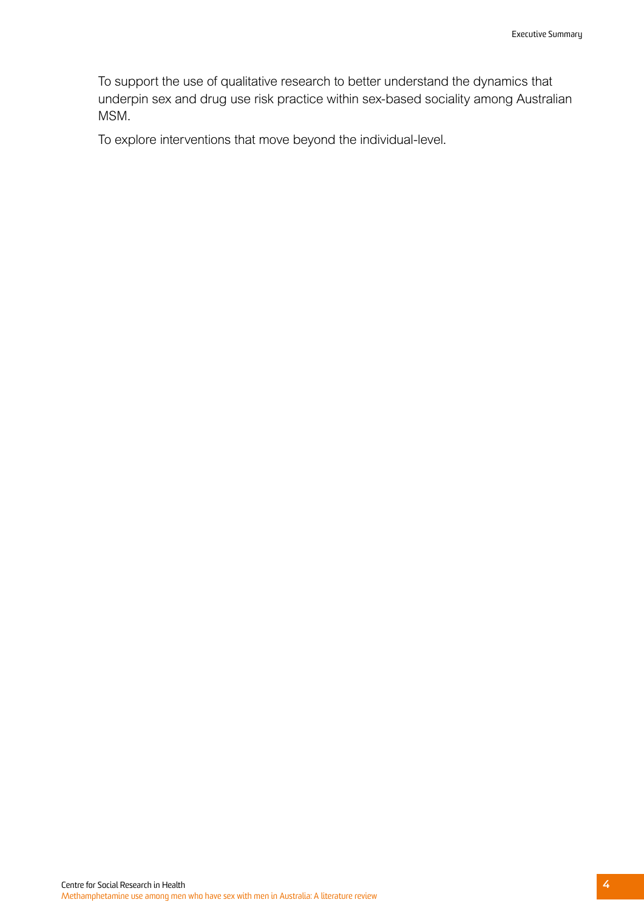To support the use of qualitative research to better understand the dynamics that underpin sex and drug use risk practice within sex-based sociality among Australian MSM.

To explore interventions that move beyond the individual-level.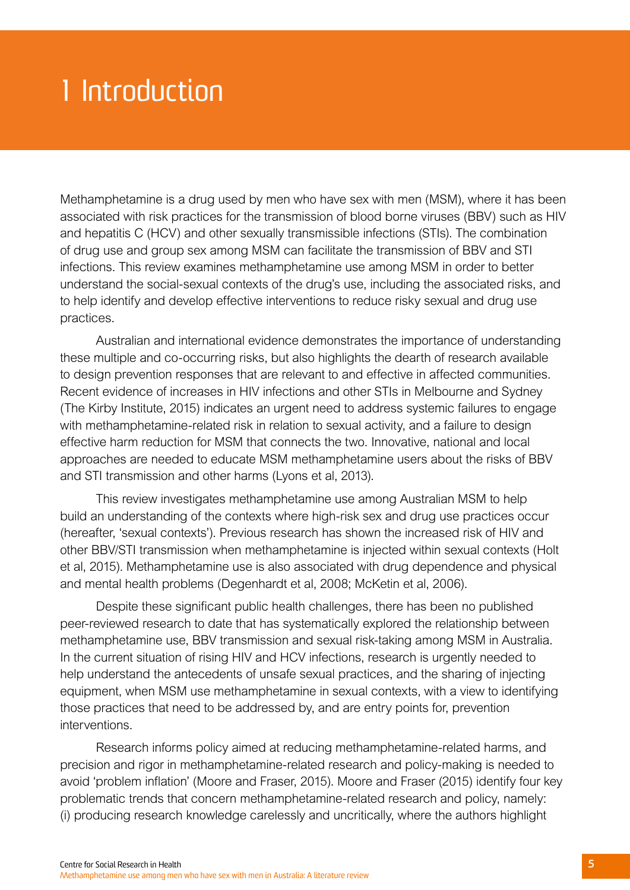# 1 Introduction

Methamphetamine is a drug used by men who have sex with men (MSM), where it has been associated with risk practices for the transmission of blood borne viruses (BBV) such as HIV and hepatitis C (HCV) and other sexually transmissible infections (STIs). The combination of drug use and group sex among MSM can facilitate the transmission of BBV and STI infections. This review examines methamphetamine use among MSM in order to better understand the social-sexual contexts of the drug's use, including the associated risks, and to help identify and develop effective interventions to reduce risky sexual and drug use practices.

Australian and international evidence demonstrates the importance of understanding these multiple and co-occurring risks, but also highlights the dearth of research available to design prevention responses that are relevant to and effective in affected communities. Recent evidence of increases in HIV infections and other STIs in Melbourne and Sydney (The Kirby Institute, 2015) indicates an urgent need to address systemic failures to engage with methamphetamine-related risk in relation to sexual activity, and a failure to design effective harm reduction for MSM that connects the two. Innovative, national and local approaches are needed to educate MSM methamphetamine users about the risks of BBV and STI transmission and other harms (Lyons et al, 2013).

This review investigates methamphetamine use among Australian MSM to help build an understanding of the contexts where high-risk sex and drug use practices occur (hereafter, 'sexual contexts'). Previous research has shown the increased risk of HIV and other BBV/STI transmission when methamphetamine is injected within sexual contexts (Holt et al, 2015). Methamphetamine use is also associated with drug dependence and physical and mental health problems (Degenhardt et al, 2008; McKetin et al, 2006).

Despite these significant public health challenges, there has been no published peer-reviewed research to date that has systematically explored the relationship between methamphetamine use, BBV transmission and sexual risk-taking among MSM in Australia. In the current situation of rising HIV and HCV infections, research is urgently needed to help understand the antecedents of unsafe sexual practices, and the sharing of injecting equipment, when MSM use methamphetamine in sexual contexts, with a view to identifying those practices that need to be addressed by, and are entry points for, prevention interventions.

Research informs policy aimed at reducing methamphetamine-related harms, and precision and rigor in methamphetamine-related research and policy-making is needed to avoid 'problem inflation' (Moore and Fraser, 2015). Moore and Fraser (2015) identify four key problematic trends that concern methamphetamine-related research and policy, namely: (i) producing research knowledge carelessly and uncritically, where the authors highlight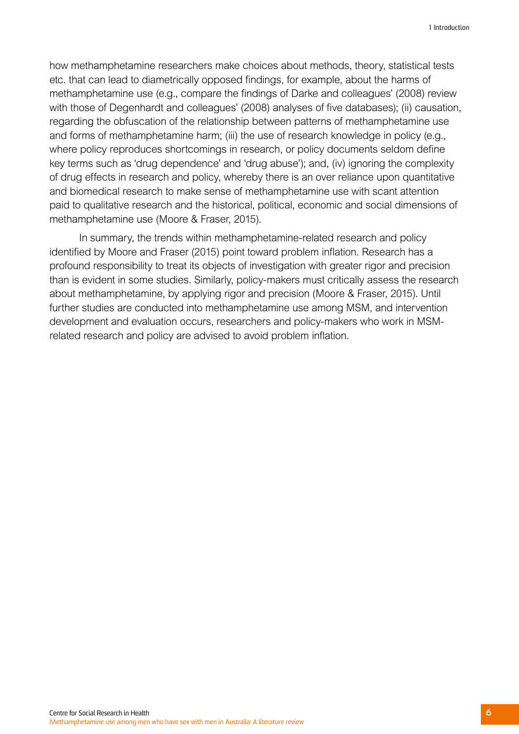how methamphetamine researchers make choices about methods, theory, statistical tests etc. that can lead to diametrically opposed findings, for example, about the harms of methamphetamine use (e.g., compare the findings of Darke and colleagues' (2008) review with those of Degenhardt and colleagues' (2008) analyses of five databases); (ii) causation, regarding the obfuscation of the relationship between patterns of methamphetamine use and forms of methamphetamine harm; (iii) the use of research knowledge in policy (e.g., where policy reproduces shortcomings in research, or policy documents seldom define key terms such as 'drug dependence' and 'drug abuse'); and, (iv) ignoring the complexity of drug effects in research and policy, whereby there is an over reliance upon quantitative and biomedical research to make sense of methamphetamine use with scant attention paid to qualitative research and the historical, political, economic and social dimensions of methamphetamine use (Moore & Fraser, 2015).

In summary, the trends within methamphetamine-related research and policy identified by Moore and Fraser (2015) point toward problem inflation. Research has a profound responsibility to treat its objects of investigation with greater rigor and precision than is evident in some studies. Similarly, policy-makers must critically assess the research about methamphetamine, by applying rigor and precision (Moore & Fraser, 2015). Until further studies are conducted into methamphetamine use among MSM, and intervention development and evaluation occurs, researchers and policy-makers who work in MSM-related research and policy are advised to avoid problem inflation.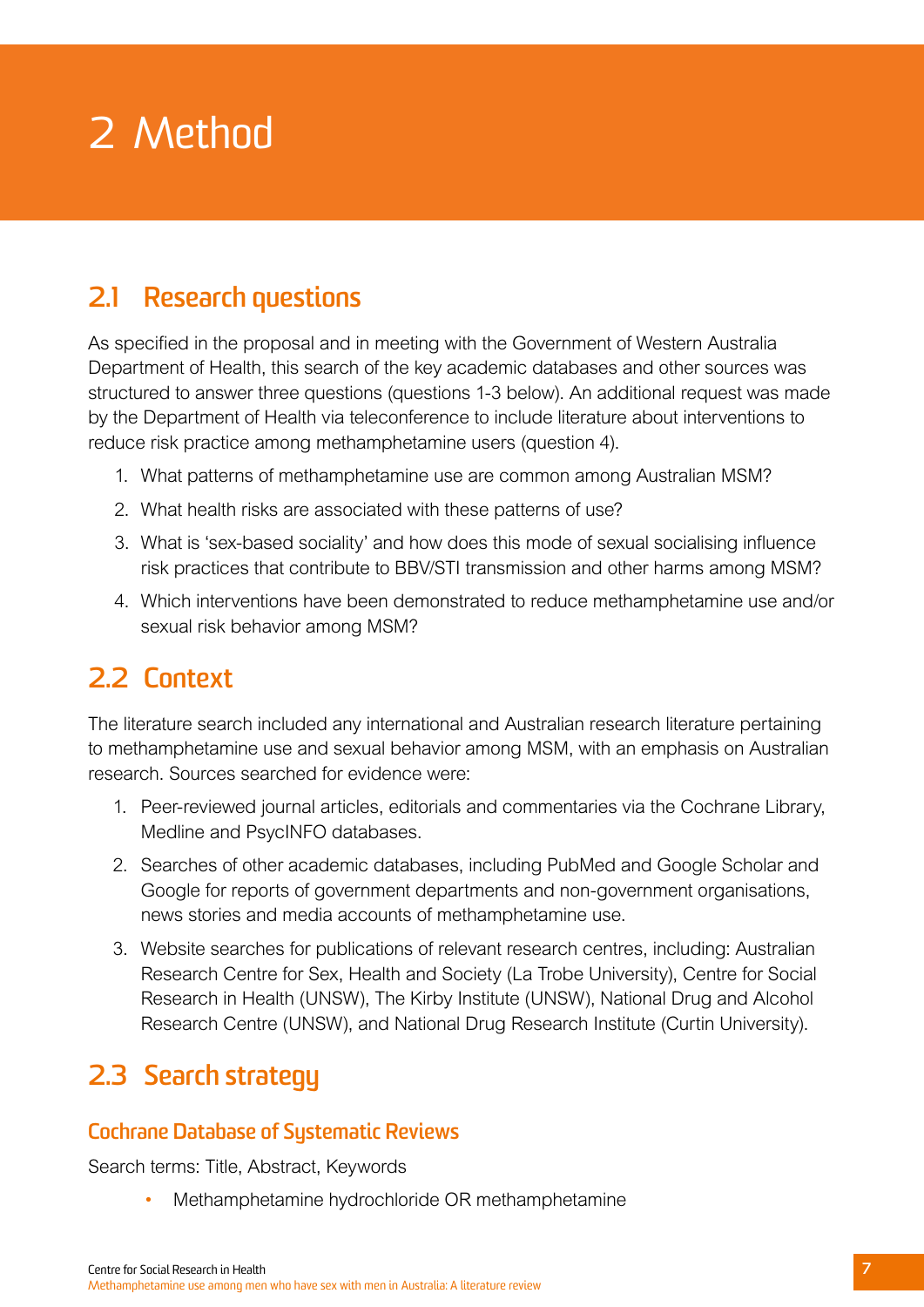# 2 Method

## 2.1 Research questions

As specified in the proposal and in meeting with the Government of Western Australia Department of Health, this search of the key academic databases and other sources was structured to answer three questions (questions 1-3 below). An additional request was made by the Department of Health via teleconference to include literature about interventions to reduce risk practice among methamphetamine users (question 4).

1. What patterns of methamphetamine use are common among Australian MSM?
2. What health risks are associated with these patterns of use?
3. What is 'sex-based sociality' and how does this mode of sexual socialising influence risk practices that contribute to BBV/STI transmission and other harms among MSM?
4. Which interventions have been demonstrated to reduce methamphetamine use and/or sexual risk behavior among MSM?

## 2.2 Context

The literature search included any international and Australian research literature pertaining to methamphetamine use and sexual behavior among MSM, with an emphasis on Australian research. Sources searched for evidence were:

1. Peer-reviewed journal articles, editorials and commentaries via the Cochrane Library, Medline and PsycINFO databases.
2. Searches of other academic databases, including PubMed and Google Scholar and Google for reports of government departments and non-government organisations, news stories and media accounts of methamphetamine use.
3. Website searches for publications of relevant research centres, including: Australian Research Centre for Sex, Health and Society (La Trobe University), Centre for Social Research in Health (UNSW), The Kirby Institute (UNSW), National Drug and Alcohol Research Centre (UNSW), and National Drug Research Institute (Curtin University).

## 2.3 Search strategy

### Cochrane Database of Systematic Reviews

Search terms: Title, Abstract, Keywords

- Methamphetamine hydrochloride OR methamphetamine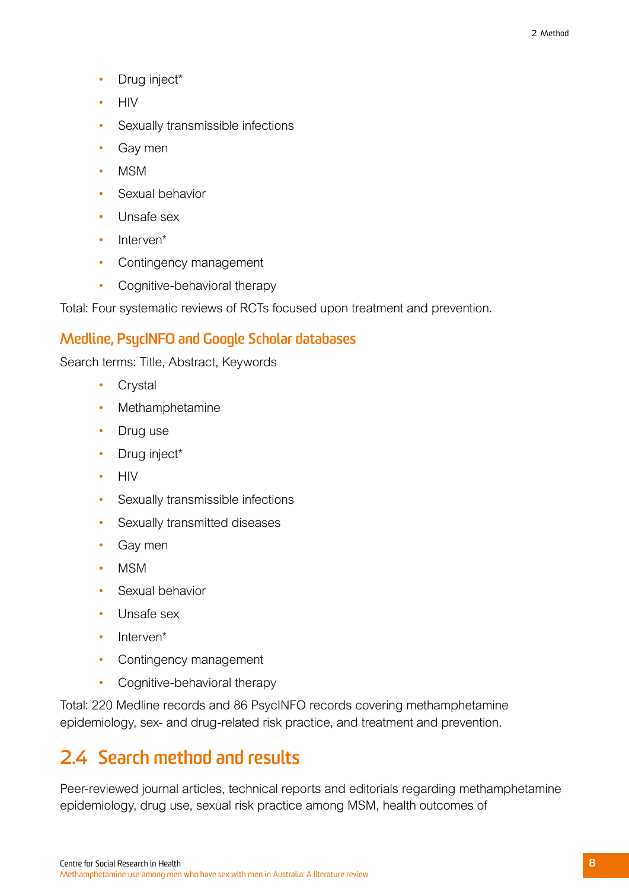- Drug inject*
- HIV
- Sexually transmissible infections
- Gay men
- MSM
- Sexual behavior
- Unsafe sex
- Interven*
- Contingency management
- Cognitive-behavioral therapy

Total: Four systematic reviews of RCTs focused upon treatment and prevention.

### Medline, PsycINFO and Google Scholar databases

Search terms: Title, Abstract, Keywords

- Crystal
- Methamphetamine
- Drug use
- Drug inject*
- HIV
- Sexually transmissible infections
- Sexually transmitted diseases
- Gay men
- MSM
- Sexual behavior
- Unsafe sex
- Interven*
- Contingency management
- Cognitive-behavioral therapy

Total: 220 Medline records and 86 PsycINFO records covering methamphetamine epidemiology, sex- and drug-related risk practice, and treatment and prevention.

## 2.4 Search method and results

Peer-reviewed journal articles, technical reports and editorials regarding methamphetamine epidemiology, drug use, sexual risk practice among MSM, health outcomes of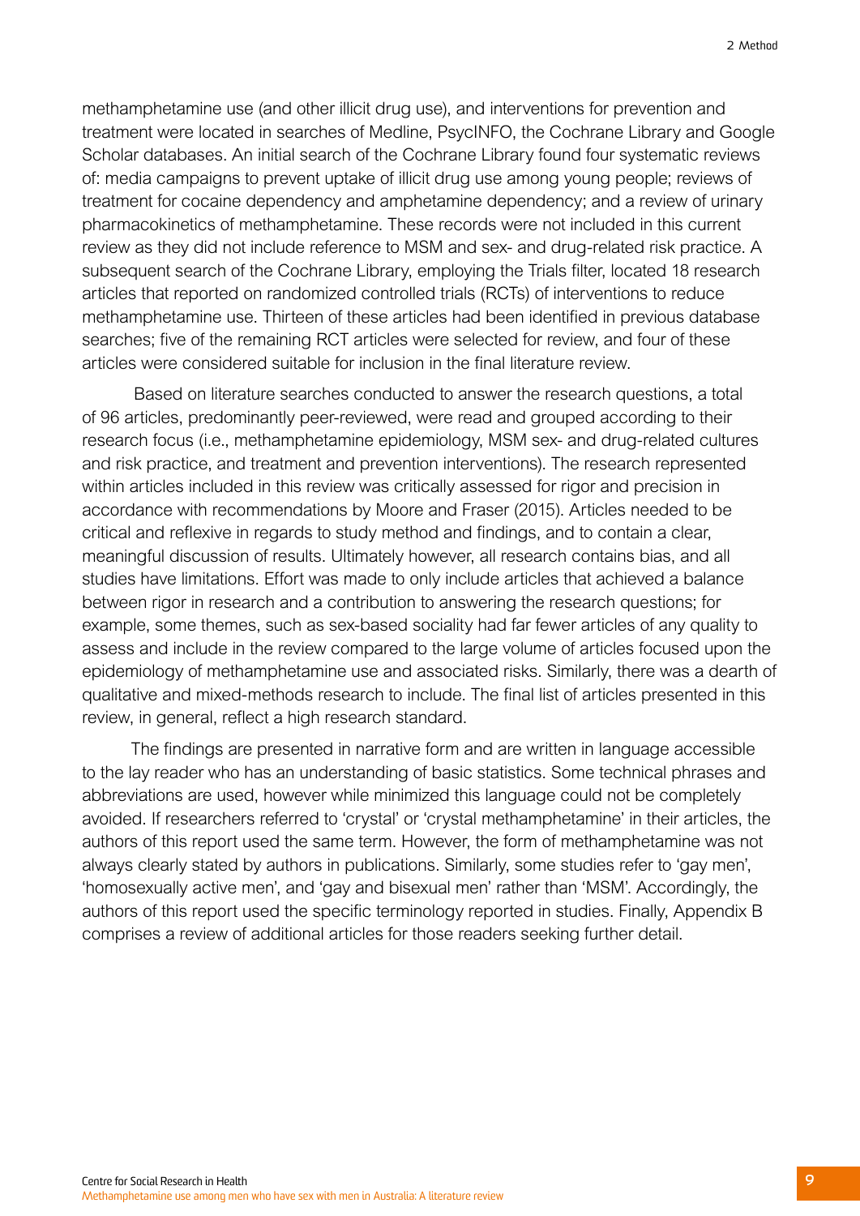methamphetamine use (and other illicit drug use), and interventions for prevention and treatment were located in searches of Medline, PsycINFO, the Cochrane Library and Google Scholar databases. An initial search of the Cochrane Library found four systematic reviews of: media campaigns to prevent uptake of illicit drug use among young people; reviews of treatment for cocaine dependency and amphetamine dependency; and a review of urinary pharmacokinetics of methamphetamine. These records were not included in this current review as they did not include reference to MSM and sex- and drug-related risk practice. A subsequent search of the Cochrane Library, employing the Trials filter, located 18 research articles that reported on randomized controlled trials (RCTs) of interventions to reduce methamphetamine use. Thirteen of these articles had been identified in previous database searches; five of the remaining RCT articles were selected for review, and four of these articles were considered suitable for inclusion in the final literature review.

Based on literature searches conducted to answer the research questions, a total of 96 articles, predominantly peer-reviewed, were read and grouped according to their research focus (i.e., methamphetamine epidemiology, MSM sex- and drug-related cultures and risk practice, and treatment and prevention interventions). The research represented within articles included in this review was critically assessed for rigor and precision in accordance with recommendations by Moore and Fraser (2015). Articles needed to be critical and reflexive in regards to study method and findings, and to contain a clear, meaningful discussion of results. Ultimately however, all research contains bias, and all studies have limitations. Effort was made to only include articles that achieved a balance between rigor in research and a contribution to answering the research questions; for example, some themes, such as sex-based sociality had far fewer articles of any quality to assess and include in the review compared to the large volume of articles focused upon the epidemiology of methamphetamine use and associated risks. Similarly, there was a dearth of qualitative and mixed-methods research to include. The final list of articles presented in this review, in general, reflect a high research standard.

The findings are presented in narrative form and are written in language accessible to the lay reader who has an understanding of basic statistics. Some technical phrases and abbreviations are used, however while minimized this language could not be completely avoided. If researchers referred to 'crystal' or 'crystal methamphetamine' in their articles, the authors of this report used the same term. However, the form of methamphetamine was not always clearly stated by authors in publications. Similarly, some studies refer to 'gay men', 'homosexually active men', and 'gay and bisexual men' rather than 'MSM'. Accordingly, the authors of this report used the specific terminology reported in studies. Finally, Appendix B comprises a review of additional articles for those readers seeking further detail.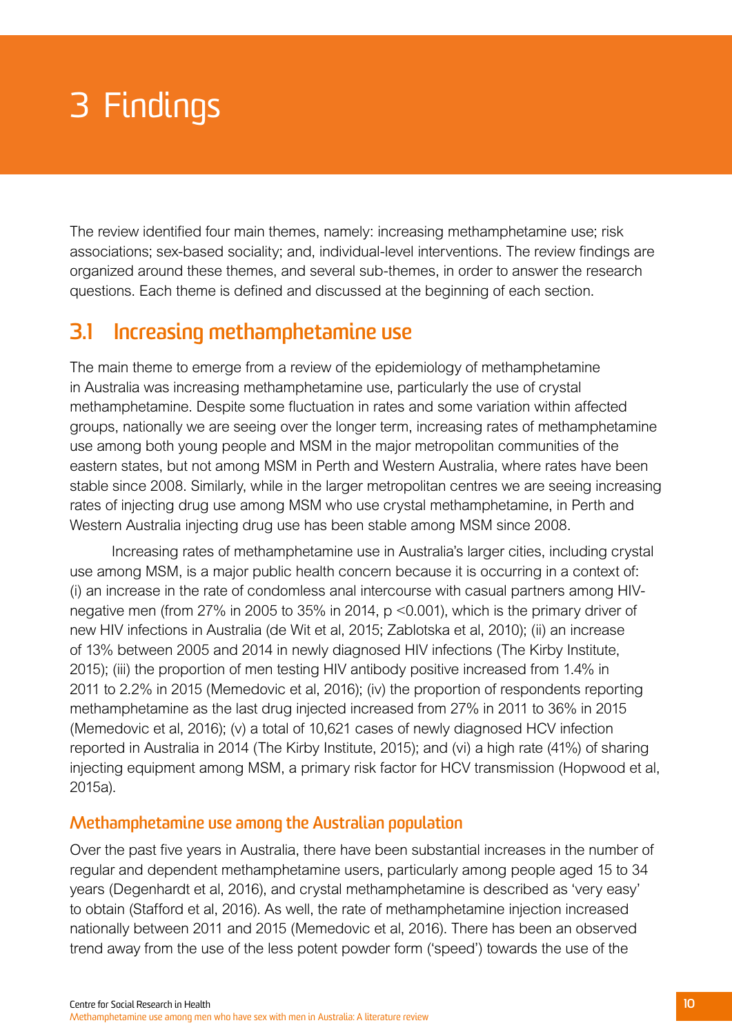# 3 Findings

The review identified four main themes, namely: increasing methamphetamine use; risk associations; sex-based sociality; and, individual-level interventions. The review findings are organized around these themes, and several sub-themes, in order to answer the research questions. Each theme is defined and discussed at the beginning of each section.

## 3.1 Increasing methamphetamine use

The main theme to emerge from a review of the epidemiology of methamphetamine in Australia was increasing methamphetamine use, particularly the use of crystal methamphetamine. Despite some fluctuation in rates and some variation within affected groups, nationally we are seeing over the longer term, increasing rates of methamphetamine use among both young people and MSM in the major metropolitan communities of the eastern states, but not among MSM in Perth and Western Australia, where rates have been stable since 2008. Similarly, while in the larger metropolitan centres we are seeing increasing rates of injecting drug use among MSM who use crystal methamphetamine, in Perth and Western Australia injecting drug use has been stable among MSM since 2008.

Increasing rates of methamphetamine use in Australia's larger cities, including crystal use among MSM, is a major public health concern because it is occurring in a context of: (i) an increase in the rate of condomless anal intercourse with casual partners among HIV-negative men (from 27% in 2005 to 35% in 2014, $p < 0.001$), which is the primary driver of new HIV infections in Australia (de Wit et al, 2015; Zablotska et al, 2010); (ii) an increase of 13% between 2005 and 2014 in newly diagnosed HIV infections (The Kirby Institute, 2015); (iii) the proportion of men testing HIV antibody positive increased from 1.4% in 2011 to 2.2% in 2015 (Memedovic et al, 2016); (iv) the proportion of respondents reporting methamphetamine as the last drug injected increased from 27% in 2011 to 36% in 2015 (Memedovic et al, 2016); (v) a total of 10,621 cases of newly diagnosed HCV infection reported in Australia in 2014 (The Kirby Institute, 2015); and (vi) a high rate (41%) of sharing injecting equipment among MSM, a primary risk factor for HCV transmission (Hopwood et al, 2015a).

### Methamphetamine use among the Australian population

Over the past five years in Australia, there have been substantial increases in the number of regular and dependent methamphetamine users, particularly among people aged 15 to 34 years (Degenhardt et al, 2016), and crystal methamphetamine is described as 'very easy' to obtain (Stafford et al, 2016). As well, the rate of methamphetamine injection increased nationally between 2011 and 2015 (Memedovic et al, 2016). There has been an observed trend away from the use of the less potent powder form ('speed') towards the use of the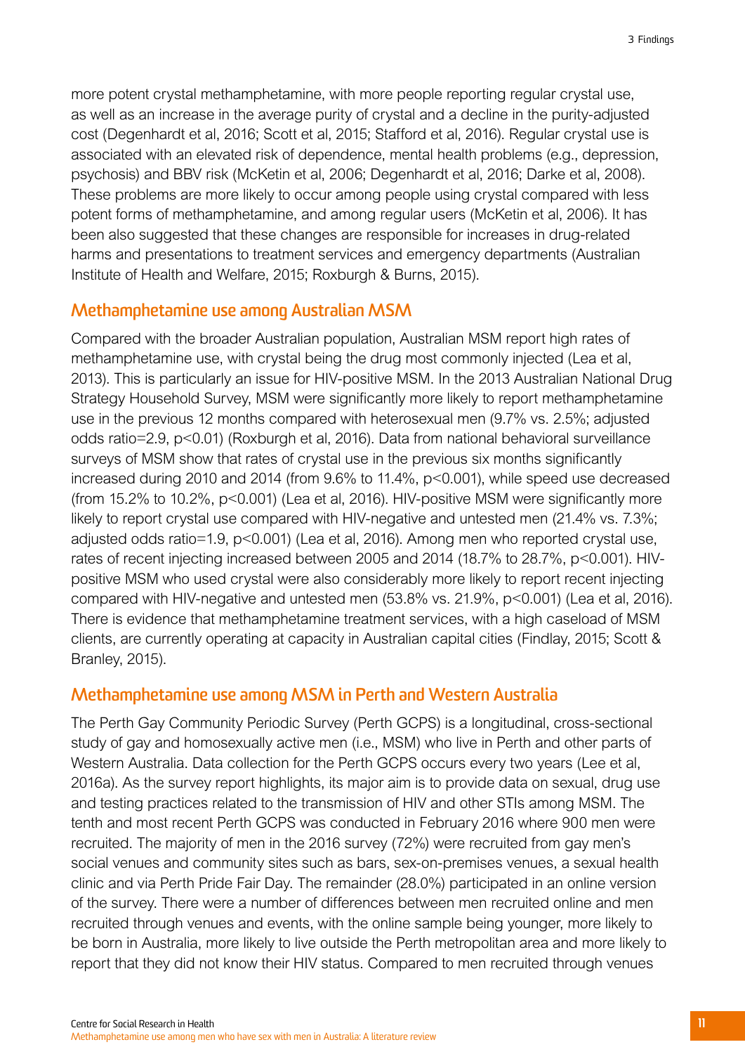more potent crystal methamphetamine, with more people reporting regular crystal use, as well as an increase in the average purity of crystal and a decline in the purity-adjusted cost (Degenhardt et al, 2016; Scott et al, 2015; Stafford et al, 2016). Regular crystal use is associated with an elevated risk of dependence, mental health problems (e.g., depression, psychosis) and BBV risk (McKetin et al, 2006; Degenhardt et al, 2016; Darke et al, 2008). These problems are more likely to occur among people using crystal compared with less potent forms of methamphetamine, and among regular users (McKetin et al, 2006). It has been also suggested that these changes are responsible for increases in drug-related harms and presentations to treatment services and emergency departments (Australian Institute of Health and Welfare, 2015; Roxburgh & Burns, 2015).

## Methamphetamine use among Australian MSM

Compared with the broader Australian population, Australian MSM report high rates of methamphetamine use, with crystal being the drug most commonly injected (Lea et al, 2013). This is particularly an issue for HIV-positive MSM. In the 2013 Australian National Drug Strategy Household Survey, MSM were significantly more likely to report methamphetamine use in the previous 12 months compared with heterosexual men (9.7% vs. 2.5%; adjusted odds ratio=2.9, $p<0.01$) (Roxburgh et al, 2016). Data from national behavioral surveillance surveys of MSM show that rates of crystal use in the previous six months significantly increased during 2010 and 2014 (from 9.6% to 11.4%, $p<0.001$), while speed use decreased (from 15.2% to 10.2%, $p<0.001$) (Lea et al, 2016). HIV-positive MSM were significantly more likely to report crystal use compared with HIV-negative and untested men (21.4% vs. 7.3%; adjusted odds ratio=1.9, $p<0.001$) (Lea et al, 2016). Among men who reported crystal use, rates of recent injecting increased between 2005 and 2014 (18.7% to 28.7%, $p<0.001$). HIV-positive MSM who used crystal were also considerably more likely to report recent injecting compared with HIV-negative and untested men (53.8% vs. 21.9%, $p<0.001$) (Lea et al, 2016). There is evidence that methamphetamine treatment services, with a high caseload of MSM clients, are currently operating at capacity in Australian capital cities (Findlay, 2015; Scott & Branley, 2015).

## Methamphetamine use among MSM in Perth and Western Australia

The Perth Gay Community Periodic Survey (Perth GCPS) is a longitudinal, cross-sectional study of gay and homosexually active men (i.e., MSM) who live in Perth and other parts of Western Australia. Data collection for the Perth GCPS occurs every two years (Lee et al, 2016a). As the survey report highlights, its major aim is to provide data on sexual, drug use and testing practices related to the transmission of HIV and other STIs among MSM. The tenth and most recent Perth GCPS was conducted in February 2016 where 900 men were recruited. The majority of men in the 2016 survey (72%) were recruited from gay men's social venues and community sites such as bars, sex-on-premises venues, a sexual health clinic and via Perth Pride Fair Day. The remainder (28.0%) participated in an online version of the survey. There were a number of differences between men recruited online and men recruited through venues and events, with the online sample being younger, more likely to be born in Australia, more likely to live outside the Perth metropolitan area and more likely to report that they did not know their HIV status. Compared to men recruited through venues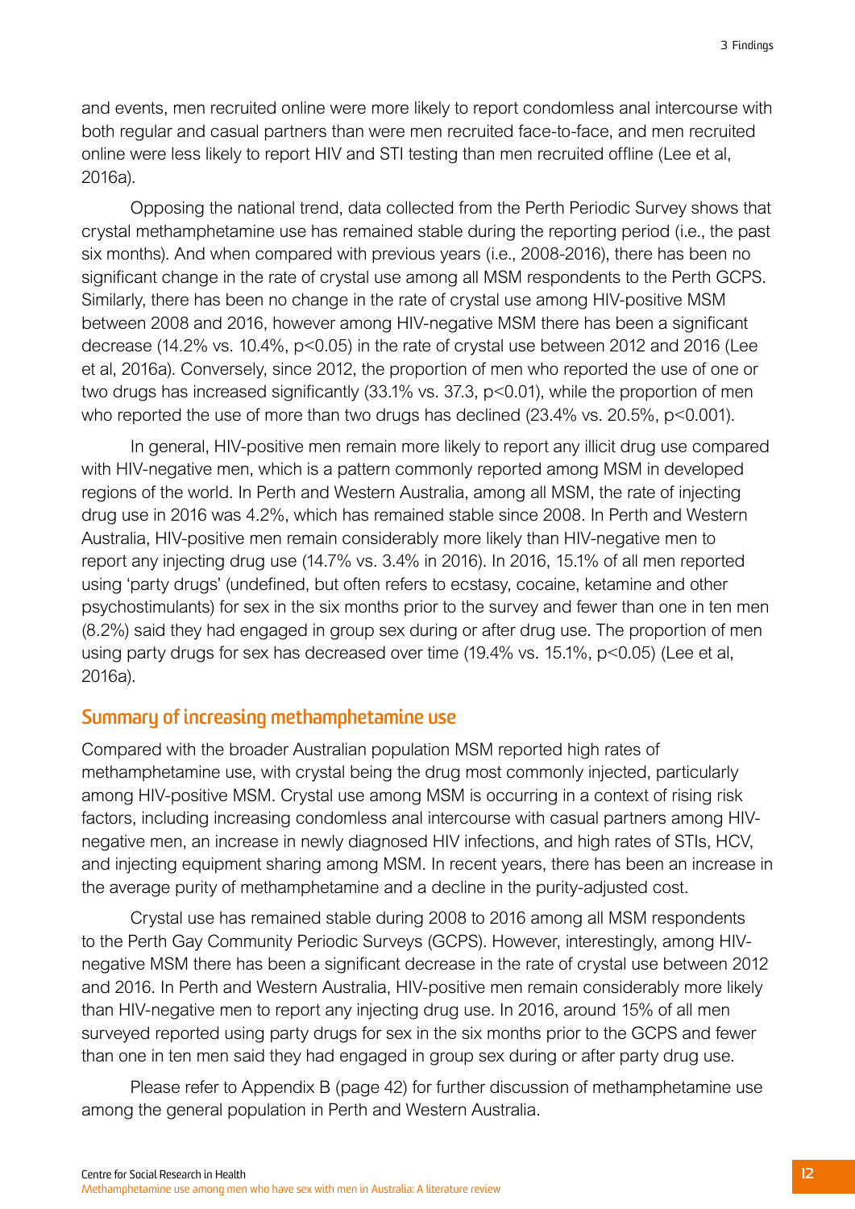and events, men recruited online were more likely to report condomless anal intercourse with both regular and casual partners than were men recruited face-to-face, and men recruited online were less likely to report HIV and STI testing than men recruited offline (Lee et al, 2016a).

Opposing the national trend, data collected from the Perth Periodic Survey shows that crystal methamphetamine use has remained stable during the reporting period (i.e., the past six months). And when compared with previous years (i.e., 2008-2016), there has been no significant change in the rate of crystal use among all MSM respondents to the Perth GCPS. Similarly, there has been no change in the rate of crystal use among HIV-positive MSM between 2008 and 2016, however among HIV-negative MSM there has been a significant decrease (14.2% vs. 10.4%, $p<0.05$) in the rate of crystal use between 2012 and 2016 (Lee et al, 2016a). Conversely, since 2012, the proportion of men who reported the use of one or two drugs has increased significantly (33.1% vs. 37.3, $p<0.01$), while the proportion of men who reported the use of more than two drugs has declined (23.4% vs. 20.5%, $p<0.001$).

In general, HIV-positive men remain more likely to report any illicit drug use compared with HIV-negative men, which is a pattern commonly reported among MSM in developed regions of the world. In Perth and Western Australia, among all MSM, the rate of injecting drug use in 2016 was 4.2%, which has remained stable since 2008. In Perth and Western Australia, HIV-positive men remain considerably more likely than HIV-negative men to report any injecting drug use (14.7% vs. 3.4% in 2016). In 2016, 15.1% of all men reported using 'party drugs' (undefined, but often refers to ecstasy, cocaine, ketamine and other psychostimulants) for sex in the six months prior to the survey and fewer than one in ten men (8.2%) said they had engaged in group sex during or after drug use. The proportion of men using party drugs for sex has decreased over time (19.4% vs. 15.1%, $p<0.05$) (Lee et al, 2016a).

## Summary of increasing methamphetamine use

Compared with the broader Australian population MSM reported high rates of methamphetamine use, with crystal being the drug most commonly injected, particularly among HIV-positive MSM. Crystal use among MSM is occurring in a context of rising risk factors, including increasing condomless anal intercourse with casual partners among HIV-negative men, an increase in newly diagnosed HIV infections, and high rates of STIs, HCV, and injecting equipment sharing among MSM. In recent years, there has been an increase in the average purity of methamphetamine and a decline in the purity-adjusted cost.

Crystal use has remained stable during 2008 to 2016 among all MSM respondents to the Perth Gay Community Periodic Surveys (GCPS). However, interestingly, among HIV-negative MSM there has been a significant decrease in the rate of crystal use between 2012 and 2016. In Perth and Western Australia, HIV-positive men remain considerably more likely than HIV-negative men to report any injecting drug use. In 2016, around 15% of all men surveyed reported using party drugs for sex in the six months prior to the GCPS and fewer than one in ten men said they had engaged in group sex during or after party drug use.

Please refer to Appendix B (page 42) for further discussion of methamphetamine use among the general population in Perth and Western Australia.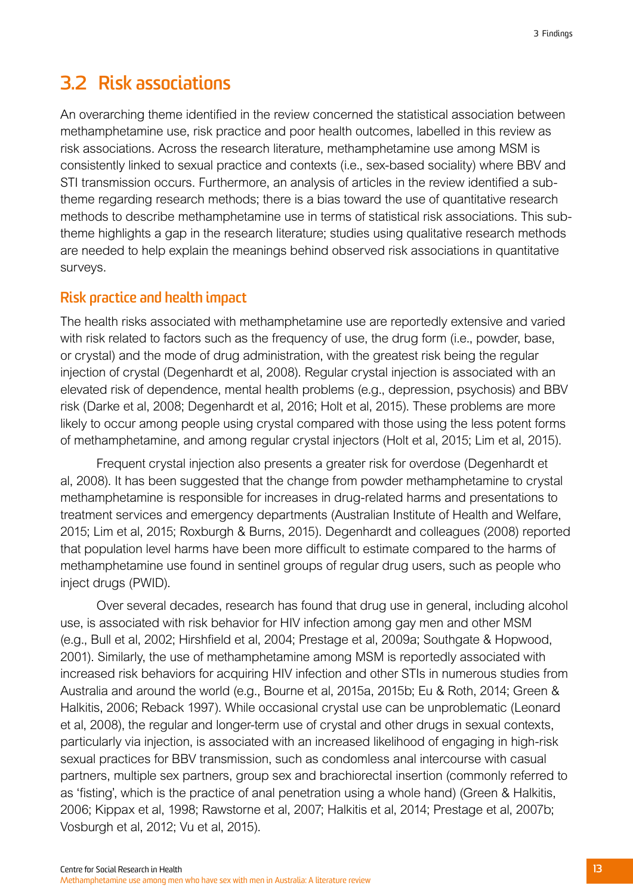## 3.2 Risk associations

An overarching theme identified in the review concerned the statistical association between methamphetamine use, risk practice and poor health outcomes, labelled in this review as risk associations. Across the research literature, methamphetamine use among MSM is consistently linked to sexual practice and contexts (i.e., sex-based sociality) where BBV and STI transmission occurs. Furthermore, an analysis of articles in the review identified a sub-theme regarding research methods; there is a bias toward the use of quantitative research methods to describe methamphetamine use in terms of statistical risk associations. This sub-theme highlights a gap in the research literature; studies using qualitative research methods are needed to help explain the meanings behind observed risk associations in quantitative surveys.

### Risk practice and health impact

The health risks associated with methamphetamine use are reportedly extensive and varied with risk related to factors such as the frequency of use, the drug form (i.e., powder, base, or crystal) and the mode of drug administration, with the greatest risk being the regular injection of crystal (Degenhardt et al, 2008). Regular crystal injection is associated with an elevated risk of dependence, mental health problems (e.g., depression, psychosis) and BBV risk (Darke et al, 2008; Degenhardt et al, 2016; Holt et al, 2015). These problems are more likely to occur among people using crystal compared with those using the less potent forms of methamphetamine, and among regular crystal injectors (Holt et al, 2015; Lim et al, 2015).

Frequent crystal injection also presents a greater risk for overdose (Degenhardt et al, 2008). It has been suggested that the change from powder methamphetamine to crystal methamphetamine is responsible for increases in drug-related harms and presentations to treatment services and emergency departments (Australian Institute of Health and Welfare, 2015; Lim et al, 2015; Roxburgh & Burns, 2015). Degenhardt and colleagues (2008) reported that population level harms have been more difficult to estimate compared to the harms of methamphetamine use found in sentinel groups of regular drug users, such as people who inject drugs (PWID).

Over several decades, research has found that drug use in general, including alcohol use, is associated with risk behavior for HIV infection among gay men and other MSM (e.g., Bull et al, 2002; Hirshfield et al, 2004; Prestage et al, 2009a; Southgate & Hopwood, 2001). Similarly, the use of methamphetamine among MSM is reportedly associated with increased risk behaviors for acquiring HIV infection and other STIs in numerous studies from Australia and around the world (e.g., Bourne et al, 2015a, 2015b; Eu & Roth, 2014; Green & Halkitis, 2006; Reback 1997). While occasional crystal use can be unproblematic (Leonard et al, 2008), the regular and longer-term use of crystal and other drugs in sexual contexts, particularly via injection, is associated with an increased likelihood of engaging in high-risk sexual practices for BBV transmission, such as condomless anal intercourse with casual partners, multiple sex partners, group sex and brachiorectal insertion (commonly referred to as 'fisting', which is the practice of anal penetration using a whole hand) (Green & Halkitis, 2006; Kippax et al, 1998; Rawstorne et al, 2007; Halkitis et al, 2014; Prestage et al, 2007b; Vosburgh et al, 2012; Vu et al, 2015).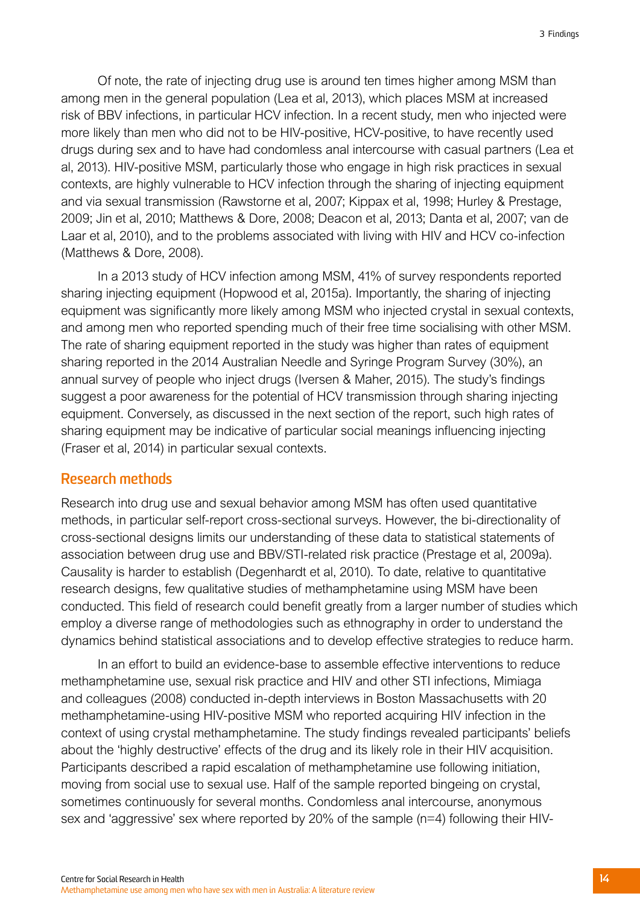Of note, the rate of injecting drug use is around ten times higher among MSM than among men in the general population (Lea et al, 2013), which places MSM at increased risk of BBV infections, in particular HCV infection. In a recent study, men who injected were more likely than men who did not to be HIV-positive, HCV-positive, to have recently used drugs during sex and to have had condomless anal intercourse with casual partners (Lea et al, 2013). HIV-positive MSM, particularly those who engage in high risk practices in sexual contexts, are highly vulnerable to HCV infection through the sharing of injecting equipment and via sexual transmission (Rawstorne et al, 2007; Kippax et al, 1998; Hurley & Prestage, 2009; Jin et al, 2010; Matthews & Dore, 2008; Deacon et al, 2013; Danta et al, 2007; van de Laar et al, 2010), and to the problems associated with living with HIV and HCV co-infection (Matthews & Dore, 2008).

In a 2013 study of HCV infection among MSM, 41% of survey respondents reported sharing injecting equipment (Hopwood et al, 2015a). Importantly, the sharing of injecting equipment was significantly more likely among MSM who injected crystal in sexual contexts, and among men who reported spending much of their free time socialising with other MSM. The rate of sharing equipment reported in the study was higher than rates of equipment sharing reported in the 2014 Australian Needle and Syringe Program Survey (30%), an annual survey of people who inject drugs (Iversen & Maher, 2015). The study's findings suggest a poor awareness for the potential of HCV transmission through sharing injecting equipment. Conversely, as discussed in the next section of the report, such high rates of sharing equipment may be indicative of particular social meanings influencing injecting (Fraser et al, 2014) in particular sexual contexts.

## Research methods

Research into drug use and sexual behavior among MSM has often used quantitative methods, in particular self-report cross-sectional surveys. However, the bi-directionality of cross-sectional designs limits our understanding of these data to statistical statements of association between drug use and BBV/STI-related risk practice (Prestage et al, 2009a). Causality is harder to establish (Degenhardt et al, 2010). To date, relative to quantitative research designs, few qualitative studies of methamphetamine using MSM have been conducted. This field of research could benefit greatly from a larger number of studies which employ a diverse range of methodologies such as ethnography in order to understand the dynamics behind statistical associations and to develop effective strategies to reduce harm.

In an effort to build an evidence-base to assemble effective interventions to reduce methamphetamine use, sexual risk practice and HIV and other STI infections, Mimiaga and colleagues (2008) conducted in-depth interviews in Boston Massachusetts with 20 methamphetamine-using HIV-positive MSM who reported acquiring HIV infection in the context of using crystal methamphetamine. The study findings revealed participants' beliefs about the 'highly destructive' effects of the drug and its likely role in their HIV acquisition. Participants described a rapid escalation of methamphetamine use following initiation, moving from social use to sexual use. Half of the sample reported bingeing on crystal, sometimes continuously for several months. Condomless anal intercourse, anonymous sex and 'aggressive' sex where reported by 20% of the sample (n=4) following their HIV-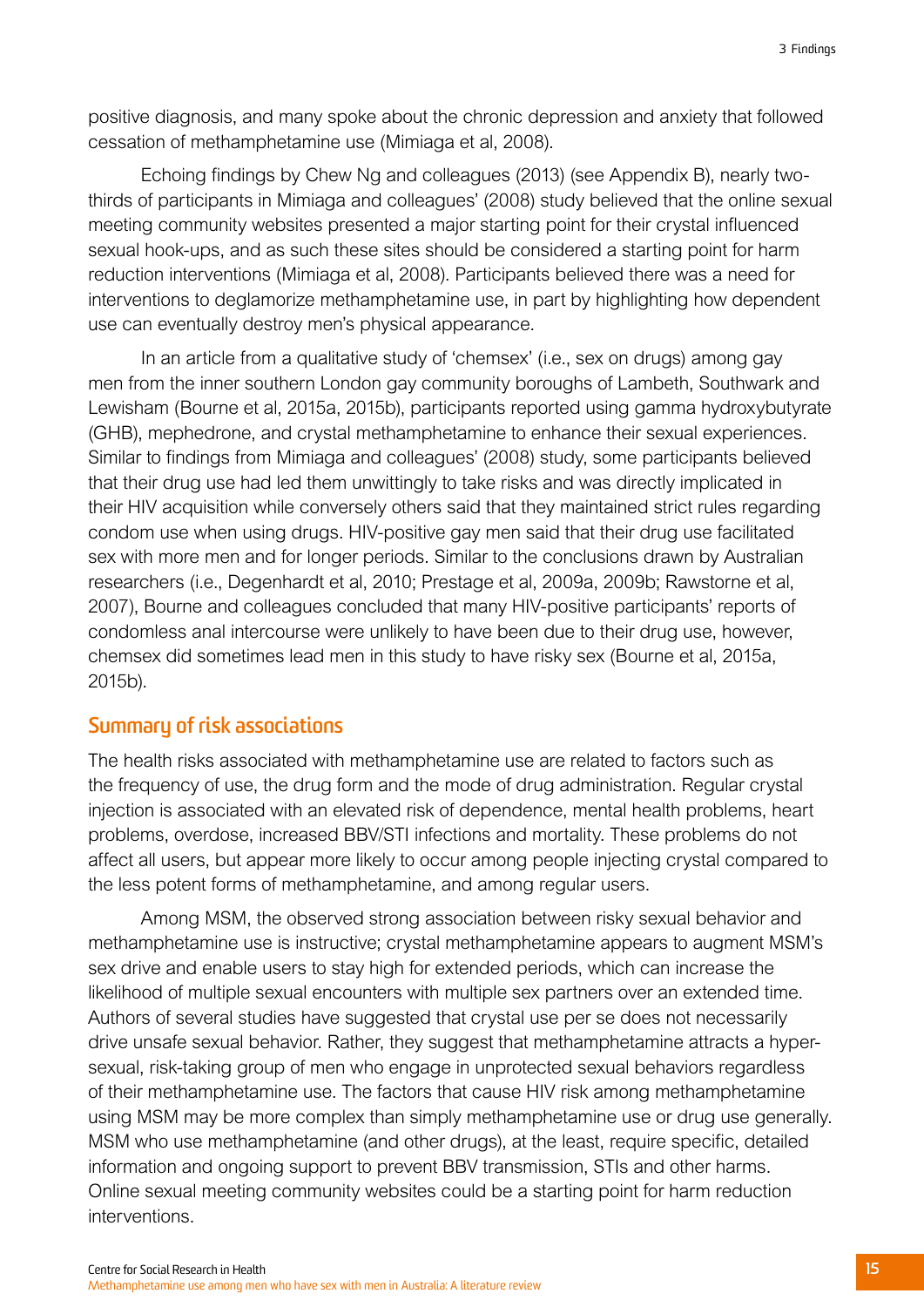positive diagnosis, and many spoke about the chronic depression and anxiety that followed cessation of methamphetamine use (Mimiaga et al, 2008).

Echoing findings by Chew Ng and colleagues (2013) (see Appendix B), nearly two-thirds of participants in Mimiaga and colleagues' (2008) study believed that the online sexual meeting community websites presented a major starting point for their crystal influenced sexual hook-ups, and as such these sites should be considered a starting point for harm reduction interventions (Mimiaga et al, 2008). Participants believed there was a need for interventions to deglamorize methamphetamine use, in part by highlighting how dependent use can eventually destroy men's physical appearance.

In an article from a qualitative study of 'chemsex' (i.e., sex on drugs) among gay men from the inner southern London gay community boroughs of Lambeth, Southwark and Lewisham (Bourne et al, 2015a, 2015b), participants reported using gamma hydroxybutyrate (GHB), mephedrone, and crystal methamphetamine to enhance their sexual experiences. Similar to findings from Mimiaga and colleagues' (2008) study, some participants believed that their drug use had led them unwittingly to take risks and was directly implicated in their HIV acquisition while conversely others said that they maintained strict rules regarding condom use when using drugs. HIV-positive gay men said that their drug use facilitated sex with more men and for longer periods. Similar to the conclusions drawn by Australian researchers (i.e., Degenhardt et al, 2010; Prestage et al, 2009a, 2009b; Rawstorne et al, 2007), Bourne and colleagues concluded that many HIV-positive participants' reports of condomless anal intercourse were unlikely to have been due to their drug use, however, chemsex did sometimes lead men in this study to have risky sex (Bourne et al, 2015a, 2015b).

## Summary of risk associations

The health risks associated with methamphetamine use are related to factors such as the frequency of use, the drug form and the mode of drug administration. Regular crystal injection is associated with an elevated risk of dependence, mental health problems, heart problems, overdose, increased BBV/STI infections and mortality. These problems do not affect all users, but appear more likely to occur among people injecting crystal compared to the less potent forms of methamphetamine, and among regular users.

Among MSM, the observed strong association between risky sexual behavior and methamphetamine use is instructive; crystal methamphetamine appears to augment MSM's sex drive and enable users to stay high for extended periods, which can increase the likelihood of multiple sexual encounters with multiple sex partners over an extended time. Authors of several studies have suggested that crystal use per se does not necessarily drive unsafe sexual behavior. Rather, they suggest that methamphetamine attracts a hyper-sexual, risk-taking group of men who engage in unprotected sexual behaviors regardless of their methamphetamine use. The factors that cause HIV risk among methamphetamine using MSM may be more complex than simply methamphetamine use or drug use generally. MSM who use methamphetamine (and other drugs), at the least, require specific, detailed information and ongoing support to prevent BBV transmission, STIs and other harms. Online sexual meeting community websites could be a starting point for harm reduction interventions.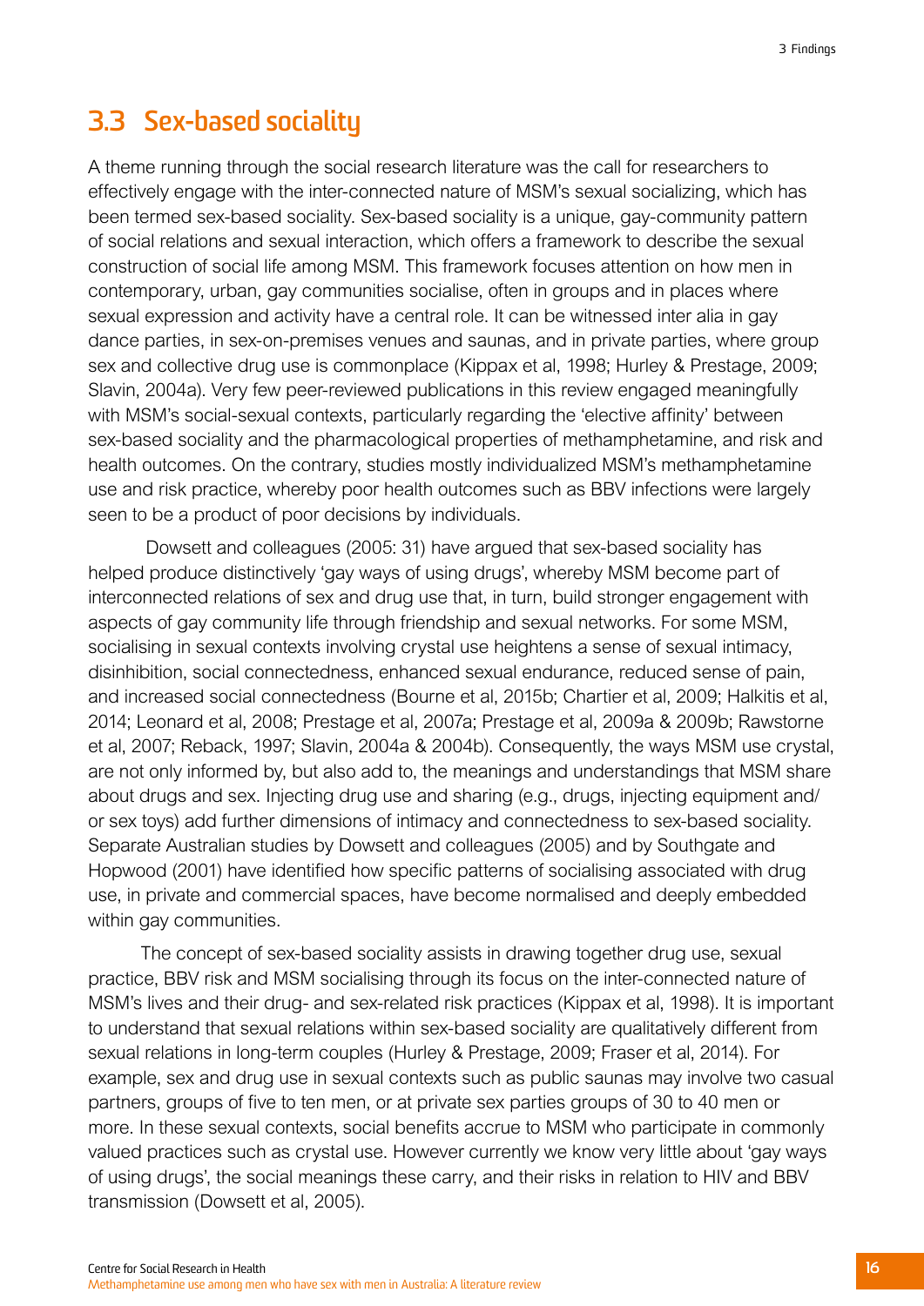## 3.3 Sex-based sociality

A theme running through the social research literature was the call for researchers to effectively engage with the inter-connected nature of MSM's sexual socializing, which has been termed sex-based sociality. Sex-based sociality is a unique, gay-community pattern of social relations and sexual interaction, which offers a framework to describe the sexual construction of social life among MSM. This framework focuses attention on how men in contemporary, urban, gay communities socialise, often in groups and in places where sexual expression and activity have a central role. It can be witnessed inter alia in gay dance parties, in sex-on-premises venues and saunas, and in private parties, where group sex and collective drug use is commonplace (Kippax et al, 1998; Hurley & Prestage, 2009; Slavin, 2004a). Very few peer-reviewed publications in this review engaged meaningfully with MSM's social-sexual contexts, particularly regarding the 'elective affinity' between sex-based sociality and the pharmacological properties of methamphetamine, and risk and health outcomes. On the contrary, studies mostly individualized MSM's methamphetamine use and risk practice, whereby poor health outcomes such as BBV infections were largely seen to be a product of poor decisions by individuals.

Dowsett and colleagues (2005: 31) have argued that sex-based sociality has helped produce distinctively 'gay ways of using drugs', whereby MSM become part of interconnected relations of sex and drug use that, in turn, build stronger engagement with aspects of gay community life through friendship and sexual networks. For some MSM, socialising in sexual contexts involving crystal use heightens a sense of sexual intimacy, disinhibition, social connectedness, enhanced sexual endurance, reduced sense of pain, and increased social connectedness (Bourne et al, 2015b; Chartier et al, 2009; Halkitis et al, 2014; Leonard et al, 2008; Prestage et al, 2007a; Prestage et al, 2009a & 2009b; Rawstorne et al, 2007; Reback, 1997; Slavin, 2004a & 2004b). Consequently, the ways MSM use crystal, are not only informed by, but also add to, the meanings and understandings that MSM share about drugs and sex. Injecting drug use and sharing (e.g., drugs, injecting equipment and/or sex toys) add further dimensions of intimacy and connectedness to sex-based sociality. Separate Australian studies by Dowsett and colleagues (2005) and by Southgate and Hopwood (2001) have identified how specific patterns of socialising associated with drug use, in private and commercial spaces, have become normalised and deeply embedded within gay communities.

The concept of sex-based sociality assists in drawing together drug use, sexual practice, BBV risk and MSM socialising through its focus on the inter-connected nature of MSM's lives and their drug- and sex-related risk practices (Kippax et al, 1998). It is important to understand that sexual relations within sex-based sociality are qualitatively different from sexual relations in long-term couples (Hurley & Prestage, 2009; Fraser et al, 2014). For example, sex and drug use in sexual contexts such as public saunas may involve two casual partners, groups of five to ten men, or at private sex parties groups of 30 to 40 men or more. In these sexual contexts, social benefits accrue to MSM who participate in commonly valued practices such as crystal use. However currently we know very little about 'gay ways of using drugs', the social meanings these carry, and their risks in relation to HIV and BBV transmission (Dowsett et al, 2005).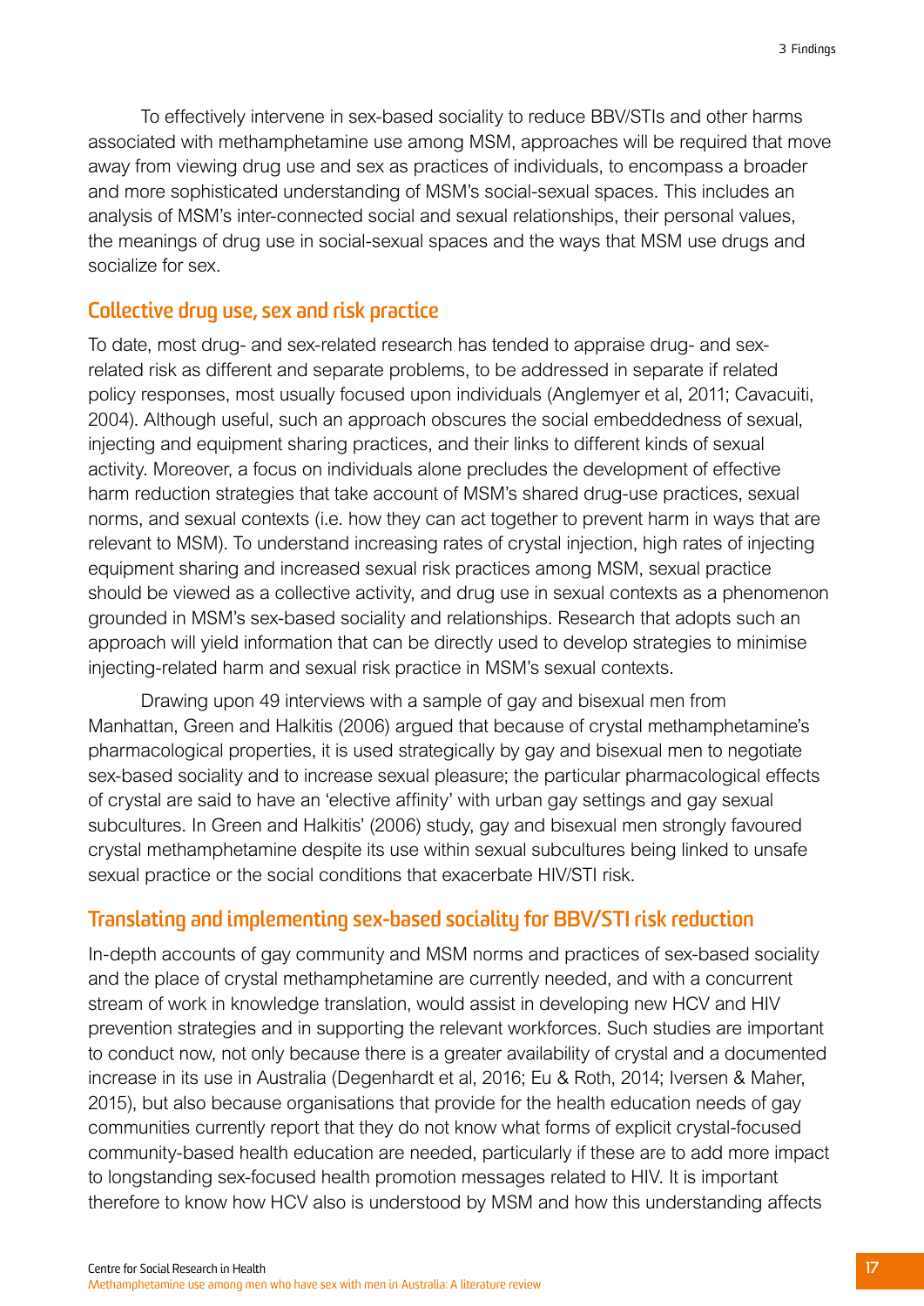To effectively intervene in sex-based sociality to reduce BBV/STIs and other harms associated with methamphetamine use among MSM, approaches will be required that move away from viewing drug use and sex as practices of individuals, to encompass a broader and more sophisticated understanding of MSM's social-sexual spaces. This includes an analysis of MSM's inter-connected social and sexual relationships, their personal values, the meanings of drug use in social-sexual spaces and the ways that MSM use drugs and socialize for sex.

## Collective drug use, sex and risk practice

To date, most drug- and sex-related research has tended to appraise drug- and sex-related risk as different and separate problems, to be addressed in separate if related policy responses, most usually focused upon individuals (Anglemyer et al, 2011; Cavacuiti, 2004). Although useful, such an approach obscures the social embeddedness of sexual, injecting and equipment sharing practices, and their links to different kinds of sexual activity. Moreover, a focus on individuals alone precludes the development of effective harm reduction strategies that take account of MSM's shared drug-use practices, sexual norms, and sexual contexts (i.e. how they can act together to prevent harm in ways that are relevant to MSM). To understand increasing rates of crystal injection, high rates of injecting equipment sharing and increased sexual risk practices among MSM, sexual practice should be viewed as a collective activity, and drug use in sexual contexts as a phenomenon grounded in MSM's sex-based sociality and relationships. Research that adopts such an approach will yield information that can be directly used to develop strategies to minimise injecting-related harm and sexual risk practice in MSM's sexual contexts.

Drawing upon 49 interviews with a sample of gay and bisexual men from Manhattan, Green and Halkitis (2006) argued that because of crystal methamphetamine's pharmacological properties, it is used strategically by gay and bisexual men to negotiate sex-based sociality and to increase sexual pleasure; the particular pharmacological effects of crystal are said to have an 'elective affinity' with urban gay settings and gay sexual subcultures. In Green and Halkitis' (2006) study, gay and bisexual men strongly favoured crystal methamphetamine despite its use within sexual subcultures being linked to unsafe sexual practice or the social conditions that exacerbate HIV/STI risk.

## Translating and implementing sex-based sociality for BBV/STI risk reduction

In-depth accounts of gay community and MSM norms and practices of sex-based sociality and the place of crystal methamphetamine are currently needed, and with a concurrent stream of work in knowledge translation, would assist in developing new HCV and HIV prevention strategies and in supporting the relevant workforces. Such studies are important to conduct now, not only because there is a greater availability of crystal and a documented increase in its use in Australia (Degenhardt et al, 2016; Eu & Roth, 2014; Iversen & Maher, 2015), but also because organisations that provide for the health education needs of gay communities currently report that they do not know what forms of explicit crystal-focused community-based health education are needed, particularly if these are to add more impact to longstanding sex-focused health promotion messages related to HIV. It is important therefore to know how HCV also is understood by MSM and how this understanding affects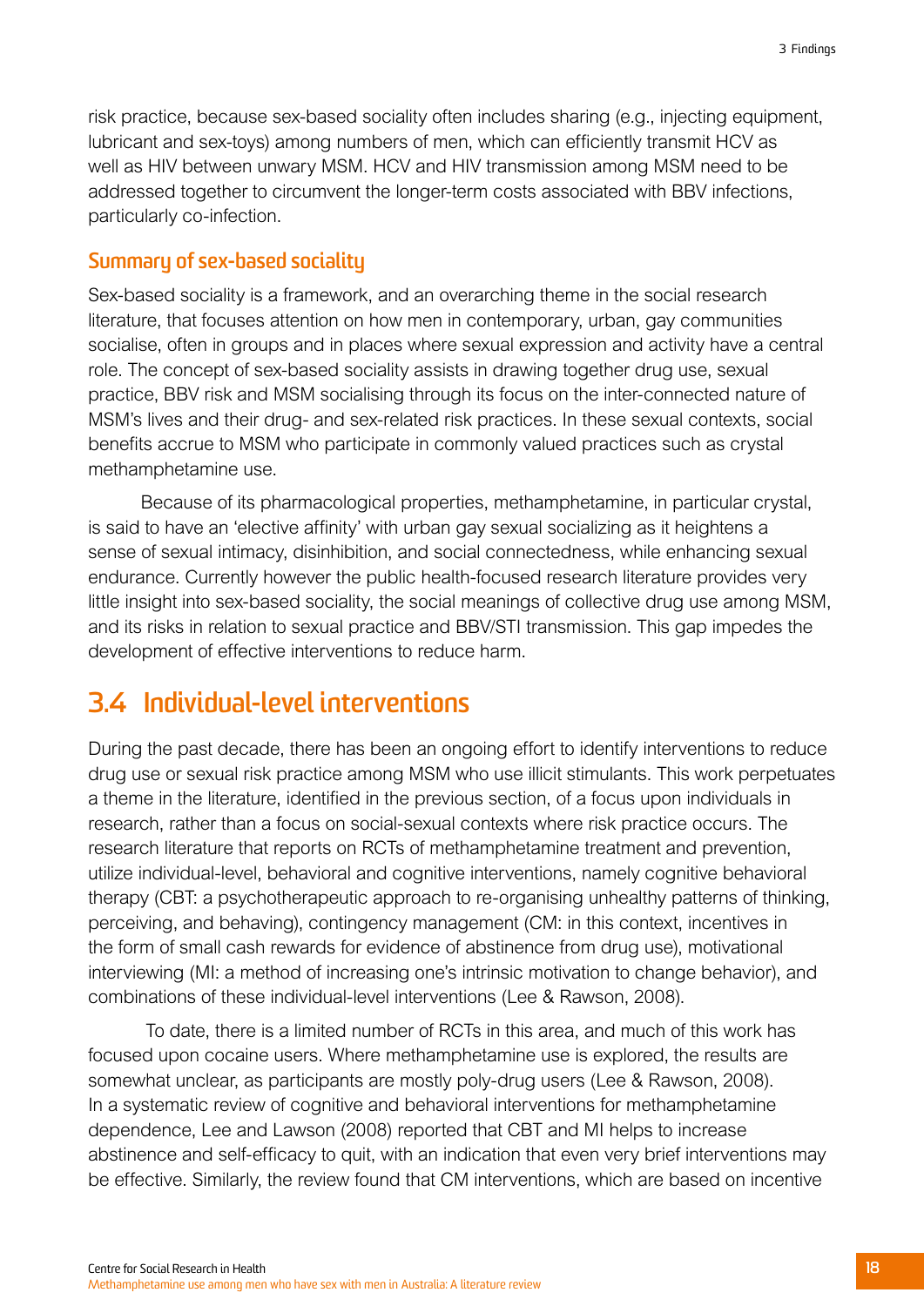risk practice, because sex-based sociality often includes sharing (e.g., injecting equipment, lubricant and sex-toys) among numbers of men, which can efficiently transmit HCV as well as HIV between unwary MSM. HCV and HIV transmission among MSM need to be addressed together to circumvent the longer-term costs associated with BBV infections, particularly co-infection.

### Summary of sex-based sociality

Sex-based sociality is a framework, and an overarching theme in the social research literature, that focuses attention on how men in contemporary, urban, gay communities socialise, often in groups and in places where sexual expression and activity have a central role. The concept of sex-based sociality assists in drawing together drug use, sexual practice, BBV risk and MSM socialising through its focus on the inter-connected nature of MSM's lives and their drug- and sex-related risk practices. In these sexual contexts, social benefits accrue to MSM who participate in commonly valued practices such as crystal methamphetamine use.

Because of its pharmacological properties, methamphetamine, in particular crystal, is said to have an 'elective affinity' with urban gay sexual socializing as it heightens a sense of sexual intimacy, disinhibition, and social connectedness, while enhancing sexual endurance. Currently however the public health-focused research literature provides very little insight into sex-based sociality, the social meanings of collective drug use among MSM, and its risks in relation to sexual practice and BBV/STI transmission. This gap impedes the development of effective interventions to reduce harm.

## 3.4 Individual-level interventions

During the past decade, there has been an ongoing effort to identify interventions to reduce drug use or sexual risk practice among MSM who use illicit stimulants. This work perpetuates a theme in the literature, identified in the previous section, of a focus upon individuals in research, rather than a focus on social-sexual contexts where risk practice occurs. The research literature that reports on RCTs of methamphetamine treatment and prevention, utilize individual-level, behavioral and cognitive interventions, namely cognitive behavioral therapy (CBT: a psychotherapeutic approach to re-organising unhealthy patterns of thinking, perceiving, and behaving), contingency management (CM: in this context, incentives in the form of small cash rewards for evidence of abstinence from drug use), motivational interviewing (MI: a method of increasing one's intrinsic motivation to change behavior), and combinations of these individual-level interventions (Lee & Rawson, 2008).

To date, there is a limited number of RCTs in this area, and much of this work has focused upon cocaine users. Where methamphetamine use is explored, the results are somewhat unclear, as participants are mostly poly-drug users (Lee & Rawson, 2008). In a systematic review of cognitive and behavioral interventions for methamphetamine dependence, Lee and Lawson (2008) reported that CBT and MI helps to increase abstinence and self-efficacy to quit, with an indication that even very brief interventions may be effective. Similarly, the review found that CM interventions, which are based on incentive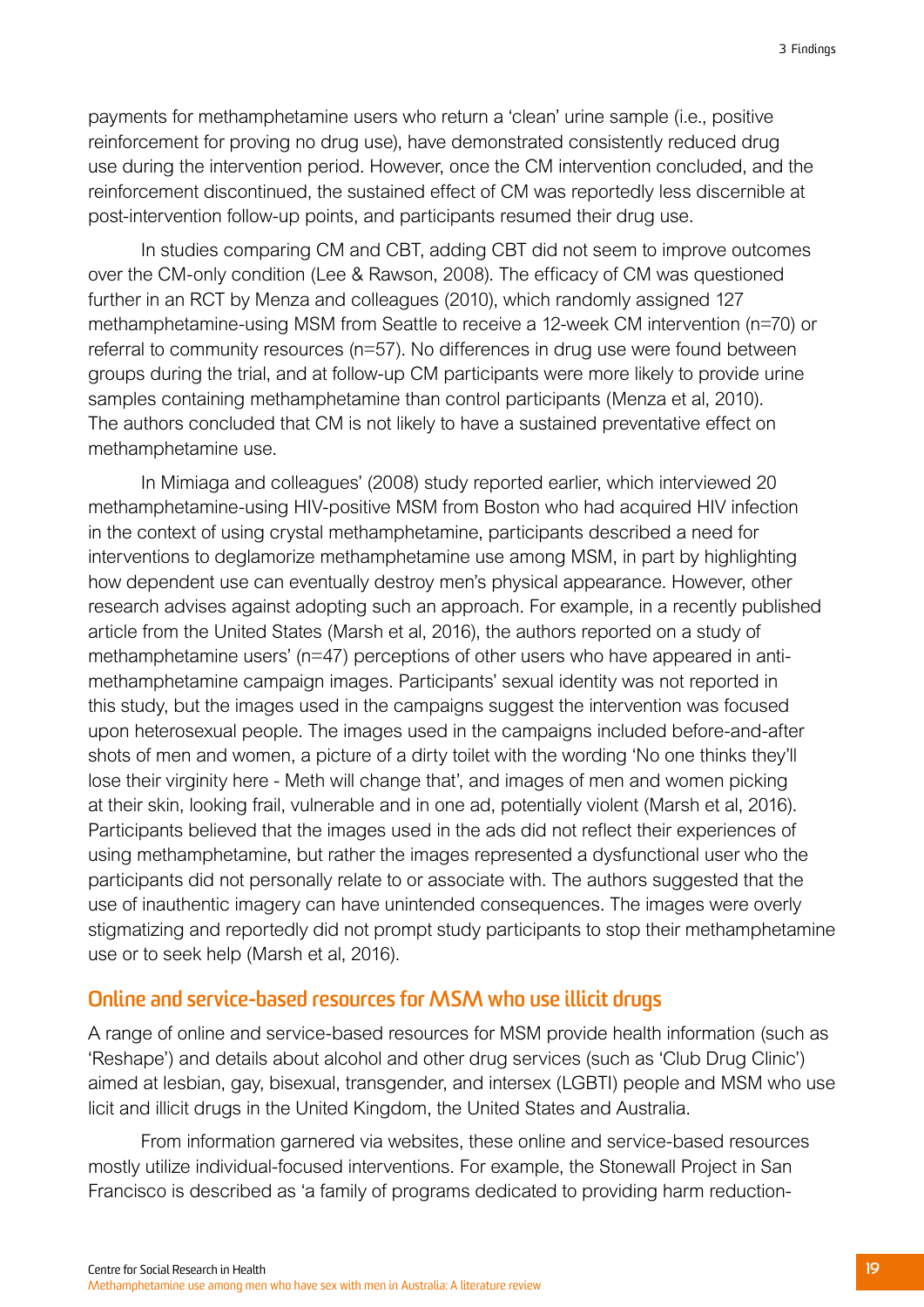payments for methamphetamine users who return a 'clean' urine sample (i.e., positive reinforcement for proving no drug use), have demonstrated consistently reduced drug use during the intervention period. However, once the CM intervention concluded, and the reinforcement discontinued, the sustained effect of CM was reportedly less discernible at post-intervention follow-up points, and participants resumed their drug use.

In studies comparing CM and CBT, adding CBT did not seem to improve outcomes over the CM-only condition (Lee & Rawson, 2008). The efficacy of CM was questioned further in an RCT by Menza and colleagues (2010), which randomly assigned 127 methamphetamine-using MSM from Seattle to receive a 12-week CM intervention (n=70) or referral to community resources (n=57). No differences in drug use were found between groups during the trial, and at follow-up CM participants were more likely to provide urine samples containing methamphetamine than control participants (Menza et al, 2010). The authors concluded that CM is not likely to have a sustained preventative effect on methamphetamine use.

In Mimiaga and colleagues' (2008) study reported earlier, which interviewed 20 methamphetamine-using HIV-positive MSM from Boston who had acquired HIV infection in the context of using crystal methamphetamine, participants described a need for interventions to deglamorize methamphetamine use among MSM, in part by highlighting how dependent use can eventually destroy men's physical appearance. However, other research advises against adopting such an approach. For example, in a recently published article from the United States (Marsh et al, 2016), the authors reported on a study of methamphetamine users' (n=47) perceptions of other users who have appeared in anti-methamphetamine campaign images. Participants' sexual identity was not reported in this study, but the images used in the campaigns suggest the intervention was focused upon heterosexual people. The images used in the campaigns included before-and-after shots of men and women, a picture of a dirty toilet with the wording 'No one thinks they'll lose their virginity here - Meth will change that', and images of men and women picking at their skin, looking frail, vulnerable and in one ad, potentially violent (Marsh et al, 2016). Participants believed that the images used in the ads did not reflect their experiences of using methamphetamine, but rather the images represented a dysfunctional user who the participants did not personally relate to or associate with. The authors suggested that the use of inauthentic imagery can have unintended consequences. The images were overly stigmatizing and reportedly did not prompt study participants to stop their methamphetamine use or to seek help (Marsh et al, 2016).

## Online and service-based resources for MSM who use illicit drugs

A range of online and service-based resources for MSM provide health information (such as 'Reshape') and details about alcohol and other drug services (such as 'Club Drug Clinic') aimed at lesbian, gay, bisexual, transgender, and intersex (LGBTI) people and MSM who use licit and illicit drugs in the United Kingdom, the United States and Australia.

From information garnered via websites, these online and service-based resources mostly utilize individual-focused interventions. For example, the Stonewall Project in San Francisco is described as 'a family of programs dedicated to providing harm reduction-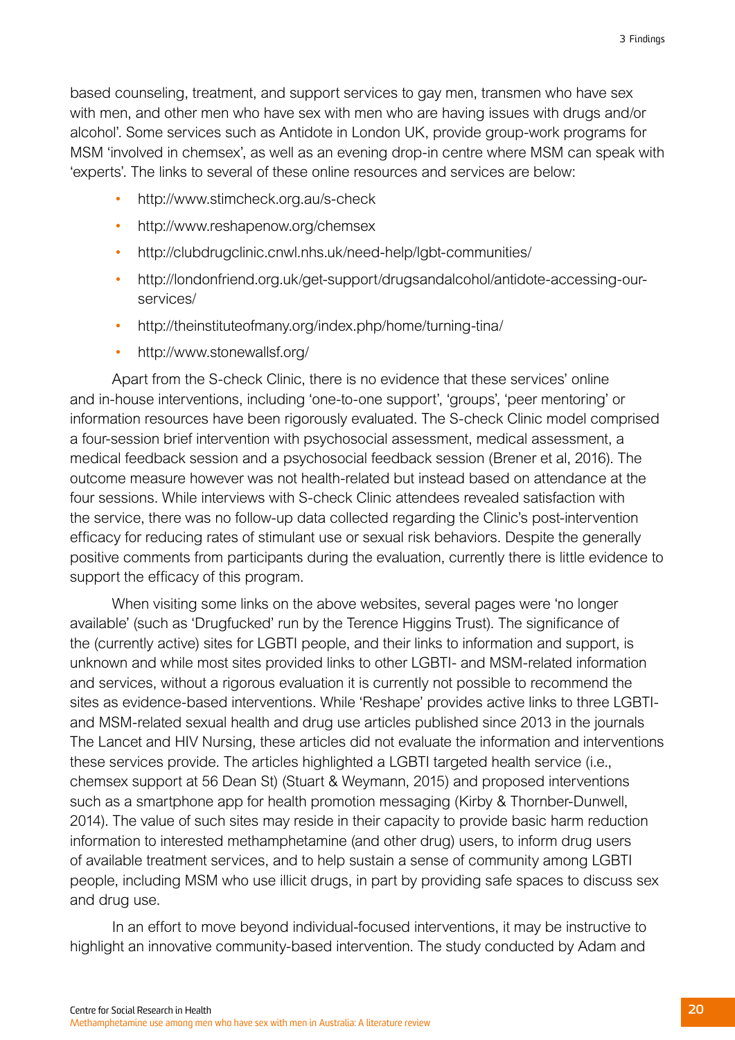based counseling, treatment, and support services to gay men, transmen who have sex with men, and other men who have sex with men who are having issues with drugs and/or alcohol'. Some services such as Antidote in London UK, provide group-work programs for MSM 'involved in chemsex', as well as an evening drop-in centre where MSM can speak with 'experts'. The links to several of these online resources and services are below:

- http://www.stimcheck.org.au/s-check
- http://www.reshapenow.org/chemsex
- http://clubdrugclinic.cnwl.nhs.uk/need-help/lgbt-communities/
- http://londonfriend.org.uk/get-support/drugsandalcohol/antidote-accessing-our-services/
- http://theinstituteofmany.org/index.php/home/turning-tina/
- http://www.stonewallsf.org/

Apart from the S-check Clinic, there is no evidence that these services' online and in-house interventions, including 'one-to-one support', 'groups', 'peer mentoring' or information resources have been rigorously evaluated. The S-check Clinic model comprised a four-session brief intervention with psychosocial assessment, medical assessment, a medical feedback session and a psychosocial feedback session (Brener et al, 2016). The outcome measure however was not health-related but instead based on attendance at the four sessions. While interviews with S-check Clinic attendees revealed satisfaction with the service, there was no follow-up data collected regarding the Clinic's post-intervention efficacy for reducing rates of stimulant use or sexual risk behaviors. Despite the generally positive comments from participants during the evaluation, currently there is little evidence to support the efficacy of this program.

When visiting some links on the above websites, several pages were 'no longer available' (such as 'Drugfucked' run by the Terence Higgins Trust). The significance of the (currently active) sites for LGBTI people, and their links to information and support, is unknown and while most sites provided links to other LGBTI- and MSM-related information and services, without a rigorous evaluation it is currently not possible to recommend the sites as evidence-based interventions. While 'Reshape' provides active links to three LGBTI- and MSM-related sexual health and drug use articles published since 2013 in the journals The Lancet and HIV Nursing, these articles did not evaluate the information and interventions these services provide. The articles highlighted a LGBTI targeted health service (i.e., chemsex support at 56 Dean St) (Stuart & Weymann, 2015) and proposed interventions such as a smartphone app for health promotion messaging (Kirby & Thornber-Dunwell, 2014). The value of such sites may reside in their capacity to provide basic harm reduction information to interested methamphetamine (and other drug) users, to inform drug users of available treatment services, and to help sustain a sense of community among LGBTI people, including MSM who use illicit drugs, in part by providing safe spaces to discuss sex and drug use.

In an effort to move beyond individual-focused interventions, it may be instructive to highlight an innovative community-based intervention. The study conducted by Adam and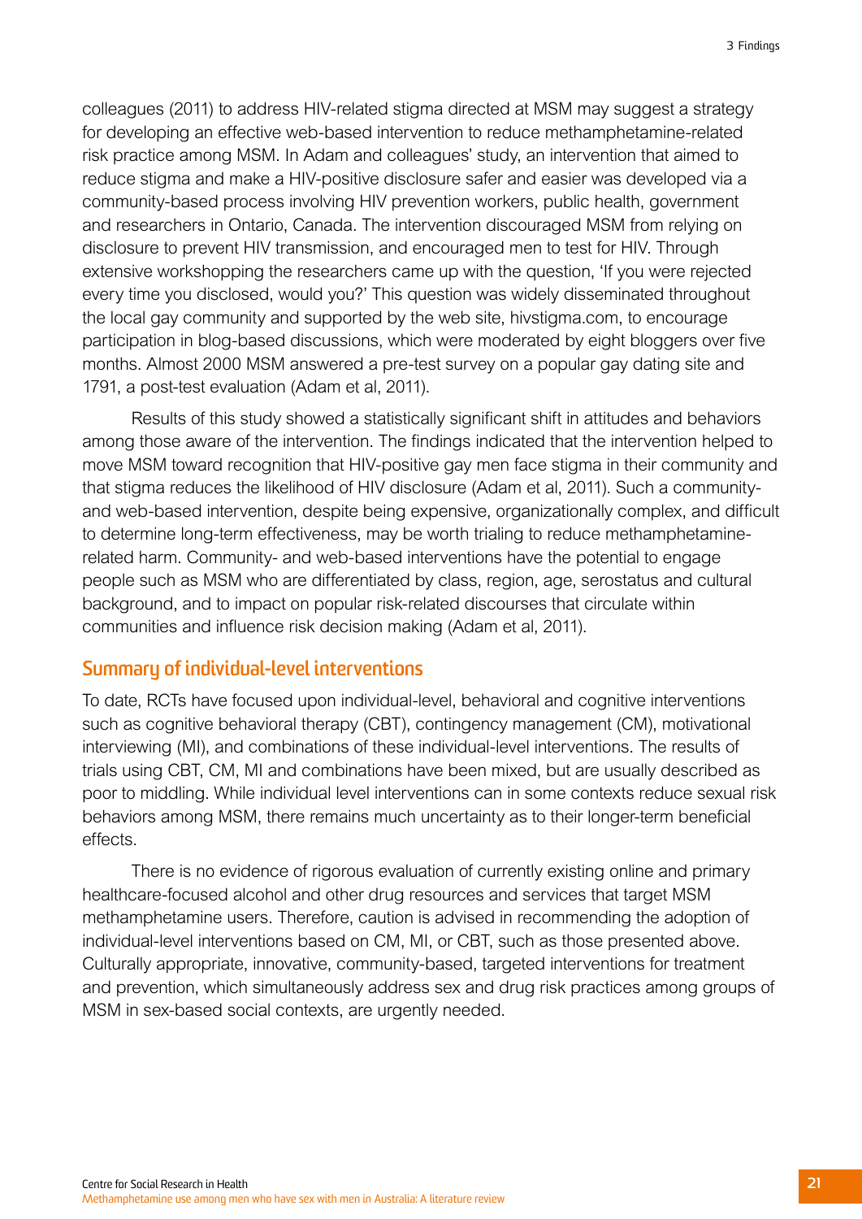colleagues (2011) to address HIV-related stigma directed at MSM may suggest a strategy for developing an effective web-based intervention to reduce methamphetamine-related risk practice among MSM. In Adam and colleagues' study, an intervention that aimed to reduce stigma and make a HIV-positive disclosure safer and easier was developed via a community-based process involving HIV prevention workers, public health, government and researchers in Ontario, Canada. The intervention discouraged MSM from relying on disclosure to prevent HIV transmission, and encouraged men to test for HIV. Through extensive workshopping the researchers came up with the question, 'If you were rejected every time you disclosed, would you?' This question was widely disseminated throughout the local gay community and supported by the web site, hivstigma.com, to encourage participation in blog-based discussions, which were moderated by eight bloggers over five months. Almost 2000 MSM answered a pre-test survey on a popular gay dating site and 1791, a post-test evaluation (Adam et al, 2011).

Results of this study showed a statistically significant shift in attitudes and behaviors among those aware of the intervention. The findings indicated that the intervention helped to move MSM toward recognition that HIV-positive gay men face stigma in their community and that stigma reduces the likelihood of HIV disclosure (Adam et al, 2011). Such a community- and web-based intervention, despite being expensive, organizationally complex, and difficult to determine long-term effectiveness, may be worth trialing to reduce methamphetamine-related harm. Community- and web-based interventions have the potential to engage people such as MSM who are differentiated by class, region, age, serostatus and cultural background, and to impact on popular risk-related discourses that circulate within communities and influence risk decision making (Adam et al, 2011).

## Summary of individual-level interventions

To date, RCTs have focused upon individual-level, behavioral and cognitive interventions such as cognitive behavioral therapy (CBT), contingency management (CM), motivational interviewing (MI), and combinations of these individual-level interventions. The results of trials using CBT, CM, MI and combinations have been mixed, but are usually described as poor to middling. While individual level interventions can in some contexts reduce sexual risk behaviors among MSM, there remains much uncertainty as to their longer-term beneficial effects.

There is no evidence of rigorous evaluation of currently existing online and primary healthcare-focused alcohol and other drug resources and services that target MSM methamphetamine users. Therefore, caution is advised in recommending the adoption of individual-level interventions based on CM, MI, or CBT, such as those presented above. Culturally appropriate, innovative, community-based, targeted interventions for treatment and prevention, which simultaneously address sex and drug risk practices among groups of MSM in sex-based social contexts, are urgently needed.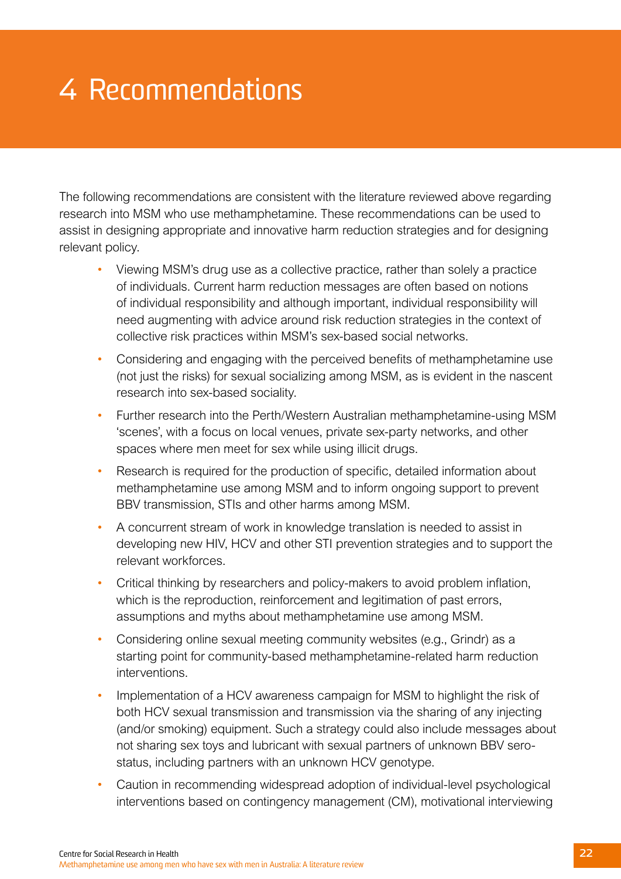# 4 Recommendations

The following recommendations are consistent with the literature reviewed above regarding research into MSM who use methamphetamine. These recommendations can be used to assist in designing appropriate and innovative harm reduction strategies and for designing relevant policy.

- Viewing MSM's drug use as a collective practice, rather than solely a practice of individuals. Current harm reduction messages are often based on notions of individual responsibility and although important, individual responsibility will need augmenting with advice around risk reduction strategies in the context of collective risk practices within MSM's sex-based social networks.
- Considering and engaging with the perceived benefits of methamphetamine use (not just the risks) for sexual socializing among MSM, as is evident in the nascent research into sex-based sociality.
- Further research into the Perth/Western Australian methamphetamine-using MSM 'scenes', with a focus on local venues, private sex-party networks, and other spaces where men meet for sex while using illicit drugs.
- Research is required for the production of specific, detailed information about methamphetamine use among MSM and to inform ongoing support to prevent BBV transmission, STIs and other harms among MSM.
- A concurrent stream of work in knowledge translation is needed to assist in developing new HIV, HCV and other STI prevention strategies and to support the relevant workforces.
- Critical thinking by researchers and policy-makers to avoid problem inflation, which is the reproduction, reinforcement and legitimation of past errors, assumptions and myths about methamphetamine use among MSM.
- Considering online sexual meeting community websites (e.g., Grindr) as a starting point for community-based methamphetamine-related harm reduction interventions.
- Implementation of a HCV awareness campaign for MSM to highlight the risk of both HCV sexual transmission and transmission via the sharing of any injecting (and/or smoking) equipment. Such a strategy could also include messages about not sharing sex toys and lubricant with sexual partners of unknown BBV sero-status, including partners with an unknown HCV genotype.
- Caution in recommending widespread adoption of individual-level psychological interventions based on contingency management (CM), motivational interviewing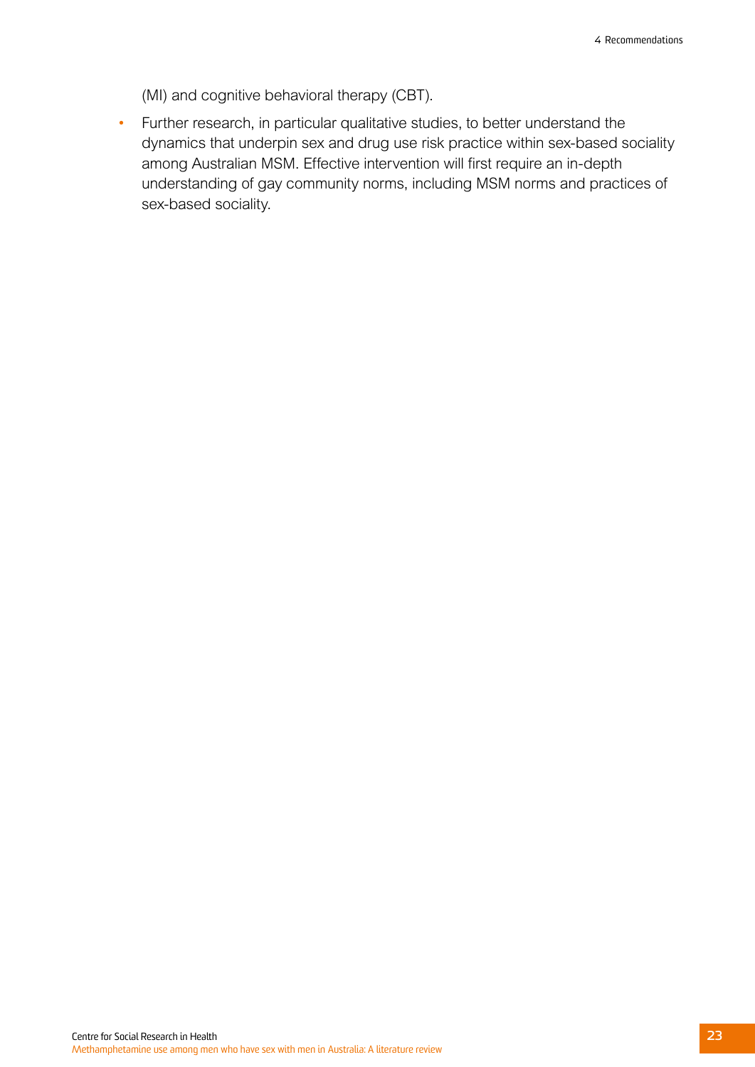(MI) and cognitive behavioral therapy (CBT).

- Further research, in particular qualitative studies, to better understand the dynamics that underpin sex and drug use risk practice within sex-based sociality among Australian MSM. Effective intervention will first require an in-depth understanding of gay community norms, including MSM norms and practices of sex-based sociality.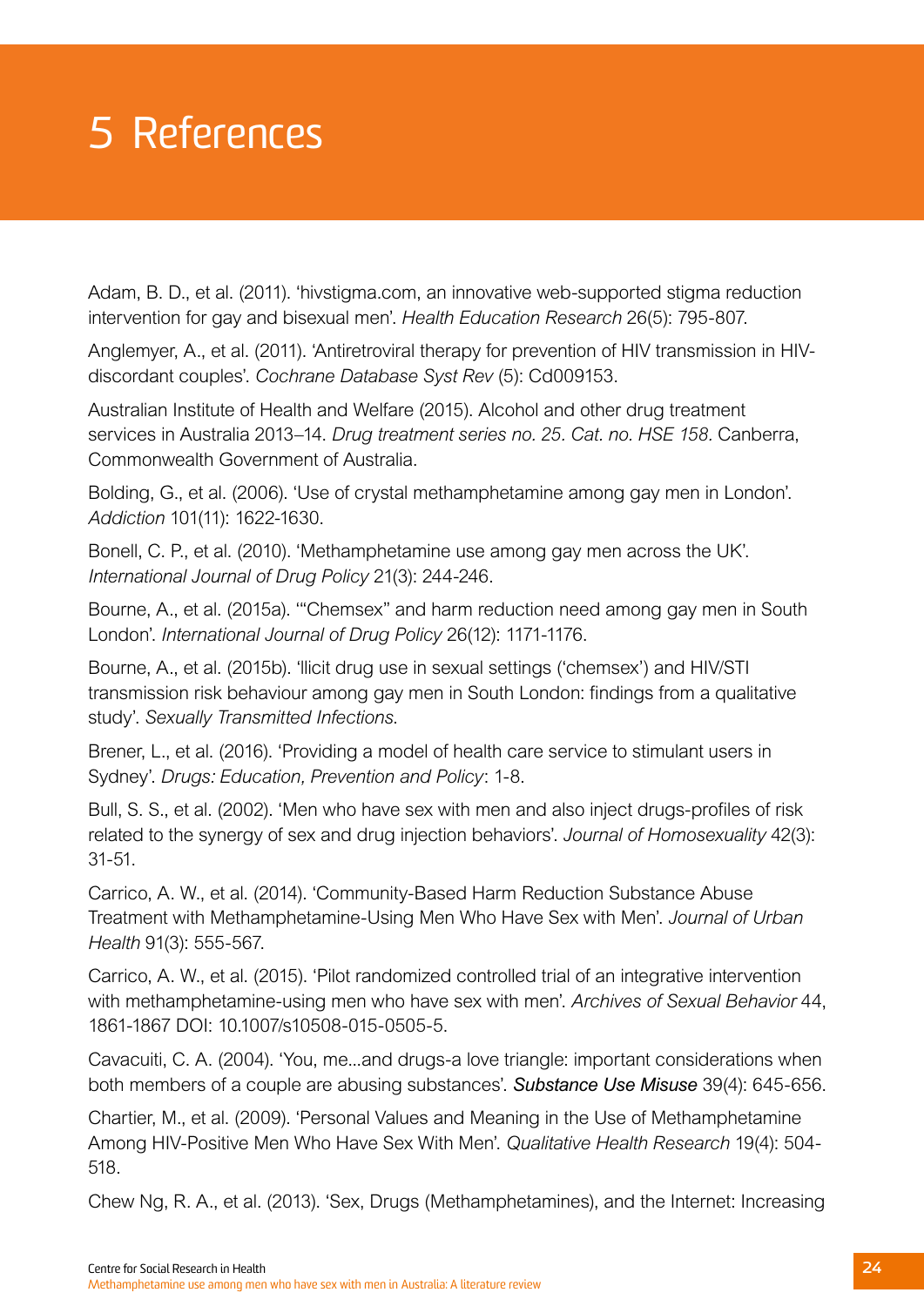# 5 References

Adam, B. D., et al. (2011). 'hivstigma.com, an innovative web-supported stigma reduction intervention for gay and bisexual men'. *Health Education Research* 26(5): 795-807.

Anglemyer, A., et al. (2011). 'Antiretroviral therapy for prevention of HIV transmission in HIV-discordant couples'. *Cochrane Database Syst Rev* (5): Cd009153.

Australian Institute of Health and Welfare (2015). Alcohol and other drug treatment services in Australia 2013–14. *Drug treatment series no. 25. Cat. no. HSE 158.* Canberra, Commonwealth Government of Australia.

Bolding, G., et al. (2006). 'Use of crystal methamphetamine among gay men in London'. *Addiction* 101(11): 1622-1630.

Bonell, C. P., et al. (2010). 'Methamphetamine use among gay men across the UK'. *International Journal of Drug Policy* 21(3): 244-246.

Bourne, A., et al. (2015a). '"Chemsex" and harm reduction need among gay men in South London'. *International Journal of Drug Policy* 26(12): 1171-1176.

Bourne, A., et al. (2015b). 'Illicit drug use in sexual settings ('chemsex') and HIV/STI transmission risk behaviour among gay men in South London: findings from a qualitative study'. *Sexually Transmitted Infections*.

Brener, L., et al. (2016). 'Providing a model of health care service to stimulant users in Sydney'. *Drugs: Education, Prevention and Policy*: 1-8.

Bull, S. S., et al. (2002). 'Men who have sex with men and also inject drugs-profiles of risk related to the synergy of sex and drug injection behaviors'. *Journal of Homosexuality* 42(3): 31-51.

Carrico, A. W., et al. (2014). 'Community-Based Harm Reduction Substance Abuse Treatment with Methamphetamine-Using Men Who Have Sex with Men'. *Journal of Urban Health* 91(3): 555-567.

Carrico, A. W., et al. (2015). 'Pilot randomized controlled trial of an integrative intervention with methamphetamine-using men who have sex with men'. *Archives of Sexual Behavior* 44, 1861-1867 DOI: 10.1007/s10508-015-0505-5.

Cavacuiti, C. A. (2004). 'You, me...and drugs-a love triangle: important considerations when both members of a couple are abusing substances'. ***Substance Use Misuse*** 39(4): 645-656.

Chartier, M., et al. (2009). 'Personal Values and Meaning in the Use of Methamphetamine Among HIV-Positive Men Who Have Sex With Men'. *Qualitative Health Research* 19(4): 504-518.

Chew Ng, R. A., et al. (2013). 'Sex, Drugs (Methamphetamines), and the Internet: Increasing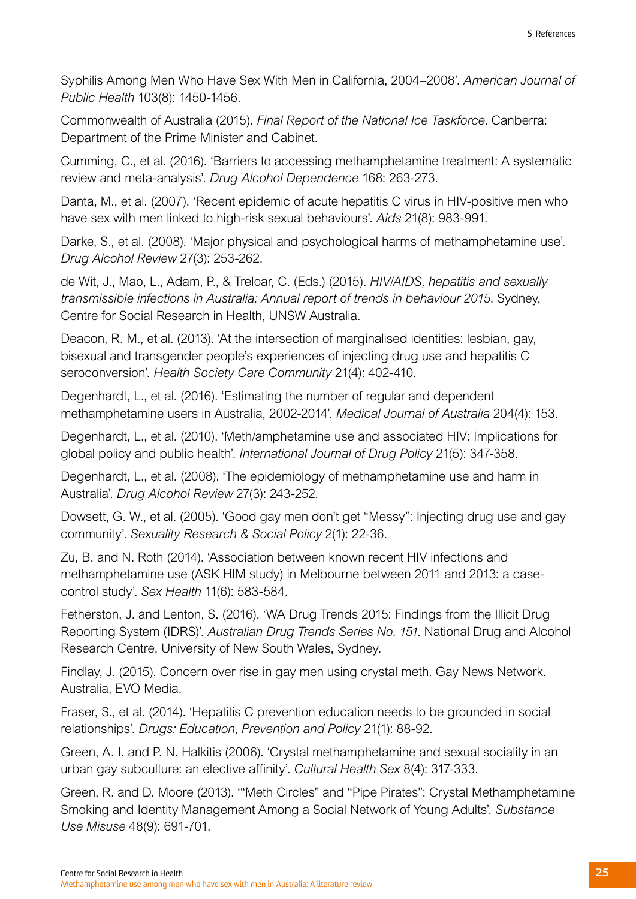Syphilis Among Men Who Have Sex With Men in California, 2004–2008'. *American Journal of Public Health* 103(8): 1450-1456.

Commonwealth of Australia (2015). *Final Report of the National Ice Taskforce*. Canberra: Department of the Prime Minister and Cabinet.

Cumming, C., et al. (2016). 'Barriers to accessing methamphetamine treatment: A systematic review and meta-analysis'. *Drug Alcohol Dependence* 168: 263-273.

Danta, M., et al. (2007). 'Recent epidemic of acute hepatitis C virus in HIV-positive men who have sex with men linked to high-risk sexual behaviours'. *Aids* 21(8): 983-991.

Darke, S., et al. (2008). 'Major physical and psychological harms of methamphetamine use'. *Drug Alcohol Review* 27(3): 253-262.

de Wit, J., Mao, L., Adam, P., & Treloar, C. (Eds.) (2015). *HIV/AIDS, hepatitis and sexually transmissible infections in Australia: Annual report of trends in behaviour 2015*. Sydney, Centre for Social Research in Health, UNSW Australia.

Deacon, R. M., et al. (2013). 'At the intersection of marginalised identities: lesbian, gay, bisexual and transgender people's experiences of injecting drug use and hepatitis C seroconversion'. *Health Society Care Community* 21(4): 402-410.

Degenhardt, L., et al. (2016). 'Estimating the number of regular and dependent methamphetamine users in Australia, 2002-2014'. *Medical Journal of Australia* 204(4): 153.

Degenhardt, L., et al. (2010). 'Meth/amphetamine use and associated HIV: Implications for global policy and public health'. *International Journal of Drug Policy* 21(5): 347-358.

Degenhardt, L., et al. (2008). 'The epidemiology of methamphetamine use and harm in Australia'. *Drug Alcohol Review* 27(3): 243-252.

Dowsett, G. W., et al. (2005). 'Good gay men don't get "Messy": Injecting drug use and gay community'. *Sexuality Research & Social Policy* 2(1): 22-36.

Zu, B. and N. Roth (2014). 'Association between known recent HIV infections and methamphetamine use (ASK HIM study) in Melbourne between 2011 and 2013: a case-control study'. *Sex Health* 11(6): 583-584.

Fetherston, J. and Lenton, S. (2016). 'WA Drug Trends 2015: Findings from the Illicit Drug Reporting System (IDRS)'. *Australian Drug Trends Series No. 151*. National Drug and Alcohol Research Centre, University of New South Wales, Sydney.

Findlay, J. (2015). Concern over rise in gay men using crystal meth. Gay News Network. Australia, EVO Media.

Fraser, S., et al. (2014). 'Hepatitis C prevention education needs to be grounded in social relationships'. *Drugs: Education, Prevention and Policy* 21(1): 88-92.

Green, A. I. and P. N. Halkitis (2006). 'Crystal methamphetamine and sexual sociality in an urban gay subculture: an elective affinity'. *Cultural Health Sex* 8(4): 317-333.

Green, R. and D. Moore (2013). '"Meth Circles" and "Pipe Pirates": Crystal Methamphetamine Smoking and Identity Management Among a Social Network of Young Adults'. *Substance Use Misuse* 48(9): 691-701.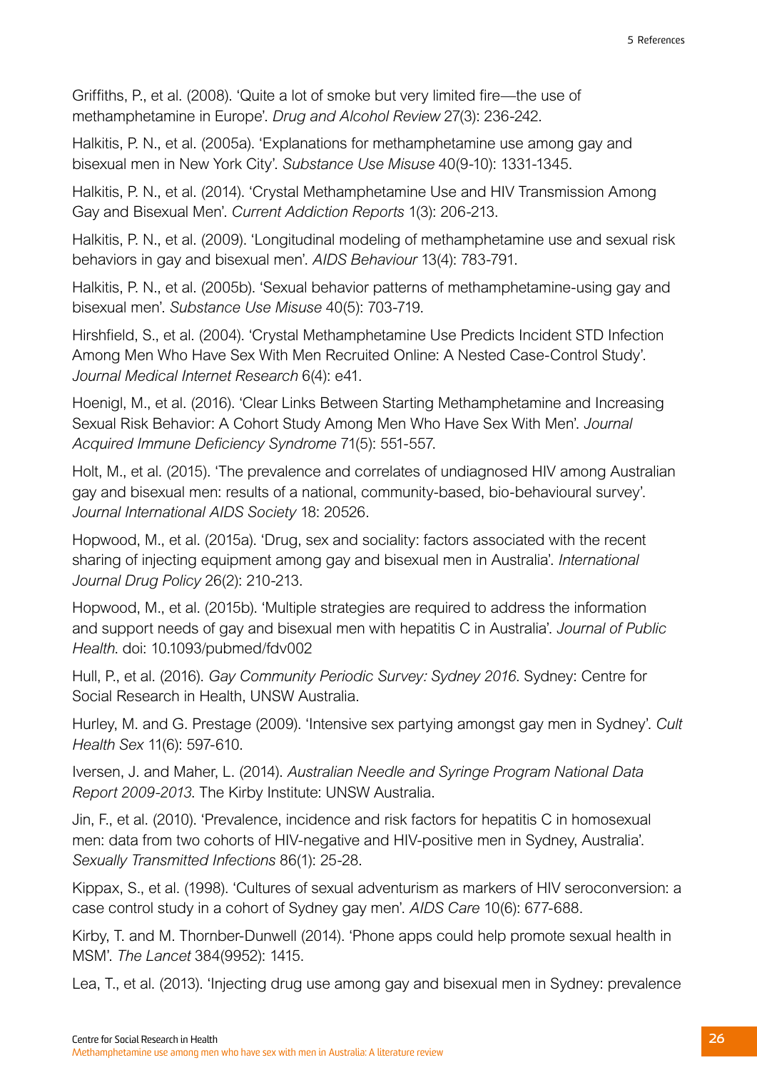Griffiths, P., et al. (2008). 'Quite a lot of smoke but very limited fire—the use of methamphetamine in Europe'. *Drug and Alcohol Review* 27(3): 236-242.

Halkitis, P. N., et al. (2005a). 'Explanations for methamphetamine use among gay and bisexual men in New York City'. *Substance Use Misuse* 40(9-10): 1331-1345.

Halkitis, P. N., et al. (2014). 'Crystal Methamphetamine Use and HIV Transmission Among Gay and Bisexual Men'. *Current Addiction Reports* 1(3): 206-213.

Halkitis, P. N., et al. (2009). 'Longitudinal modeling of methamphetamine use and sexual risk behaviors in gay and bisexual men'. *AIDS Behaviour* 13(4): 783-791.

Halkitis, P. N., et al. (2005b). 'Sexual behavior patterns of methamphetamine-using gay and bisexual men'. *Substance Use Misuse* 40(5): 703-719.

Hirshfield, S., et al. (2004). 'Crystal Methamphetamine Use Predicts Incident STD Infection Among Men Who Have Sex With Men Recruited Online: A Nested Case-Control Study'. *Journal Medical Internet Research* 6(4): e41.

Hoenigl, M., et al. (2016). 'Clear Links Between Starting Methamphetamine and Increasing Sexual Risk Behavior: A Cohort Study Among Men Who Have Sex With Men'. *Journal Acquired Immune Deficiency Syndrome* 71(5): 551-557.

Holt, M., et al. (2015). 'The prevalence and correlates of undiagnosed HIV among Australian gay and bisexual men: results of a national, community-based, bio-behavioural survey'. *Journal International AIDS Society* 18: 20526.

Hopwood, M., et al. (2015a). 'Drug, sex and sociality: factors associated with the recent sharing of injecting equipment among gay and bisexual men in Australia'. *International Journal Drug Policy* 26(2): 210-213.

Hopwood, M., et al. (2015b). 'Multiple strategies are required to address the information and support needs of gay and bisexual men with hepatitis C in Australia'. *Journal of Public Health*. doi: 10.1093/pubmed/fdv002

Hull, P., et al. (2016). *Gay Community Periodic Survey: Sydney 2016*. Sydney: Centre for Social Research in Health, UNSW Australia.

Hurley, M. and G. Prestage (2009). 'Intensive sex partying amongst gay men in Sydney'. *Cult Health Sex* 11(6): 597-610.

Iversen, J. and Maher, L. (2014). *Australian Needle and Syringe Program National Data Report 2009-2013*. The Kirby Institute: UNSW Australia.

Jin, F., et al. (2010). 'Prevalence, incidence and risk factors for hepatitis C in homosexual men: data from two cohorts of HIV-negative and HIV-positive men in Sydney, Australia'. *Sexually Transmitted Infections* 86(1): 25-28.

Kippax, S., et al. (1998). 'Cultures of sexual adventurism as markers of HIV seroconversion: a case control study in a cohort of Sydney gay men'. *AIDS Care* 10(6): 677-688.

Kirby, T. and M. Thornber-Dunwell (2014). 'Phone apps could help promote sexual health in MSM'. *The Lancet* 384(9952): 1415.

Lea, T., et al. (2013). 'Injecting drug use among gay and bisexual men in Sydney: prevalence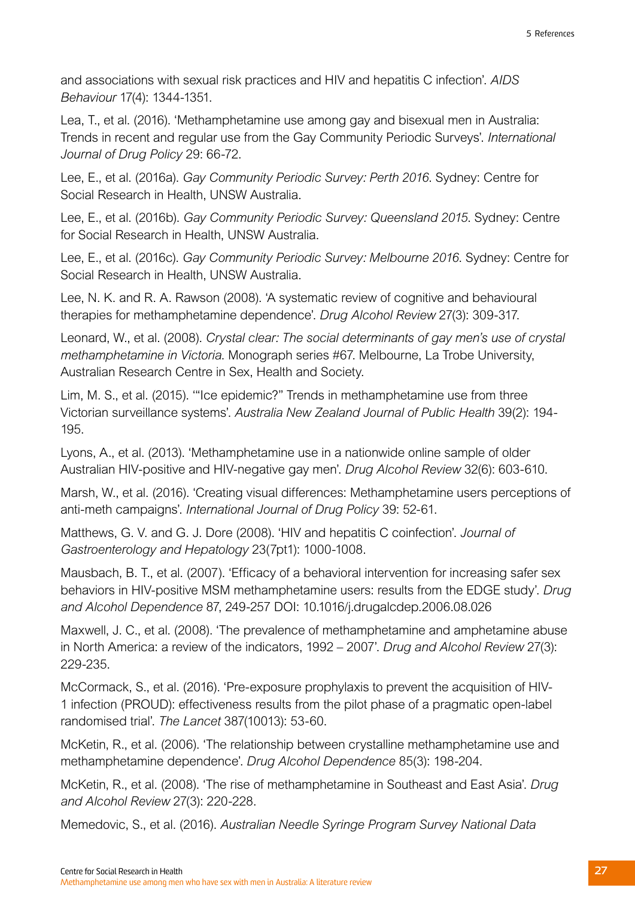and associations with sexual risk practices and HIV and hepatitis C infection'. *AIDS Behaviour* 17(4): 1344-1351.

Lea, T., et al. (2016). 'Methamphetamine use among gay and bisexual men in Australia: Trends in recent and regular use from the Gay Community Periodic Surveys'. *International Journal of Drug Policy* 29: 66-72.

Lee, E., et al. (2016a). *Gay Community Periodic Survey: Perth 2016*. Sydney: Centre for Social Research in Health, UNSW Australia.

Lee, E., et al. (2016b). *Gay Community Periodic Survey: Queensland 2015*. Sydney: Centre for Social Research in Health, UNSW Australia.

Lee, E., et al. (2016c). *Gay Community Periodic Survey: Melbourne 2016*. Sydney: Centre for Social Research in Health, UNSW Australia.

Lee, N. K. and R. A. Rawson (2008). 'A systematic review of cognitive and behavioural therapies for methamphetamine dependence'. *Drug Alcohol Review* 27(3): 309-317.

Leonard, W., et al. (2008). *Crystal clear: The social determinants of gay men's use of crystal methamphetamine in Victoria*. Monograph series #67. Melbourne, La Trobe University, Australian Research Centre in Sex, Health and Society.

Lim, M. S., et al. (2015). '"Ice epidemic?" Trends in methamphetamine use from three Victorian surveillance systems'. *Australia New Zealand Journal of Public Health* 39(2): 194-195.

Lyons, A., et al. (2013). 'Methamphetamine use in a nationwide online sample of older Australian HIV-positive and HIV-negative gay men'. *Drug Alcohol Review* 32(6): 603-610.

Marsh, W., et al. (2016). 'Creating visual differences: Methamphetamine users perceptions of anti-meth campaigns'. *International Journal of Drug Policy* 39: 52-61.

Matthews, G. V. and G. J. Dore (2008). 'HIV and hepatitis C coinfection'. *Journal of Gastroenterology and Hepatology* 23(7pt1): 1000-1008.

Mausbach, B. T., et al. (2007). 'Efficacy of a behavioral intervention for increasing safer sex behaviors in HIV-positive MSM methamphetamine users: results from the EDGE study'. *Drug and Alcohol Dependence* 87, 249-257 DOI: 10.1016/j.drugalcdep.2006.08.026

Maxwell, J. C., et al. (2008). 'The prevalence of methamphetamine and amphetamine abuse in North America: a review of the indicators, 1992 – 2007'. *Drug and Alcohol Review* 27(3): 229-235.

McCormack, S., et al. (2016). 'Pre-exposure prophylaxis to prevent the acquisition of HIV-1 infection (PROUD): effectiveness results from the pilot phase of a pragmatic open-label randomised trial'. *The Lancet* 387(10013): 53-60.

McKetin, R., et al. (2006). 'The relationship between crystalline methamphetamine use and methamphetamine dependence'. *Drug Alcohol Dependence* 85(3): 198-204.

McKetin, R., et al. (2008). 'The rise of methamphetamine in Southeast and East Asia'. *Drug and Alcohol Review* 27(3): 220-228.

Memedovic, S., et al. (2016). *Australian Needle Syringe Program Survey National Data*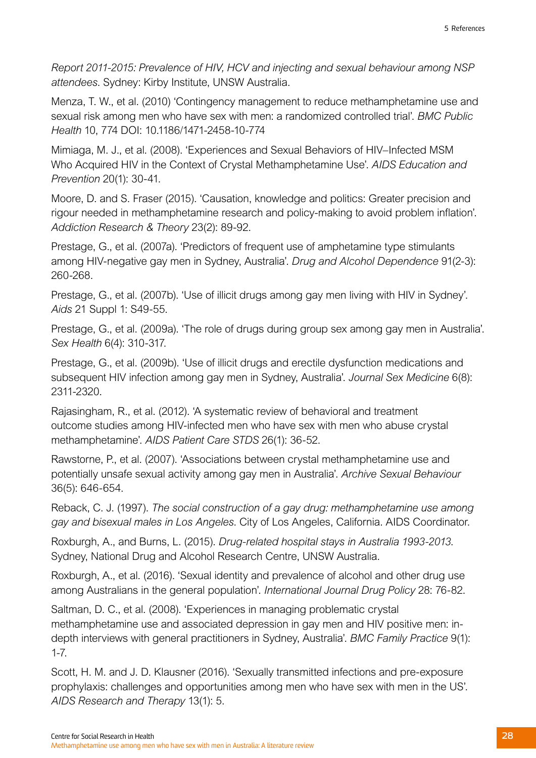*Report 2011-2015: Prevalence of HIV, HCV and injecting and sexual behaviour among NSP attendees*. Sydney: Kirby Institute, UNSW Australia.

Menza, T. W., et al. (2010) 'Contingency management to reduce methamphetamine use and sexual risk among men who have sex with men: a randomized controlled trial'. *BMC Public Health* 10, 774 DOI: 10.1186/1471-2458-10-774

Mimiaga, M. J., et al. (2008). 'Experiences and Sexual Behaviors of HIV–Infected MSM Who Acquired HIV in the Context of Crystal Methamphetamine Use'. *AIDS Education and Prevention* 20(1): 30-41.

Moore, D. and S. Fraser (2015). 'Causation, knowledge and politics: Greater precision and rigour needed in methamphetamine research and policy-making to avoid problem inflation'. *Addiction Research & Theory* 23(2): 89-92.

Prestage, G., et al. (2007a). 'Predictors of frequent use of amphetamine type stimulants among HIV-negative gay men in Sydney, Australia'. *Drug and Alcohol Dependence* 91(2-3): 260-268.

Prestage, G., et al. (2007b). 'Use of illicit drugs among gay men living with HIV in Sydney'. *Aids* 21 Suppl 1: S49-55.

Prestage, G., et al. (2009a). 'The role of drugs during group sex among gay men in Australia'. *Sex Health* 6(4): 310-317.

Prestage, G., et al. (2009b). 'Use of illicit drugs and erectile dysfunction medications and subsequent HIV infection among gay men in Sydney, Australia'. *Journal Sex Medicine* 6(8): 2311-2320.

Rajasingham, R., et al. (2012). 'A systematic review of behavioral and treatment outcome studies among HIV-infected men who have sex with men who abuse crystal methamphetamine'. *AIDS Patient Care STDS* 26(1): 36-52.

Rawstorne, P., et al. (2007). 'Associations between crystal methamphetamine use and potentially unsafe sexual activity among gay men in Australia'. *Archive Sexual Behaviour* 36(5): 646-654.

Reback, C. J. (1997). *The social construction of a gay drug: methamphetamine use among gay and bisexual males in Los Angeles*. City of Los Angeles, California. AIDS Coordinator.

Roxburgh, A., and Burns, L. (2015). *Drug-related hospital stays in Australia 1993-2013*. Sydney, National Drug and Alcohol Research Centre, UNSW Australia.

Roxburgh, A., et al. (2016). 'Sexual identity and prevalence of alcohol and other drug use among Australians in the general population'. *International Journal Drug Policy* 28: 76-82.

Saltman, D. C., et al. (2008). 'Experiences in managing problematic crystal methamphetamine use and associated depression in gay men and HIV positive men: in-depth interviews with general practitioners in Sydney, Australia'. *BMC Family Practice* 9(1): 1-7.

Scott, H. M. and J. D. Klausner (2016). 'Sexually transmitted infections and pre-exposure prophylaxis: challenges and opportunities among men who have sex with men in the US'. *AIDS Research and Therapy* 13(1): 5.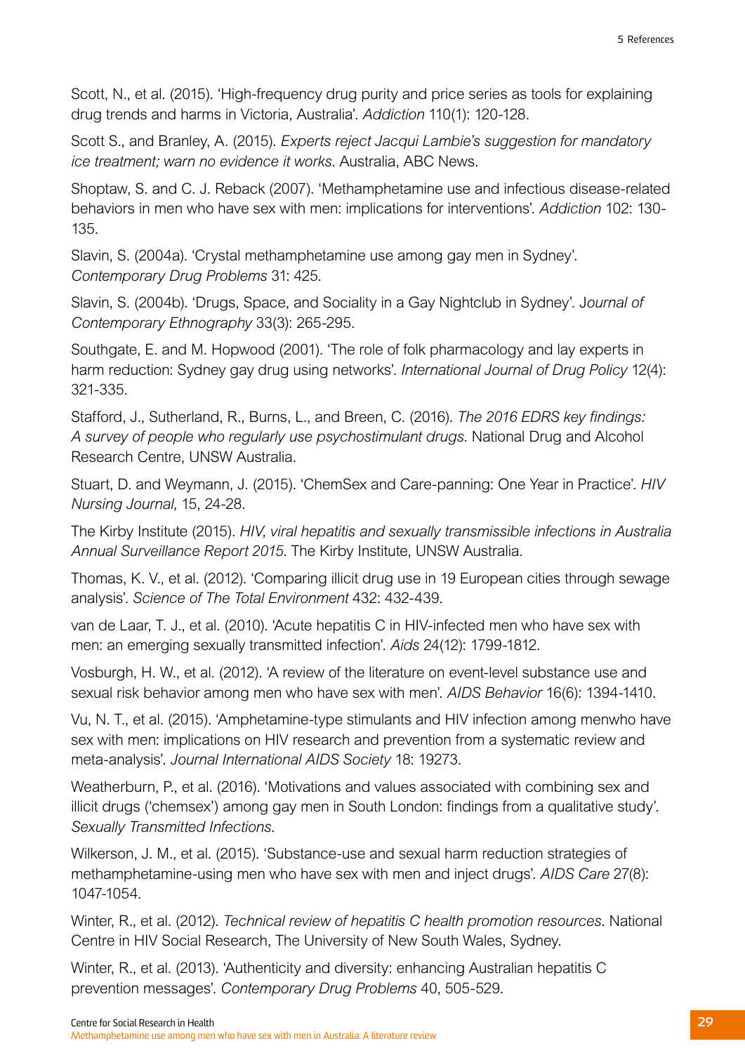Scott, N., et al. (2015). 'High-frequency drug purity and price series as tools for explaining drug trends and harms in Victoria, Australia'. *Addiction* 110(1): 120-128.

Scott S., and Branley, A. (2015). *Experts reject Jacqui Lambie's suggestion for mandatory ice treatment; warn no evidence it works*. Australia, ABC News.

Shoptaw, S. and C. J. Reback (2007). 'Methamphetamine use and infectious disease-related behaviors in men who have sex with men: implications for interventions'. *Addiction* 102: 130-135.

Slavin, S. (2004a). 'Crystal methamphetamine use among gay men in Sydney'. *Contemporary Drug Problems* 31: 425.

Slavin, S. (2004b). 'Drugs, Space, and Sociality in a Gay Nightclub in Sydney'. J*ournal of Contemporary Ethnography* 33(3): 265-295.

Southgate, E. and M. Hopwood (2001). 'The role of folk pharmacology and lay experts in harm reduction: Sydney gay drug using networks'. *International Journal of Drug Policy* 12(4): 321-335.

Stafford, J., Sutherland, R., Burns, L., and Breen, C. (2016). *The 2016 EDRS key findings: A survey of people who regularly use psychostimulant drugs*. National Drug and Alcohol Research Centre, UNSW Australia.

Stuart, D. and Weymann, J. (2015). 'ChemSex and Care-panning: One Year in Practice'. *HIV Nursing Journal*, 15, 24-28.

The Kirby Institute (2015). *HIV, viral hepatitis and sexually transmissible infections in Australia Annual Surveillance Report 2015*. The Kirby Institute, UNSW Australia.

Thomas, K. V., et al. (2012). 'Comparing illicit drug use in 19 European cities through sewage analysis'. *Science of The Total Environment* 432: 432-439.

van de Laar, T. J., et al. (2010). 'Acute hepatitis C in HIV-infected men who have sex with men: an emerging sexually transmitted infection'. *Aids* 24(12): 1799-1812.

Vosburgh, H. W., et al. (2012). 'A review of the literature on event-level substance use and sexual risk behavior among men who have sex with men'. *AIDS Behavior* 16(6): 1394-1410.

Vu, N. T., et al. (2015). 'Amphetamine-type stimulants and HIV infection among menwho have sex with men: implications on HIV research and prevention from a systematic review and meta-analysis'. *Journal International AIDS Society* 18: 19273.

Weatherburn, P., et al. (2016). 'Motivations and values associated with combining sex and illicit drugs ('chemsex') among gay men in South London: findings from a qualitative study'. *Sexually Transmitted Infections*.

Wilkerson, J. M., et al. (2015). 'Substance-use and sexual harm reduction strategies of methamphetamine-using men who have sex with men and inject drugs'. *AIDS Care* 27(8): 1047-1054.

Winter, R., et al. (2012). *Technical review of hepatitis C health promotion resources*. National Centre in HIV Social Research, The University of New South Wales, Sydney.

Winter, R., et al. (2013). 'Authenticity and diversity: enhancing Australian hepatitis C prevention messages'. *Contemporary Drug Problems* 40, 505-529.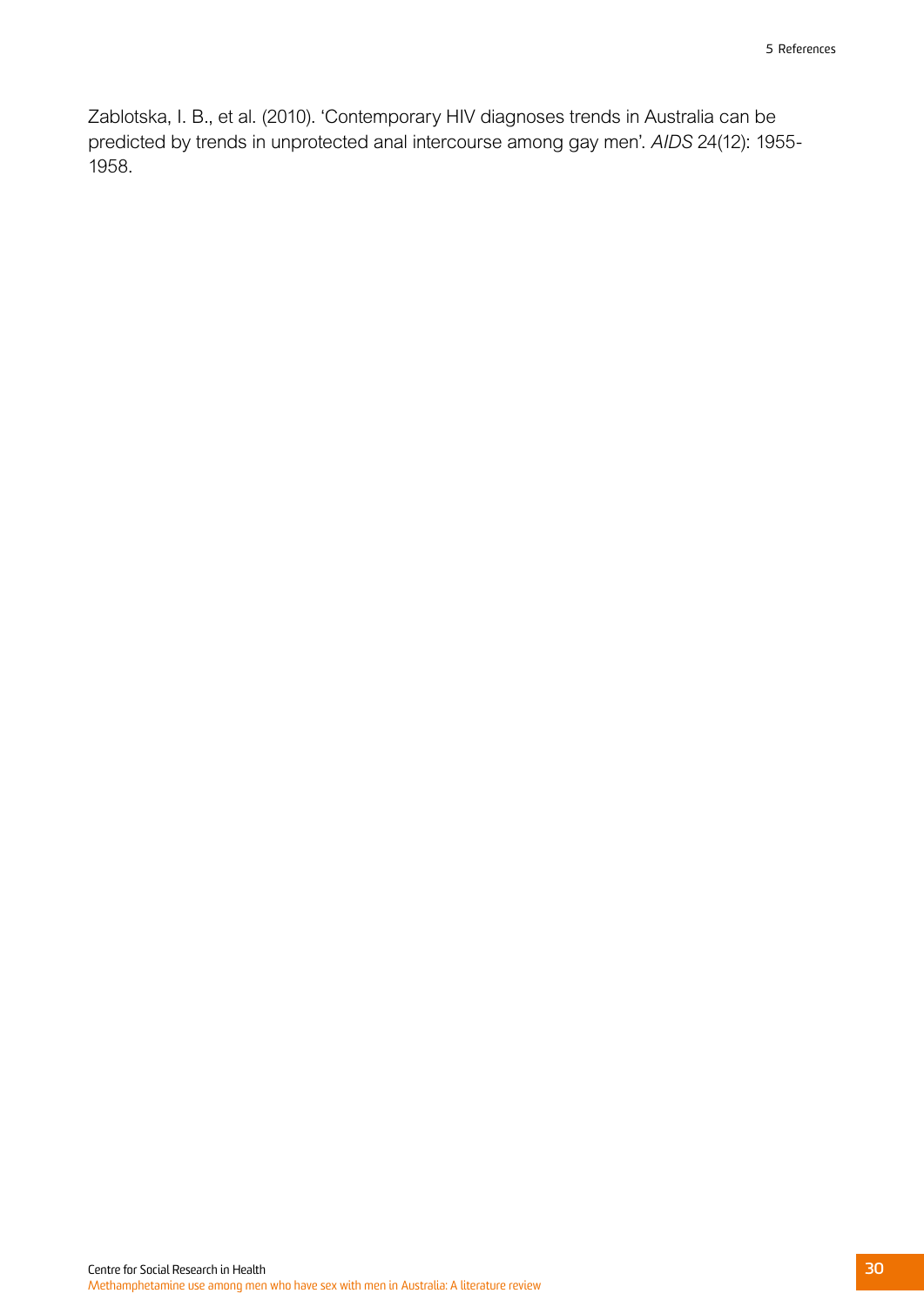Zablotska, I. B., et al. (2010). 'Contemporary HIV diagnoses trends in Australia can be predicted by trends in unprotected anal intercourse among gay men'. *AIDS* 24(12): 1955-1958.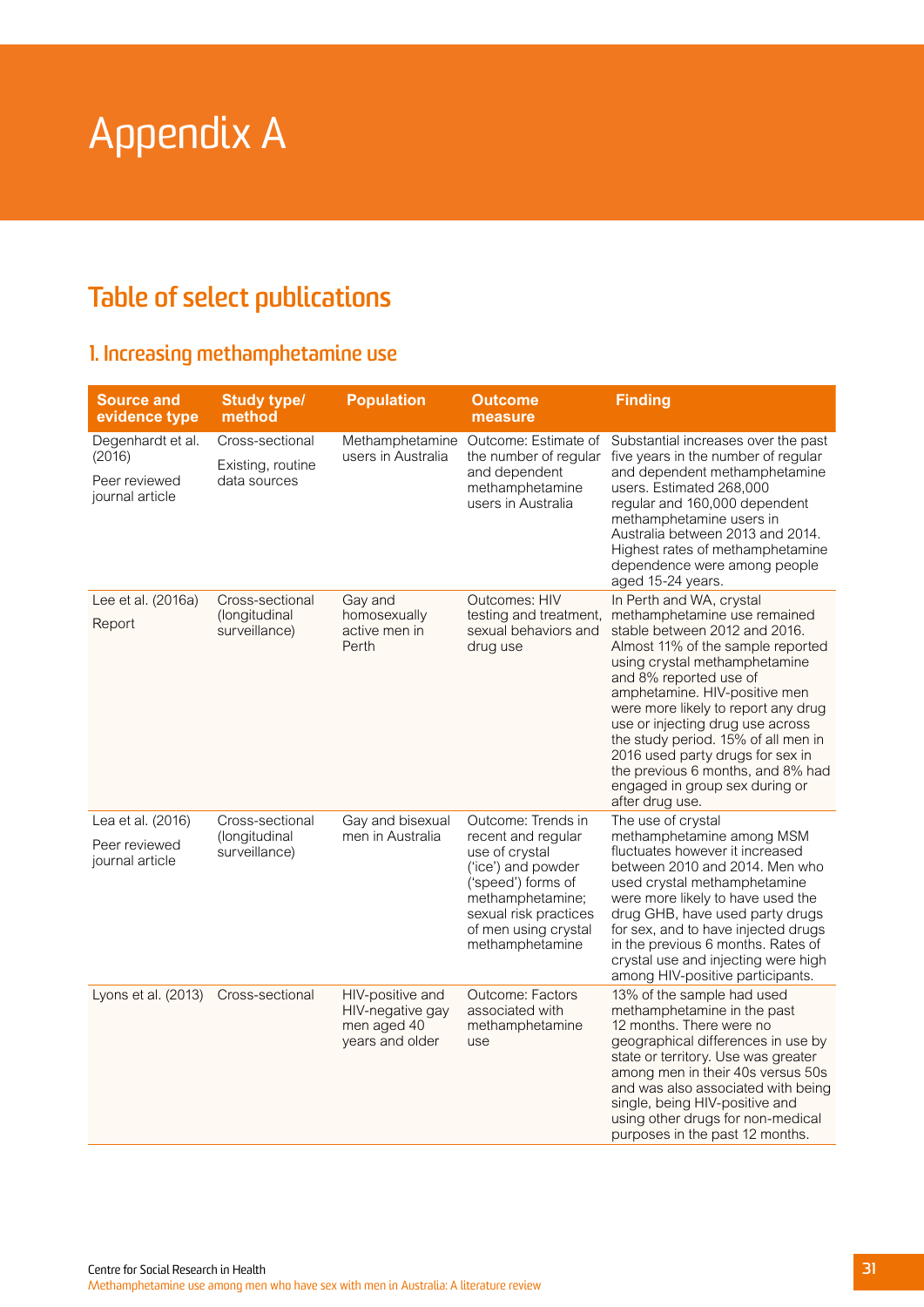# Appendix A

## Table of select publications

### 1. Increasing methamphetamine use

| Source and evidence type | Study type/ method | Population | Outcome measure | Finding |
|---|---|---|---|---|
| Degenhardt et al. (2016)<br>Peer reviewed journal article | Cross-sectional<br>Existing, routine data sources | Methamphetamine users in Australia | Outcome: Estimate of the number of regular and dependent methamphetamine users in Australia | Substantial increases over the past five years in the number of regular and dependent methamphetamine users. Estimated 268,000 regular and 160,000 dependent methamphetamine users in Australia between 2013 and 2014. Highest rates of methamphetamine dependence were among people aged 15-24 years. |
| Lee et al. (2016a)<br>Report | Cross-sectional (longitudinal surveillance) | Gay and homosexually active men in Perth | Outcomes: HIV testing and treatment, sexual behaviors and drug use | In Perth and WA, crystal methamphetamine use remained stable between 2012 and 2016. Almost 11% of the sample reported using crystal methamphetamine and 8% reported use of amphetamine. HIV-positive men were more likely to report any drug use or injecting drug use across the study period. 15% of all men in 2016 used party drugs for sex in the previous 6 months, and 8% had engaged in group sex during or after drug use. |
| Lea et al. (2016)<br>Peer reviewed journal article | Cross-sectional (longitudinal surveillance) | Gay and bisexual men in Australia | Outcome: Trends in recent and regular use of crystal ('ice') and powder ('speed') forms of methamphetamine; sexual risk practices of men using crystal methamphetamine | The use of crystal methamphetamine among MSM fluctuates however it increased between 2010 and 2014. Men who used crystal methamphetamine were more likely to have used the drug GHB, have used party drugs for sex, and to have injected drugs in the previous 6 months. Rates of crystal use and injecting were high among HIV-positive participants. |
| Lyons et al. (2013) | Cross-sectional | HIV-positive and HIV-negative gay men aged 40 years and older | Outcome: Factors associated with methamphetamine use | 13% of the sample had used methamphetamine in the past 12 months. There were no geographical differences in use by state or territory. Use was greater among men in their 40s versus 50s and was also associated with being single, being HIV-positive and using other drugs for non-medical purposes in the past 12 months. |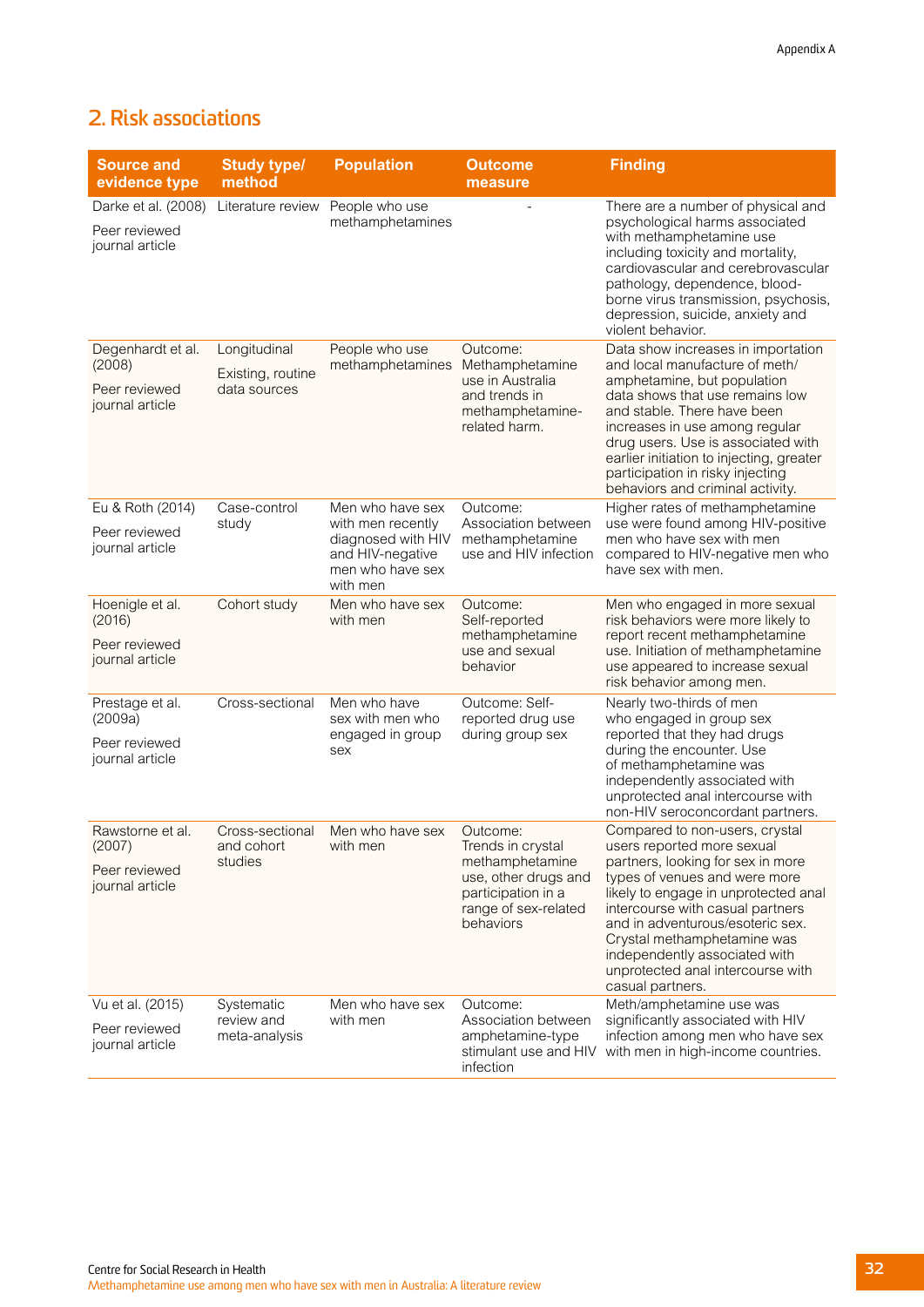## 2. Risk associations

| Source and evidence type | Study type/ method | Population | Outcome measure | Finding |
|---|---|---|---|---|
| Darke et al. (2008)<br>Peer reviewed journal article | Literature review | People who use methamphetamines | - | There are a number of physical and psychological harms associated with methamphetamine use including toxicity and mortality, cardiovascular and cerebrovascular pathology, dependence, blood-borne virus transmission, psychosis, depression, suicide, anxiety and violent behavior. |
| Degenhardt et al. (2008)<br>Peer reviewed journal article | Longitudinal<br>Existing, routine data sources | People who use methamphetamines | Outcome: Methamphetamine use in Australia and trends in methamphetamine-related harm. | Data show increases in importation and local manufacture of meth/ amphetamine, but population data shows that use remains low and stable. There have been increases in use among regular drug users. Use is associated with earlier initiation to injecting, greater participation in risky injecting behaviors and criminal activity. |
| Eu & Roth (2014)<br>Peer reviewed journal article | Case-control study | Men who have sex with men recently diagnosed with HIV and HIV-negative men who have sex with men | Outcome: Association between methamphetamine use and HIV infection | Higher rates of methamphetamine use were found among HIV-positive men who have sex with men compared to HIV-negative men who have sex with men. |
| Hoenigle et al. (2016)<br>Peer reviewed journal article | Cohort study | Men who have sex with men | Outcome: Self-reported methamphetamine use and sexual behavior | Men who engaged in more sexual risk behaviors were more likely to report recent methamphetamine use. Initiation of methamphetamine use appeared to increase sexual risk behavior among men. |
| Prestage et al. (2009a)<br>Peer reviewed journal article | Cross-sectional | Men who have sex with men who engaged in group sex | Outcome: Self-reported drug use during group sex | Nearly two-thirds of men who engaged in group sex reported that they had drugs during the encounter. Use of methamphetamine was independently associated with unprotected anal intercourse with non-HIV seroconcordant partners. |
| Rawstorne et al. (2007)<br>Peer reviewed journal article | Cross-sectional and cohort studies | Men who have sex with men | Outcome: Trends in crystal methamphetamine use, other drugs and participation in a range of sex-related behaviors | Compared to non-users, crystal users reported more sexual partners, looking for sex in more types of venues and were more likely to engage in unprotected anal intercourse with casual partners and in adventurous/esoteric sex. Crystal methamphetamine was independently associated with unprotected anal intercourse with casual partners. |
| Vu et al. (2015)<br>Peer reviewed journal article | Systematic review and meta-analysis | Men who have sex with men | Outcome: Association between amphetamine-type stimulant use and HIV infection | Meth/amphetamine use was significantly associated with HIV infection among men who have sex with men in high-income countries. |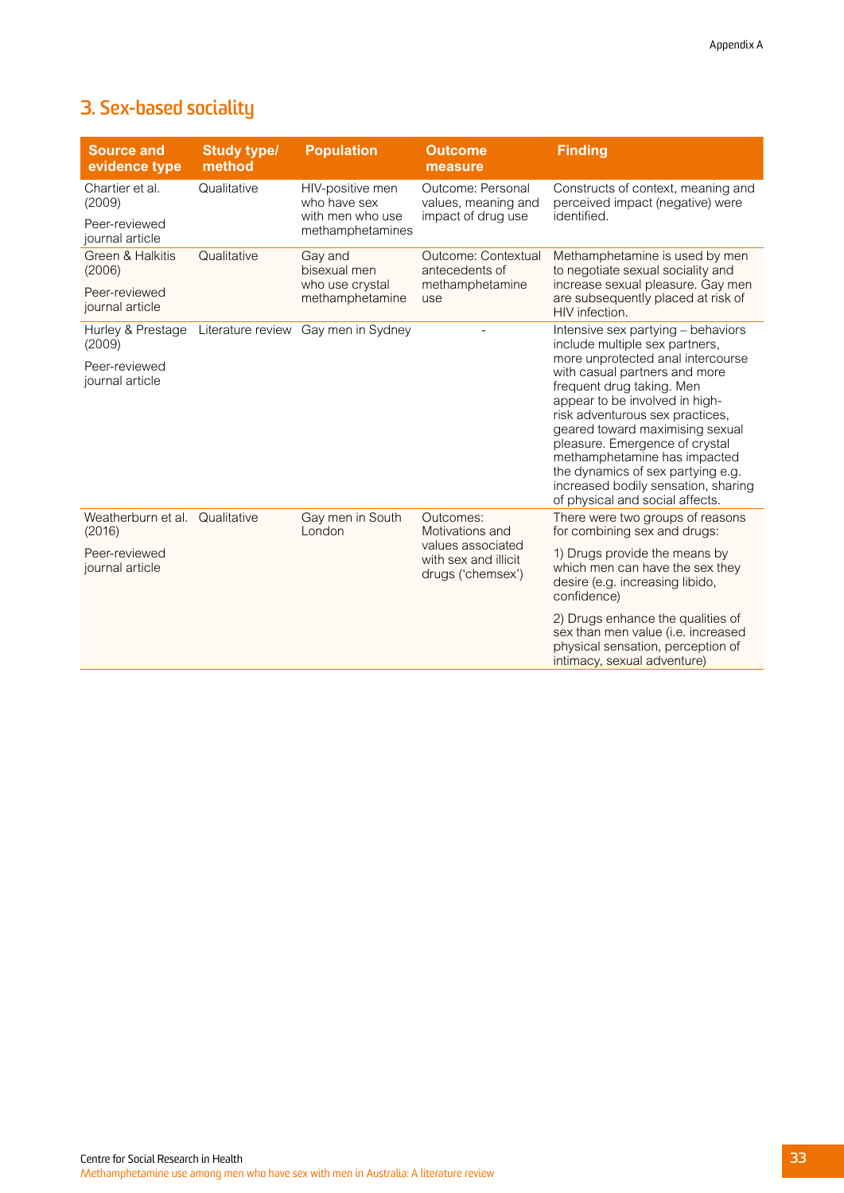## 3. Sex-based sociality

| Source and evidence type | Study type/ method | Population | Outcome measure | Finding |
|---|---|---|---|---|
| Chartier et al. (2009)<br><br>Peer-reviewed journal article | Qualitative | HIV-positive men who have sex with men who use methamphetamines | Outcome: Personal values, meaning and impact of drug use | Constructs of context, meaning and perceived impact (negative) were identified. |
| Green & Halkitis (2006)<br><br>Peer-reviewed journal article | Qualitative | Gay and bisexual men who use crystal methamphetamine | Outcome: Contextual antecedents of methamphetamine use | Methamphetamine is used by men to negotiate sexual sociality and increase sexual pleasure. Gay men are subsequently placed at risk of HIV infection. |
| Hurley & Prestage (2009)<br><br>Peer-reviewed journal article | Literature review | Gay men in Sydney | - | Intensive sex partying – behaviors include multiple sex partners, more unprotected anal intercourse with casual partners and more frequent drug taking. Men appear to be involved in high-risk adventurous sex practices, geared toward maximising sexual pleasure. Emergence of crystal methamphetamine has impacted the dynamics of sex partying e.g. increased bodily sensation, sharing of physical and social affects. |
| Weatherburn et al. (2016)<br><br>Peer-reviewed journal article | Qualitative | Gay men in South London | Outcomes: Motivations and values associated with sex and illicit drugs ('chemsex') | There were two groups of reasons for combining sex and drugs:<br><br>1) Drugs provide the means by which men can have the sex they desire (e.g. increasing libido, confidence)<br><br>2) Drugs enhance the qualities of sex than men value (i.e. increased physical sensation, perception of intimacy, sexual adventure) |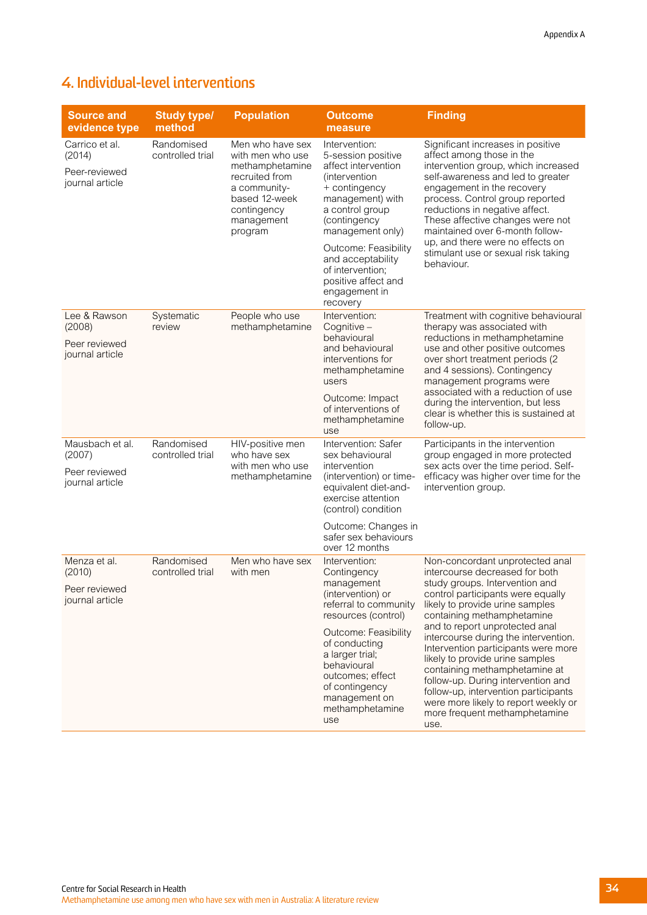## 4. Individual-level interventions

| Source and evidence type | Study type/ method | Population | Outcome measure | Finding |
|---|---|---|---|---|
| Carrico et al. (2014)<br><br>Peer-reviewed journal article | Randomised controlled trial | Men who have sex with men who use methamphetamine recruited from a community-based 12-week contingency management program | Intervention: 5-session positive affect intervention (intervention + contingency management) with a control group (contingency management only)<br><br>Outcome: Feasibility and acceptability of intervention; positive affect and engagement in recovery | Significant increases in positive affect among those in the intervention group, which increased self-awareness and led to greater engagement in the recovery process. Control group reported reductions in negative affect. These affective changes were not maintained over 6-month follow-up, and there were no effects on stimulant use or sexual risk taking behaviour. |
| Lee & Rawson (2008)<br><br>Peer reviewed journal article | Systematic review | People who use methamphetamine | Intervention: Cognitive – behavioural and behavioural interventions for methamphetamine users<br><br>Outcome: Impact of interventions of methamphetamine use | Treatment with cognitive behavioural therapy was associated with reductions in methamphetamine use and other positive outcomes over short treatment periods (2 and 4 sessions). Contingency management programs were associated with a reduction of use during the intervention, but less clear is whether this is sustained at follow-up. |
| Mausbach et al. (2007)<br><br>Peer reviewed journal article | Randomised controlled trial | HIV-positive men who have sex with men who use methamphetamine | Intervention: Safer sex behavioural intervention (intervention) or time-equivalent diet-and-exercise attention (control) condition<br><br>Outcome: Changes in safer sex behaviours over 12 months | Participants in the intervention group engaged in more protected sex acts over the time period. Self-efficacy was higher over time for the intervention group. |
| Menza et al. (2010)<br><br>Peer reviewed journal article | Randomised controlled trial | Men who have sex with men | Intervention: Contingency management (intervention) or referral to community resources (control)<br><br>Outcome: Feasibility of conducting a larger trial; behavioural outcomes; effect of contingency management on methamphetamine use | Non-concordant unprotected anal intercourse decreased for both study groups. Intervention and control participants were equally likely to provide urine samples containing methamphetamine and to report unprotected anal intercourse during the intervention. Intervention participants were more likely to provide urine samples containing methamphetamine at follow-up. During intervention and follow-up, intervention participants were more likely to report weekly or more frequent methamphetamine use. |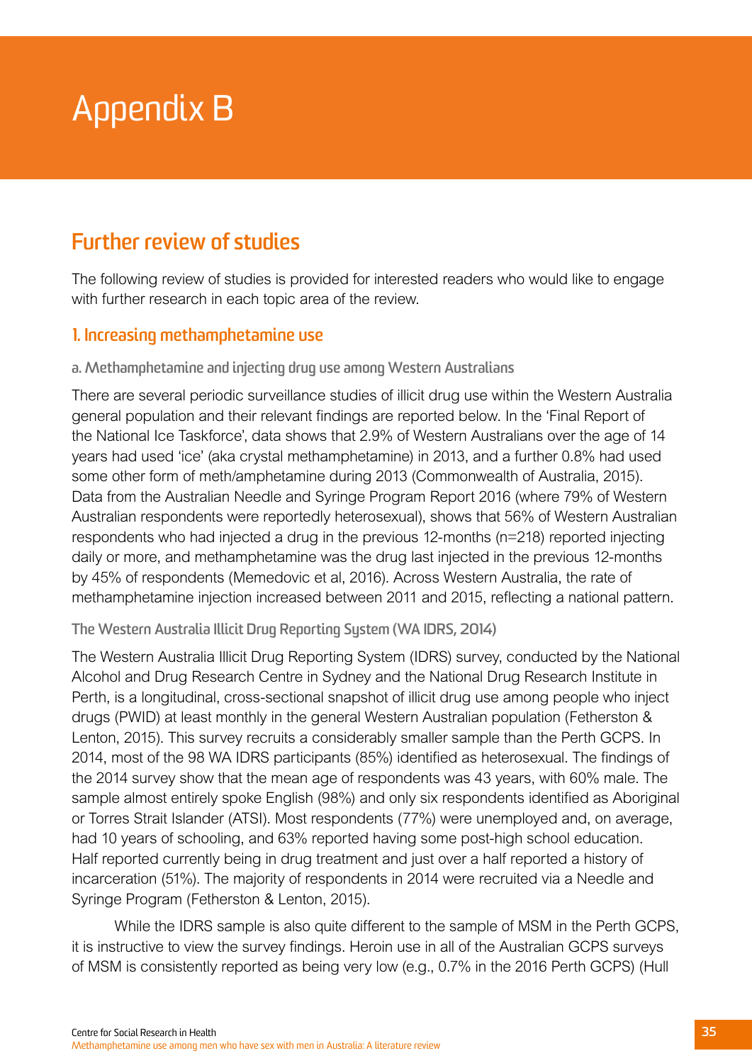# Appendix B

## Further review of studies

The following review of studies is provided for interested readers who would like to engage with further research in each topic area of the review.

### 1. Increasing methamphetamine use

#### a. Methamphetamine and injecting drug use among Western Australians

There are several periodic surveillance studies of illicit drug use within the Western Australia general population and their relevant findings are reported below. In the 'Final Report of the National Ice Taskforce', data shows that 2.9% of Western Australians over the age of 14 years had used 'ice' (aka crystal methamphetamine) in 2013, and a further 0.8% had used some other form of meth/amphetamine during 2013 (Commonwealth of Australia, 2015). Data from the Australian Needle and Syringe Program Report 2016 (where 79% of Western Australian respondents were reportedly heterosexual), shows that 56% of Western Australian respondents who had injected a drug in the previous 12-months (n=218) reported injecting daily or more, and methamphetamine was the drug last injected in the previous 12-months by 45% of respondents (Memedovic et al, 2016). Across Western Australia, the rate of methamphetamine injection increased between 2011 and 2015, reflecting a national pattern.

#### The Western Australia Illicit Drug Reporting System (WA IDRS, 2014)

The Western Australia Illicit Drug Reporting System (IDRS) survey, conducted by the National Alcohol and Drug Research Centre in Sydney and the National Drug Research Institute in Perth, is a longitudinal, cross-sectional snapshot of illicit drug use among people who inject drugs (PWID) at least monthly in the general Western Australian population (Fetherston & Lenton, 2015). This survey recruits a considerably smaller sample than the Perth GCPS. In 2014, most of the 98 WA IDRS participants (85%) identified as heterosexual. The findings of the 2014 survey show that the mean age of respondents was 43 years, with 60% male. The sample almost entirely spoke English (98%) and only six respondents identified as Aboriginal or Torres Strait Islander (ATSI). Most respondents (77%) were unemployed and, on average, had 10 years of schooling, and 63% reported having some post-high school education. Half reported currently being in drug treatment and just over a half reported a history of incarceration (51%). The majority of respondents in 2014 were recruited via a Needle and Syringe Program (Fetherston & Lenton, 2015).

While the IDRS sample is also quite different to the sample of MSM in the Perth GCPS, it is instructive to view the survey findings. Heroin use in all of the Australian GCPS surveys of MSM is consistently reported as being very low (e.g., 0.7% in the 2016 Perth GCPS) (Hull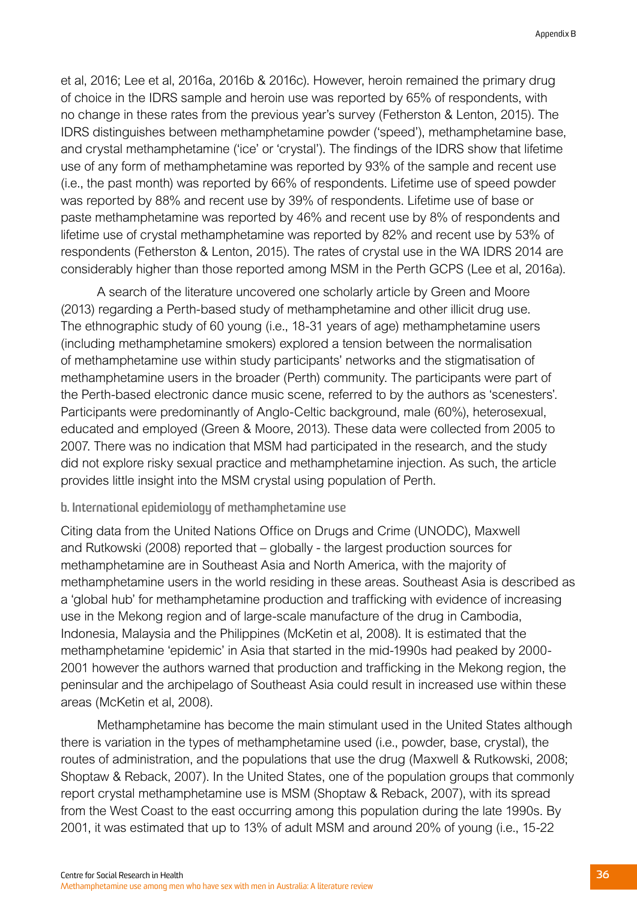et al, 2016; Lee et al, 2016a, 2016b & 2016c). However, heroin remained the primary drug of choice in the IDRS sample and heroin use was reported by 65% of respondents, with no change in these rates from the previous year's survey (Fetherston & Lenton, 2015). The IDRS distinguishes between methamphetamine powder ('speed'), methamphetamine base, and crystal methamphetamine ('ice' or 'crystal'). The findings of the IDRS show that lifetime use of any form of methamphetamine was reported by 93% of the sample and recent use (i.e., the past month) was reported by 66% of respondents. Lifetime use of speed powder was reported by 88% and recent use by 39% of respondents. Lifetime use of base or paste methamphetamine was reported by 46% and recent use by 8% of respondents and lifetime use of crystal methamphetamine was reported by 82% and recent use by 53% of respondents (Fetherston & Lenton, 2015). The rates of crystal use in the WA IDRS 2014 are considerably higher than those reported among MSM in the Perth GCPS (Lee et al, 2016a).

A search of the literature uncovered one scholarly article by Green and Moore (2013) regarding a Perth-based study of methamphetamine and other illicit drug use. The ethnographic study of 60 young (i.e., 18-31 years of age) methamphetamine users (including methamphetamine smokers) explored a tension between the normalisation of methamphetamine use within study participants' networks and the stigmatisation of methamphetamine users in the broader (Perth) community. The participants were part of the Perth-based electronic dance music scene, referred to by the authors as 'scenesters'. Participants were predominantly of Anglo-Celtic background, male (60%), heterosexual, educated and employed (Green & Moore, 2013). These data were collected from 2005 to 2007. There was no indication that MSM had participated in the research, and the study did not explore risky sexual practice and methamphetamine injection. As such, the article provides little insight into the MSM crystal using population of Perth.

### b. International epidemiology of methamphetamine use

Citing data from the United Nations Office on Drugs and Crime (UNODC), Maxwell and Rutkowski (2008) reported that – globally - the largest production sources for methamphetamine are in Southeast Asia and North America, with the majority of methamphetamine users in the world residing in these areas. Southeast Asia is described as a 'global hub' for methamphetamine production and trafficking with evidence of increasing use in the Mekong region and of large-scale manufacture of the drug in Cambodia, Indonesia, Malaysia and the Philippines (McKetin et al, 2008). It is estimated that the methamphetamine 'epidemic' in Asia that started in the mid-1990s had peaked by 2000-2001 however the authors warned that production and trafficking in the Mekong region, the peninsular and the archipelago of Southeast Asia could result in increased use within these areas (McKetin et al, 2008).

Methamphetamine has become the main stimulant used in the United States although there is variation in the types of methamphetamine used (i.e., powder, base, crystal), the routes of administration, and the populations that use the drug (Maxwell & Rutkowski, 2008; Shoptaw & Reback, 2007). In the United States, one of the population groups that commonly report crystal methamphetamine use is MSM (Shoptaw & Reback, 2007), with its spread from the West Coast to the east occurring among this population during the late 1990s. By 2001, it was estimated that up to 13% of adult MSM and around 20% of young (i.e., 15-22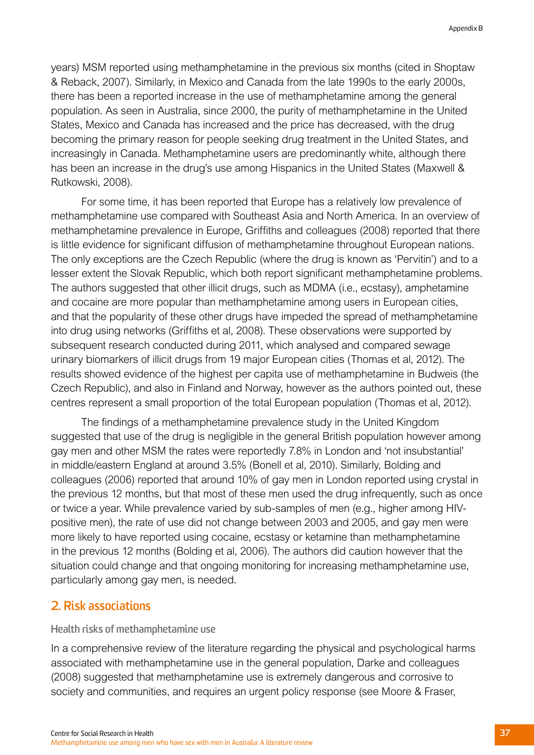years) MSM reported using methamphetamine in the previous six months (cited in Shoptaw & Reback, 2007). Similarly, in Mexico and Canada from the late 1990s to the early 2000s, there has been a reported increase in the use of methamphetamine among the general population. As seen in Australia, since 2000, the purity of methamphetamine in the United States, Mexico and Canada has increased and the price has decreased, with the drug becoming the primary reason for people seeking drug treatment in the United States, and increasingly in Canada. Methamphetamine users are predominantly white, although there has been an increase in the drug's use among Hispanics in the United States (Maxwell & Rutkowski, 2008).

For some time, it has been reported that Europe has a relatively low prevalence of methamphetamine use compared with Southeast Asia and North America. In an overview of methamphetamine prevalence in Europe, Griffiths and colleagues (2008) reported that there is little evidence for significant diffusion of methamphetamine throughout European nations. The only exceptions are the Czech Republic (where the drug is known as 'Pervitin') and to a lesser extent the Slovak Republic, which both report significant methamphetamine problems. The authors suggested that other illicit drugs, such as MDMA (i.e., ecstasy), amphetamine and cocaine are more popular than methamphetamine among users in European cities, and that the popularity of these other drugs have impeded the spread of methamphetamine into drug using networks (Griffiths et al, 2008). These observations were supported by subsequent research conducted during 2011, which analysed and compared sewage urinary biomarkers of illicit drugs from 19 major European cities (Thomas et al, 2012). The results showed evidence of the highest per capita use of methamphetamine in Budweis (the Czech Republic), and also in Finland and Norway, however as the authors pointed out, these centres represent a small proportion of the total European population (Thomas et al, 2012).

The findings of a methamphetamine prevalence study in the United Kingdom suggested that use of the drug is negligible in the general British population however among gay men and other MSM the rates were reportedly 7.8% in London and 'not insubstantial' in middle/eastern England at around 3.5% (Bonell et al, 2010). Similarly, Bolding and colleagues (2006) reported that around 10% of gay men in London reported using crystal in the previous 12 months, but that most of these men used the drug infrequently, such as once or twice a year. While prevalence varied by sub-samples of men (e.g., higher among HIV-positive men), the rate of use did not change between 2003 and 2005, and gay men were more likely to have reported using cocaine, ecstasy or ketamine than methamphetamine in the previous 12 months (Bolding et al, 2006). The authors did caution however that the situation could change and that ongoing monitoring for increasing methamphetamine use, particularly among gay men, is needed.

## 2. Risk associations

### Health risks of methamphetamine use

In a comprehensive review of the literature regarding the physical and psychological harms associated with methamphetamine use in the general population, Darke and colleagues (2008) suggested that methamphetamine use is extremely dangerous and corrosive to society and communities, and requires an urgent policy response (see Moore & Fraser,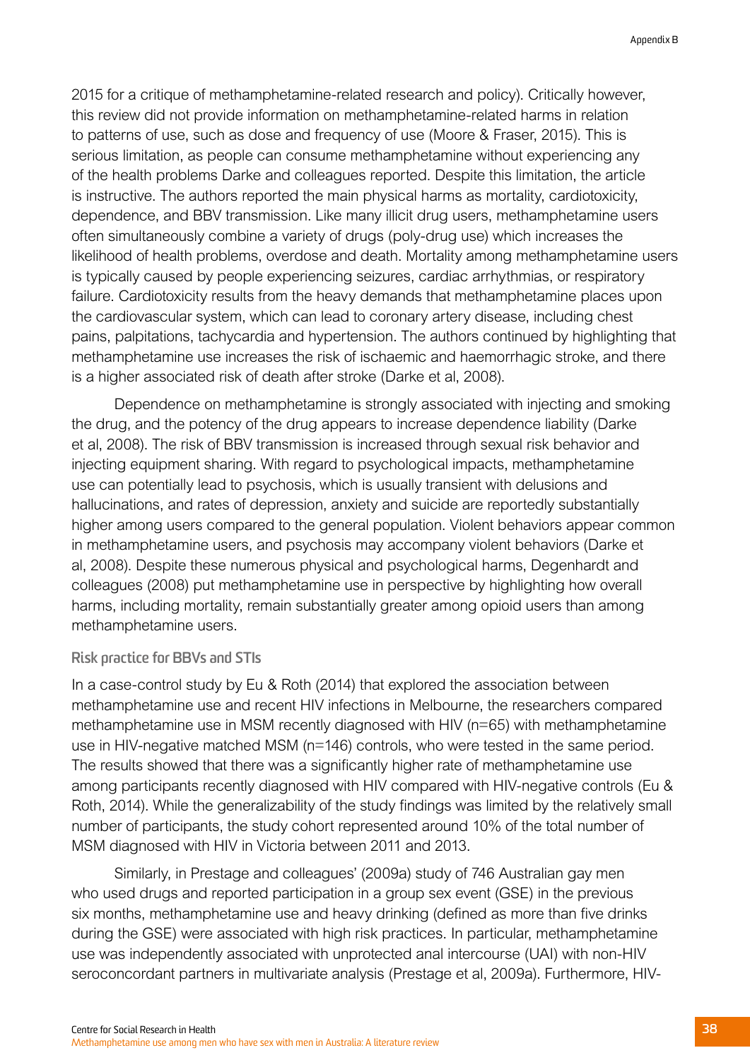2015 for a critique of methamphetamine-related research and policy). Critically however, this review did not provide information on methamphetamine-related harms in relation to patterns of use, such as dose and frequency of use (Moore & Fraser, 2015). This is serious limitation, as people can consume methamphetamine without experiencing any of the health problems Darke and colleagues reported. Despite this limitation, the article is instructive. The authors reported the main physical harms as mortality, cardiotoxicity, dependence, and BBV transmission. Like many illicit drug users, methamphetamine users often simultaneously combine a variety of drugs (poly-drug use) which increases the likelihood of health problems, overdose and death. Mortality among methamphetamine users is typically caused by people experiencing seizures, cardiac arrhythmias, or respiratory failure. Cardiotoxicity results from the heavy demands that methamphetamine places upon the cardiovascular system, which can lead to coronary artery disease, including chest pains, palpitations, tachycardia and hypertension. The authors continued by highlighting that methamphetamine use increases the risk of ischaemic and haemorrhagic stroke, and there is a higher associated risk of death after stroke (Darke et al, 2008).

Dependence on methamphetamine is strongly associated with injecting and smoking the drug, and the potency of the drug appears to increase dependence liability (Darke et al, 2008). The risk of BBV transmission is increased through sexual risk behavior and injecting equipment sharing. With regard to psychological impacts, methamphetamine use can potentially lead to psychosis, which is usually transient with delusions and hallucinations, and rates of depression, anxiety and suicide are reportedly substantially higher among users compared to the general population. Violent behaviors appear common in methamphetamine users, and psychosis may accompany violent behaviors (Darke et al, 2008). Despite these numerous physical and psychological harms, Degenhardt and colleagues (2008) put methamphetamine use in perspective by highlighting how overall harms, including mortality, remain substantially greater among opioid users than among methamphetamine users.

### Risk practice for BBVs and STIs

In a case-control study by Eu & Roth (2014) that explored the association between methamphetamine use and recent HIV infections in Melbourne, the researchers compared methamphetamine use in MSM recently diagnosed with HIV (n=65) with methamphetamine use in HIV-negative matched MSM (n=146) controls, who were tested in the same period. The results showed that there was a significantly higher rate of methamphetamine use among participants recently diagnosed with HIV compared with HIV-negative controls (Eu & Roth, 2014). While the generalizability of the study findings was limited by the relatively small number of participants, the study cohort represented around 10% of the total number of MSM diagnosed with HIV in Victoria between 2011 and 2013.

Similarly, in Prestage and colleagues' (2009a) study of 746 Australian gay men who used drugs and reported participation in a group sex event (GSE) in the previous six months, methamphetamine use and heavy drinking (defined as more than five drinks during the GSE) were associated with high risk practices. In particular, methamphetamine use was independently associated with unprotected anal intercourse (UAI) with non-HIV seroconcordant partners in multivariate analysis (Prestage et al, 2009a). Furthermore, HIV-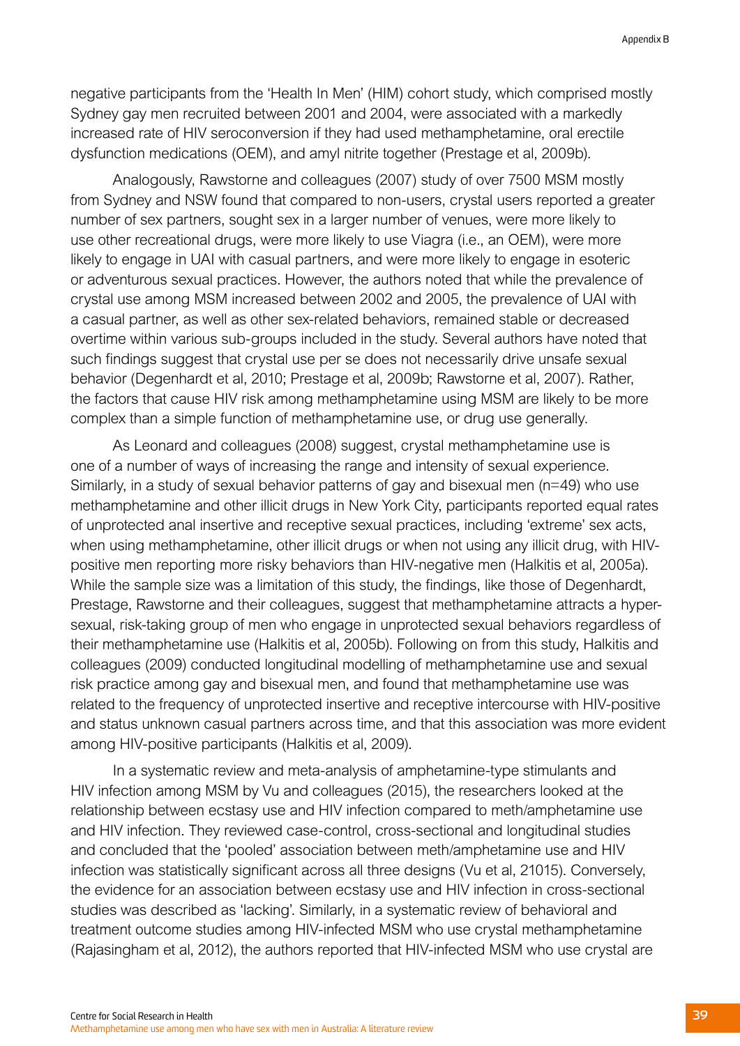negative participants from the 'Health In Men' (HIM) cohort study, which comprised mostly Sydney gay men recruited between 2001 and 2004, were associated with a markedly increased rate of HIV seroconversion if they had used methamphetamine, oral erectile dysfunction medications (OEM), and amyl nitrite together (Prestage et al, 2009b).

Analogously, Rawstorne and colleagues (2007) study of over 7500 MSM mostly from Sydney and NSW found that compared to non-users, crystal users reported a greater number of sex partners, sought sex in a larger number of venues, were more likely to use other recreational drugs, were more likely to use Viagra (i.e., an OEM), were more likely to engage in UAI with casual partners, and were more likely to engage in esoteric or adventurous sexual practices. However, the authors noted that while the prevalence of crystal use among MSM increased between 2002 and 2005, the prevalence of UAI with a casual partner, as well as other sex-related behaviors, remained stable or decreased overtime within various sub-groups included in the study. Several authors have noted that such findings suggest that crystal use per se does not necessarily drive unsafe sexual behavior (Degenhardt et al, 2010; Prestage et al, 2009b; Rawstorne et al, 2007). Rather, the factors that cause HIV risk among methamphetamine using MSM are likely to be more complex than a simple function of methamphetamine use, or drug use generally.

As Leonard and colleagues (2008) suggest, crystal methamphetamine use is one of a number of ways of increasing the range and intensity of sexual experience. Similarly, in a study of sexual behavior patterns of gay and bisexual men (n=49) who use methamphetamine and other illicit drugs in New York City, participants reported equal rates of unprotected anal insertive and receptive sexual practices, including 'extreme' sex acts, when using methamphetamine, other illicit drugs or when not using any illicit drug, with HIV-positive men reporting more risky behaviors than HIV-negative men (Halkitis et al, 2005a). While the sample size was a limitation of this study, the findings, like those of Degenhardt, Prestage, Rawstorne and their colleagues, suggest that methamphetamine attracts a hyper-sexual, risk-taking group of men who engage in unprotected sexual behaviors regardless of their methamphetamine use (Halkitis et al, 2005b). Following on from this study, Halkitis and colleagues (2009) conducted longitudinal modelling of methamphetamine use and sexual risk practice among gay and bisexual men, and found that methamphetamine use was related to the frequency of unprotected insertive and receptive intercourse with HIV-positive and status unknown casual partners across time, and that this association was more evident among HIV-positive participants (Halkitis et al, 2009).

In a systematic review and meta-analysis of amphetamine-type stimulants and HIV infection among MSM by Vu and colleagues (2015), the researchers looked at the relationship between ecstasy use and HIV infection compared to meth/amphetamine use and HIV infection. They reviewed case-control, cross-sectional and longitudinal studies and concluded that the 'pooled' association between meth/amphetamine use and HIV infection was statistically significant across all three designs (Vu et al, 21015). Conversely, the evidence for an association between ecstasy use and HIV infection in cross-sectional studies was described as 'lacking'. Similarly, in a systematic review of behavioral and treatment outcome studies among HIV-infected MSM who use crystal methamphetamine (Rajasingham et al, 2012), the authors reported that HIV-infected MSM who use crystal are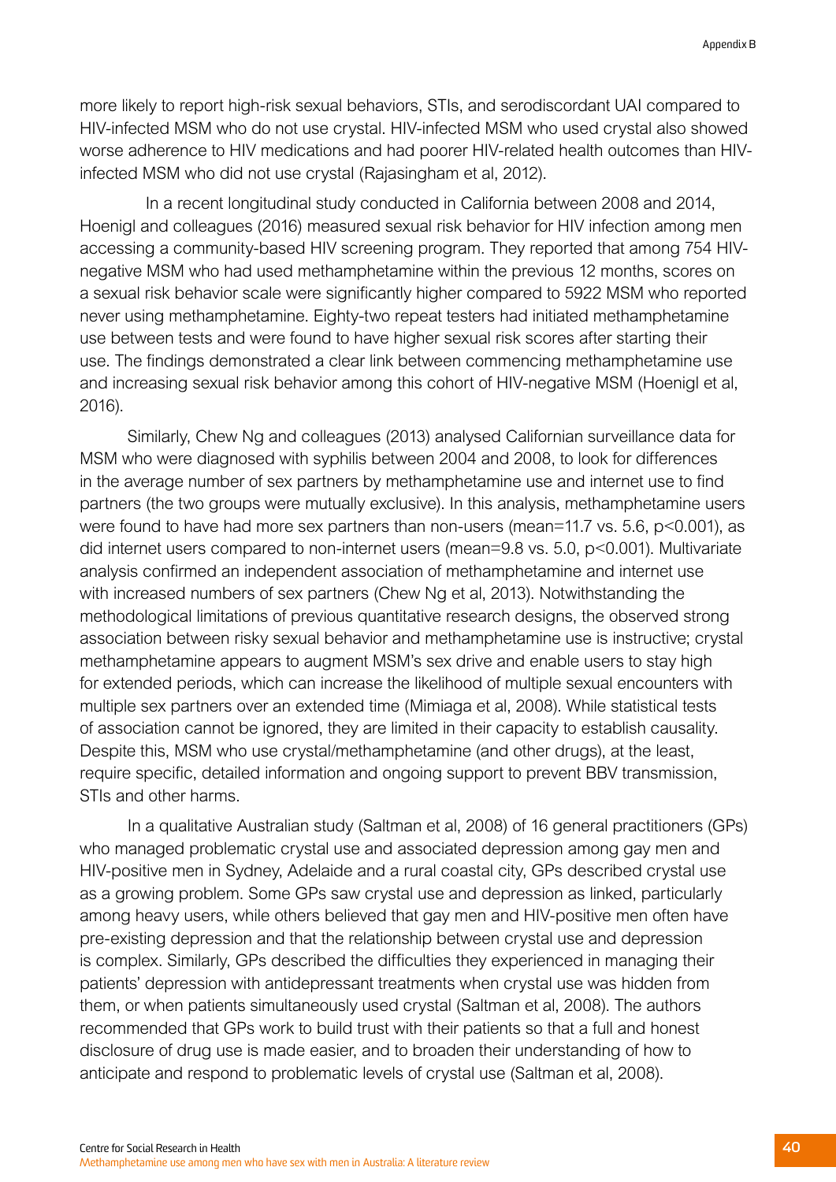more likely to report high-risk sexual behaviors, STIs, and serodiscordant UAI compared to HIV-infected MSM who do not use crystal. HIV-infected MSM who used crystal also showed worse adherence to HIV medications and had poorer HIV-related health outcomes than HIV-infected MSM who did not use crystal (Rajasingham et al, 2012).

In a recent longitudinal study conducted in California between 2008 and 2014, Hoenigl and colleagues (2016) measured sexual risk behavior for HIV infection among men accessing a community-based HIV screening program. They reported that among 754 HIV-negative MSM who had used methamphetamine within the previous 12 months, scores on a sexual risk behavior scale were significantly higher compared to 5922 MSM who reported never using methamphetamine. Eighty-two repeat testers had initiated methamphetamine use between tests and were found to have higher sexual risk scores after starting their use. The findings demonstrated a clear link between commencing methamphetamine use and increasing sexual risk behavior among this cohort of HIV-negative MSM (Hoenigl et al, 2016).

Similarly, Chew Ng and colleagues (2013) analysed Californian surveillance data for MSM who were diagnosed with syphilis between 2004 and 2008, to look for differences in the average number of sex partners by methamphetamine use and internet use to find partners (the two groups were mutually exclusive). In this analysis, methamphetamine users were found to have had more sex partners than non-users (mean=11.7 vs. 5.6, $p<0.001$), as did internet users compared to non-internet users (mean=9.8 vs. 5.0, $p<0.001$). Multivariate analysis confirmed an independent association of methamphetamine and internet use with increased numbers of sex partners (Chew Ng et al, 2013). Notwithstanding the methodological limitations of previous quantitative research designs, the observed strong association between risky sexual behavior and methamphetamine use is instructive; crystal methamphetamine appears to augment MSM's sex drive and enable users to stay high for extended periods, which can increase the likelihood of multiple sexual encounters with multiple sex partners over an extended time (Mimiaga et al, 2008). While statistical tests of association cannot be ignored, they are limited in their capacity to establish causality. Despite this, MSM who use crystal/methamphetamine (and other drugs), at the least, require specific, detailed information and ongoing support to prevent BBV transmission, STIs and other harms.

In a qualitative Australian study (Saltman et al, 2008) of 16 general practitioners (GPs) who managed problematic crystal use and associated depression among gay men and HIV-positive men in Sydney, Adelaide and a rural coastal city, GPs described crystal use as a growing problem. Some GPs saw crystal use and depression as linked, particularly among heavy users, while others believed that gay men and HIV-positive men often have pre-existing depression and that the relationship between crystal use and depression is complex. Similarly, GPs described the difficulties they experienced in managing their patients' depression with antidepressant treatments when crystal use was hidden from them, or when patients simultaneously used crystal (Saltman et al, 2008). The authors recommended that GPs work to build trust with their patients so that a full and honest disclosure of drug use is made easier, and to broaden their understanding of how to anticipate and respond to problematic levels of crystal use (Saltman et al, 2008).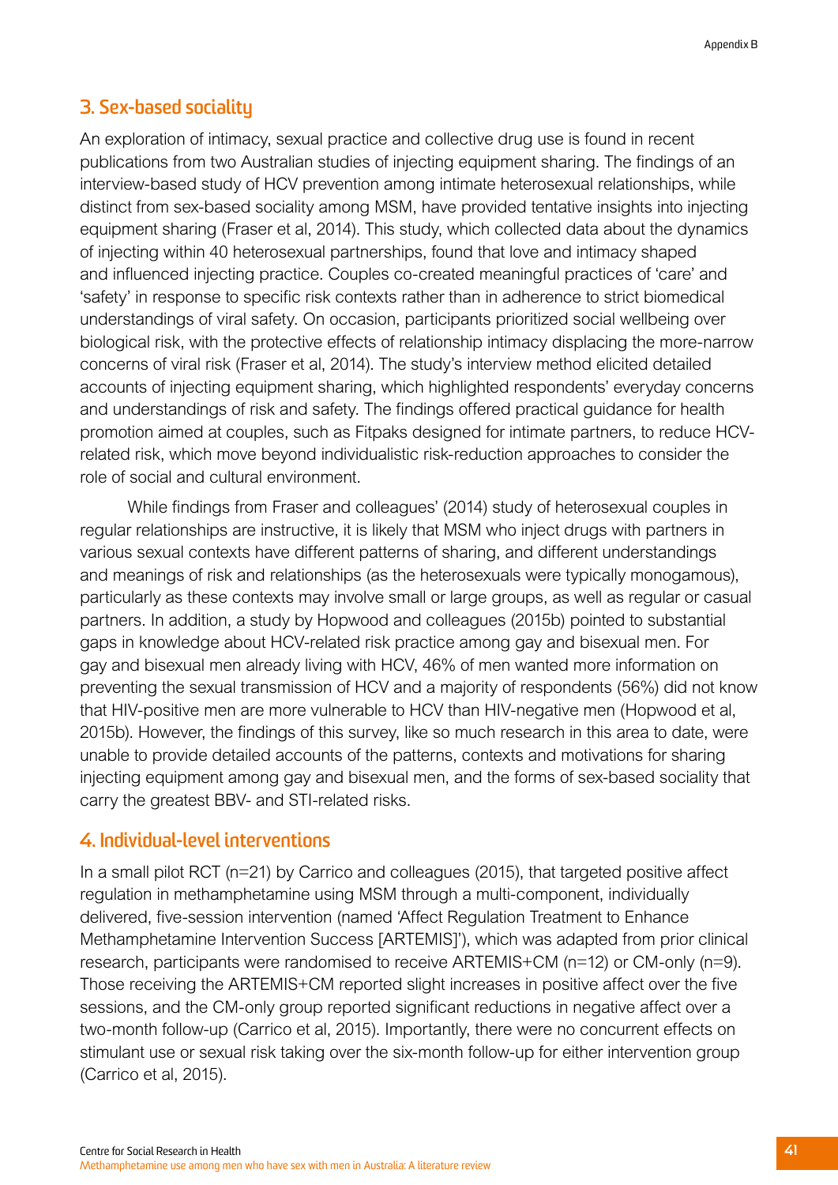## 3. Sex-based sociality

An exploration of intimacy, sexual practice and collective drug use is found in recent publications from two Australian studies of injecting equipment sharing. The findings of an interview-based study of HCV prevention among intimate heterosexual relationships, while distinct from sex-based sociality among MSM, have provided tentative insights into injecting equipment sharing (Fraser et al, 2014). This study, which collected data about the dynamics of injecting within 40 heterosexual partnerships, found that love and intimacy shaped and influenced injecting practice. Couples co-created meaningful practices of 'care' and 'safety' in response to specific risk contexts rather than in adherence to strict biomedical understandings of viral safety. On occasion, participants prioritized social wellbeing over biological risk, with the protective effects of relationship intimacy displacing the more-narrow concerns of viral risk (Fraser et al, 2014). The study's interview method elicited detailed accounts of injecting equipment sharing, which highlighted respondents' everyday concerns and understandings of risk and safety. The findings offered practical guidance for health promotion aimed at couples, such as Fitpaks designed for intimate partners, to reduce HCV-related risk, which move beyond individualistic risk-reduction approaches to consider the role of social and cultural environment.

While findings from Fraser and colleagues' (2014) study of heterosexual couples in regular relationships are instructive, it is likely that MSM who inject drugs with partners in various sexual contexts have different patterns of sharing, and different understandings and meanings of risk and relationships (as the heterosexuals were typically monogamous), particularly as these contexts may involve small or large groups, as well as regular or casual partners. In addition, a study by Hopwood and colleagues (2015b) pointed to substantial gaps in knowledge about HCV-related risk practice among gay and bisexual men. For gay and bisexual men already living with HCV, 46% of men wanted more information on preventing the sexual transmission of HCV and a majority of respondents (56%) did not know that HIV-positive men are more vulnerable to HCV than HIV-negative men (Hopwood et al, 2015b). However, the findings of this survey, like so much research in this area to date, were unable to provide detailed accounts of the patterns, contexts and motivations for sharing injecting equipment among gay and bisexual men, and the forms of sex-based sociality that carry the greatest BBV- and STI-related risks.

## 4. Individual-level interventions

In a small pilot RCT (n=21) by Carrico and colleagues (2015), that targeted positive affect regulation in methamphetamine using MSM through a multi-component, individually delivered, five-session intervention (named 'Affect Regulation Treatment to Enhance Methamphetamine Intervention Success [ARTEMIS]'), which was adapted from prior clinical research, participants were randomised to receive ARTEMIS+CM (n=12) or CM-only (n=9). Those receiving the ARTEMIS+CM reported slight increases in positive affect over the five sessions, and the CM-only group reported significant reductions in negative affect over a two-month follow-up (Carrico et al, 2015). Importantly, there were no concurrent effects on stimulant use or sexual risk taking over the six-month follow-up for either intervention group (Carrico et al, 2015).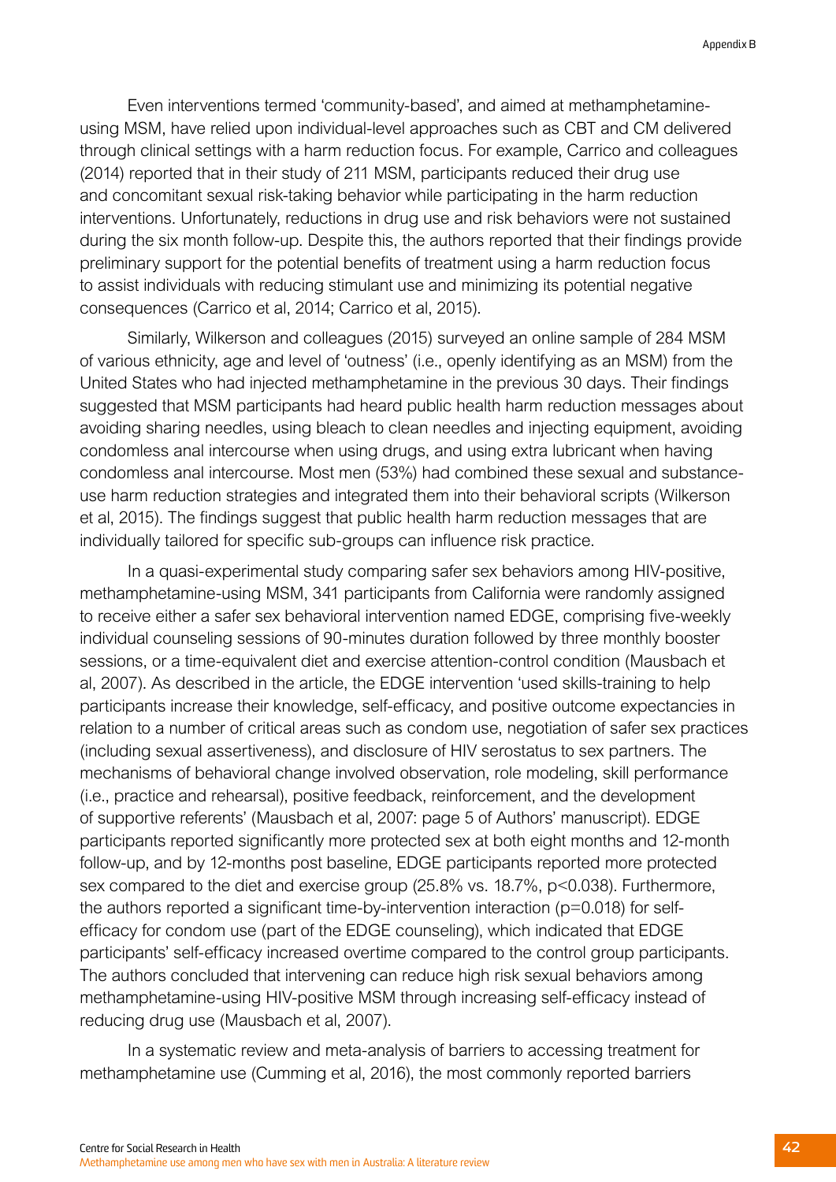Even interventions termed 'community-based', and aimed at methamphetamine-using MSM, have relied upon individual-level approaches such as CBT and CM delivered through clinical settings with a harm reduction focus. For example, Carrico and colleagues (2014) reported that in their study of 211 MSM, participants reduced their drug use and concomitant sexual risk-taking behavior while participating in the harm reduction interventions. Unfortunately, reductions in drug use and risk behaviors were not sustained during the six month follow-up. Despite this, the authors reported that their findings provide preliminary support for the potential benefits of treatment using a harm reduction focus to assist individuals with reducing stimulant use and minimizing its potential negative consequences (Carrico et al, 2014; Carrico et al, 2015).

Similarly, Wilkerson and colleagues (2015) surveyed an online sample of 284 MSM of various ethnicity, age and level of 'outness' (i.e., openly identifying as an MSM) from the United States who had injected methamphetamine in the previous 30 days. Their findings suggested that MSM participants had heard public health harm reduction messages about avoiding sharing needles, using bleach to clean needles and injecting equipment, avoiding condomless anal intercourse when using drugs, and using extra lubricant when having condomless anal intercourse. Most men (53%) had combined these sexual and substance-use harm reduction strategies and integrated them into their behavioral scripts (Wilkerson et al, 2015). The findings suggest that public health harm reduction messages that are individually tailored for specific sub-groups can influence risk practice.

In a quasi-experimental study comparing safer sex behaviors among HIV-positive, methamphetamine-using MSM, 341 participants from California were randomly assigned to receive either a safer sex behavioral intervention named EDGE, comprising five-weekly individual counseling sessions of 90-minutes duration followed by three monthly booster sessions, or a time-equivalent diet and exercise attention-control condition (Mausbach et al, 2007). As described in the article, the EDGE intervention 'used skills-training to help participants increase their knowledge, self-efficacy, and positive outcome expectancies in relation to a number of critical areas such as condom use, negotiation of safer sex practices (including sexual assertiveness), and disclosure of HIV serostatus to sex partners. The mechanisms of behavioral change involved observation, role modeling, skill performance (i.e., practice and rehearsal), positive feedback, reinforcement, and the development of supportive referents' (Mausbach et al, 2007: page 5 of Authors' manuscript). EDGE participants reported significantly more protected sex at both eight months and 12-month follow-up, and by 12-months post baseline, EDGE participants reported more protected sex compared to the diet and exercise group (25.8% vs. 18.7%, $p<0.038$). Furthermore, the authors reported a significant time-by-intervention interaction ($p=0.018$) for self-efficacy for condom use (part of the EDGE counseling), which indicated that EDGE participants' self-efficacy increased overtime compared to the control group participants. The authors concluded that intervening can reduce high risk sexual behaviors among methamphetamine-using HIV-positive MSM through increasing self-efficacy instead of reducing drug use (Mausbach et al, 2007).

In a systematic review and meta-analysis of barriers to accessing treatment for methamphetamine use (Cumming et al, 2016), the most commonly reported barriers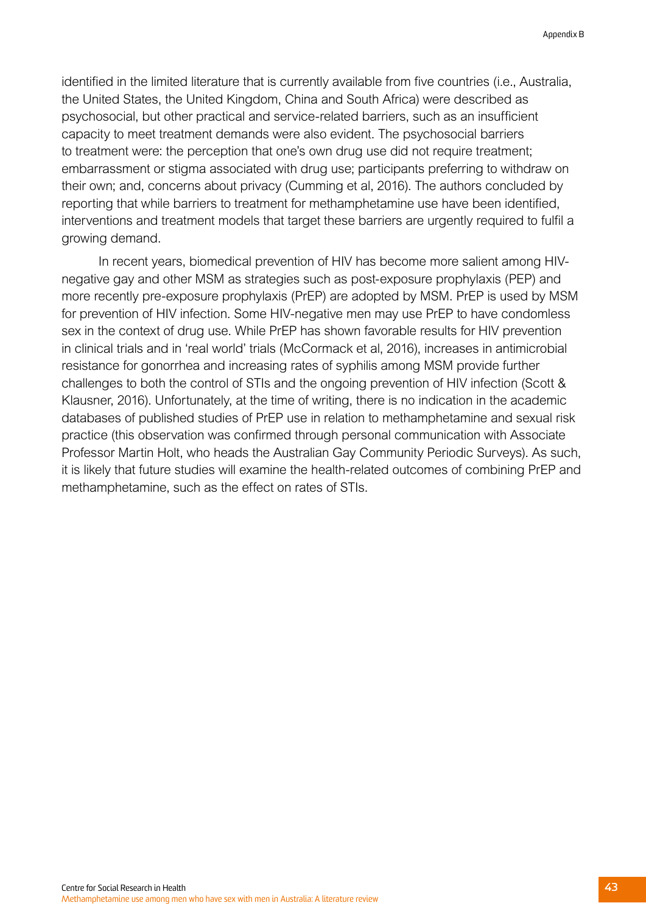identified in the limited literature that is currently available from five countries (i.e., Australia, the United States, the United Kingdom, China and South Africa) were described as psychosocial, but other practical and service-related barriers, such as an insufficient capacity to meet treatment demands were also evident. The psychosocial barriers to treatment were: the perception that one's own drug use did not require treatment; embarrassment or stigma associated with drug use; participants preferring to withdraw on their own; and, concerns about privacy (Cumming et al, 2016). The authors concluded by reporting that while barriers to treatment for methamphetamine use have been identified, interventions and treatment models that target these barriers are urgently required to fulfil a growing demand.

In recent years, biomedical prevention of HIV has become more salient among HIV-negative gay and other MSM as strategies such as post-exposure prophylaxis (PEP) and more recently pre-exposure prophylaxis (PrEP) are adopted by MSM. PrEP is used by MSM for prevention of HIV infection. Some HIV-negative men may use PrEP to have condomless sex in the context of drug use. While PrEP has shown favorable results for HIV prevention in clinical trials and in 'real world' trials (McCormack et al, 2016), increases in antimicrobial resistance for gonorrhea and increasing rates of syphilis among MSM provide further challenges to both the control of STIs and the ongoing prevention of HIV infection (Scott & Klausner, 2016). Unfortunately, at the time of writing, there is no indication in the academic databases of published studies of PrEP use in relation to methamphetamine and sexual risk practice (this observation was confirmed through personal communication with Associate Professor Martin Holt, who heads the Australian Gay Community Periodic Surveys). As such, it is likely that future studies will examine the health-related outcomes of combining PrEP and methamphetamine, such as the effect on rates of STIs.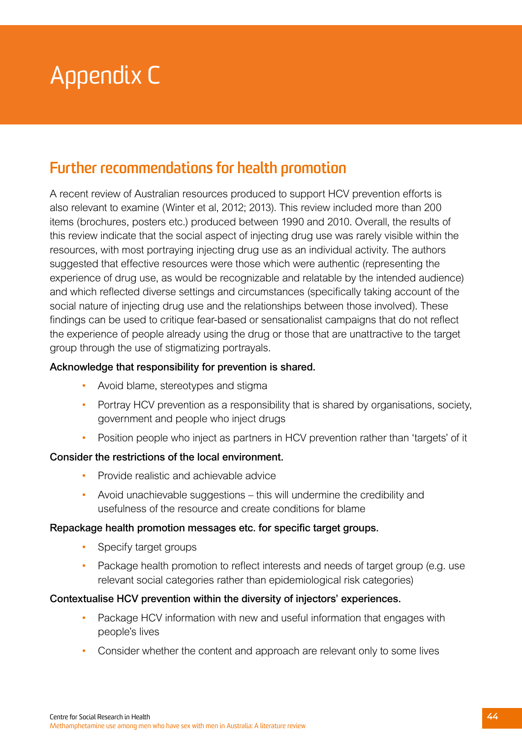# Appendix C

## Further recommendations for health promotion

A recent review of Australian resources produced to support HCV prevention efforts is also relevant to examine (Winter et al, 2012; 2013). This review included more than 200 items (brochures, posters etc.) produced between 1990 and 2010. Overall, the results of this review indicate that the social aspect of injecting drug use was rarely visible within the resources, with most portraying injecting drug use as an individual activity. The authors suggested that effective resources were those which were authentic (representing the experience of drug use, as would be recognizable and relatable by the intended audience) and which reflected diverse settings and circumstances (specifically taking account of the social nature of injecting drug use and the relationships between those involved). These findings can be used to critique fear-based or sensationalist campaigns that do not reflect the experience of people already using the drug or those that are unattractive to the target group through the use of stigmatizing portrayals.

**Acknowledge that responsibility for prevention is shared.**

- Avoid blame, stereotypes and stigma
- Portray HCV prevention as a responsibility that is shared by organisations, society, government and people who inject drugs
- Position people who inject as partners in HCV prevention rather than 'targets' of it

**Consider the restrictions of the local environment.**

- Provide realistic and achievable advice
- Avoid unachievable suggestions – this will undermine the credibility and usefulness of the resource and create conditions for blame

**Repackage health promotion messages etc. for specific target groups.**

- Specify target groups
- Package health promotion to reflect interests and needs of target group (e.g. use relevant social categories rather than epidemiological risk categories)

**Contextualise HCV prevention within the diversity of injectors' experiences.**

- Package HCV information with new and useful information that engages with people's lives
- Consider whether the content and approach are relevant only to some lives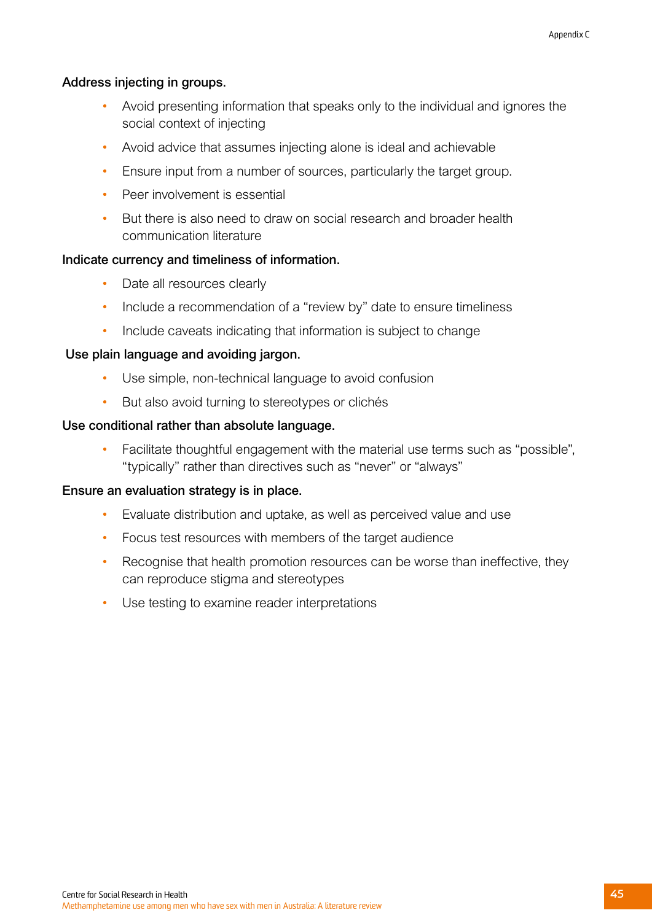**Address injecting in groups.**

- Avoid presenting information that speaks only to the individual and ignores the social context of injecting
- Avoid advice that assumes injecting alone is ideal and achievable
- Ensure input from a number of sources, particularly the target group.
- Peer involvement is essential
- But there is also need to draw on social research and broader health communication literature

**Indicate currency and timeliness of information.**

- Date all resources clearly
- Include a recommendation of a "review by" date to ensure timeliness
- Include caveats indicating that information is subject to change

**Use plain language and avoiding jargon.**

- Use simple, non-technical language to avoid confusion
- But also avoid turning to stereotypes or clichés

**Use conditional rather than absolute language.**

- Facilitate thoughtful engagement with the material use terms such as "possible", "typically" rather than directives such as "never" or "always"

**Ensure an evaluation strategy is in place.**

- Evaluate distribution and uptake, as well as perceived value and use
- Focus test resources with members of the target audience
- Recognise that health promotion resources can be worse than ineffective, they can reproduce stigma and stereotypes
- Use testing to examine reader interpretations